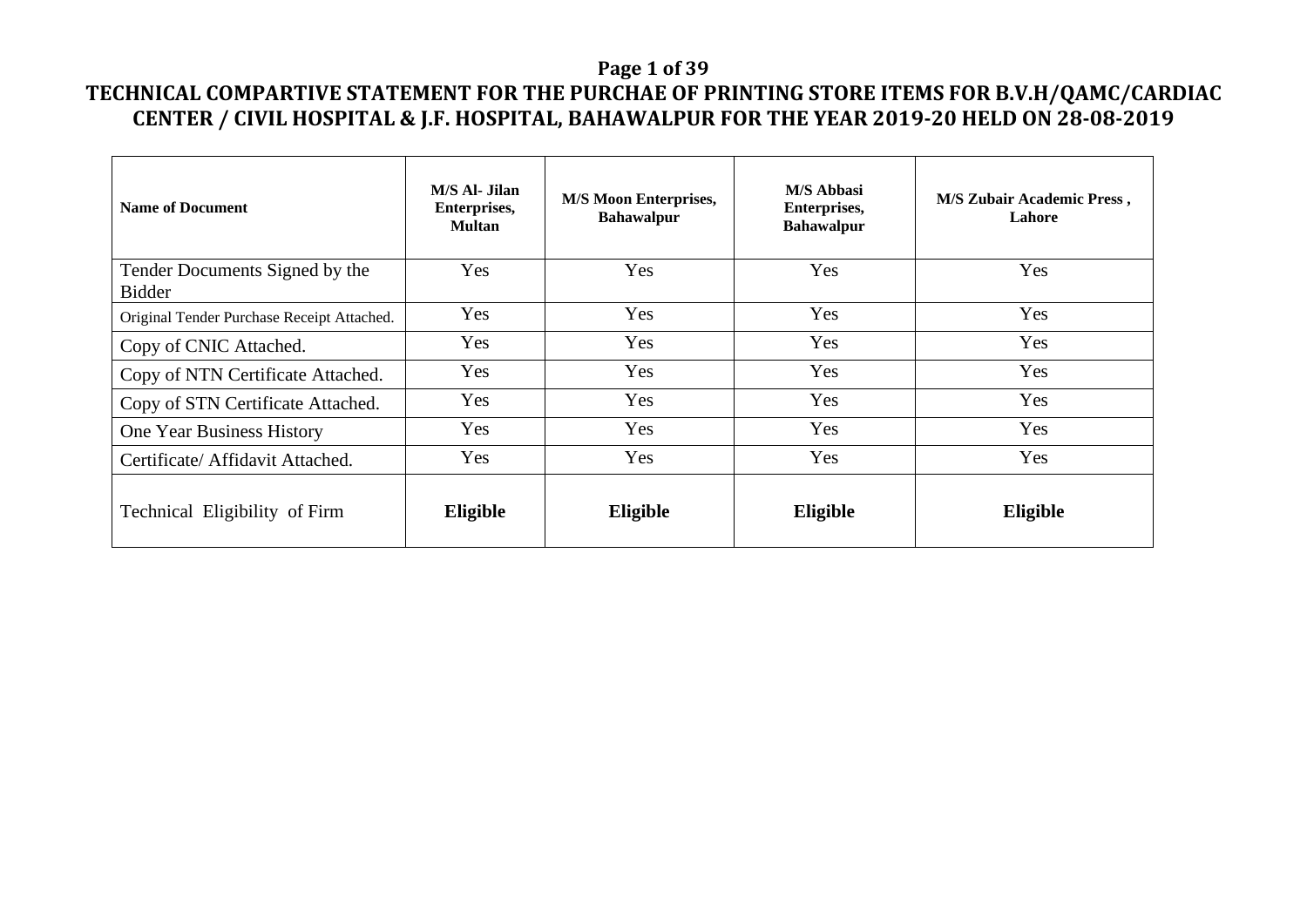# TECHNICAL COMPARTIVE STATEMENT FOR THE PURCHAE OF PRINTING STORE ITEMS FOR B.V.H/QAMC/CARDIAC CENTER / CIVIL HOSPITAL & J.F. HOSPITAL, BAHAWALPUR FOR THE YEAR 2019-20 HELD ON 28-08-2019

| Name of Document | M/S Al- Jilan Enterprises, Multan | M/S Moon Enterprises, Bahawalpur | M/S Abbasi Enterprises, Bahawalpur | M/S Zubair Academic Press , Lahore |
|---|---|---|---|---|
| Tender Documents Signed by the Bidder | Yes | Yes | Yes | Yes |
| Original Tender Purchase Receipt Attached. | Yes | Yes | Yes | Yes |
| Copy of CNIC Attached. | Yes | Yes | Yes | Yes |
| Copy of NTN Certificate Attached. | Yes | Yes | Yes | Yes |
| Copy of STN Certificate Attached. | Yes | Yes | Yes | Yes |
| One Year Business History | Yes | Yes | Yes | Yes |
| Certificate/ Affidavit Attached. | Yes | Yes | Yes | Yes |
| Technical Eligibility of Firm | **Eligible** | **Eligible** | **Eligible** | **Eligible** |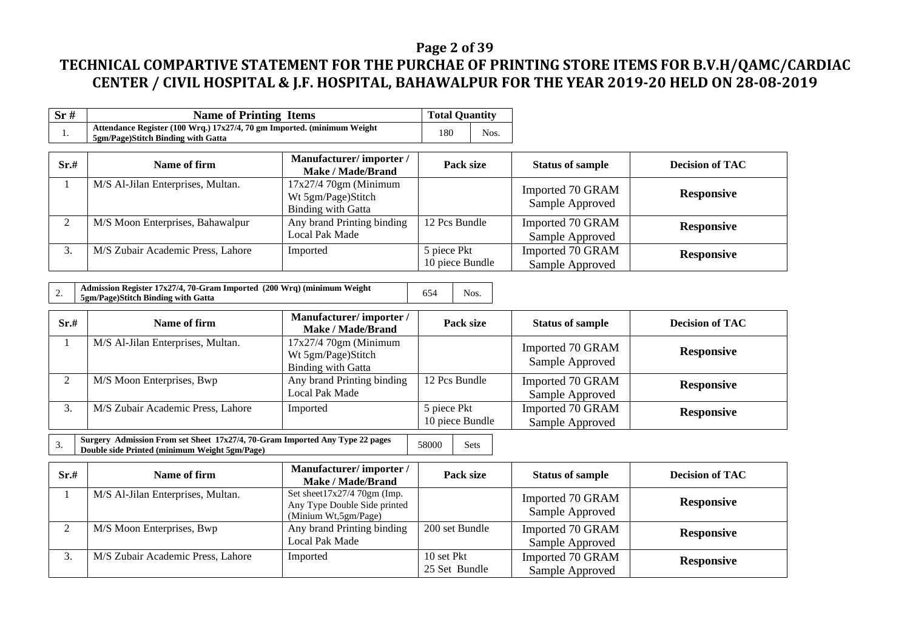# TECHNICAL COMPARTIVE STATEMENT FOR THE PURCHAE OF PRINTING STORE ITEMS FOR B.V.H/QAMC/CARDIAC CENTER / CIVIL HOSPITAL & J.F. HOSPITAL, BAHAWALPUR FOR THE YEAR 2019-20 HELD ON 28-08-2019

| Sr # | Name of Printing Items | Total Quantity | |
|---|---|---|---|
| 1. | Attendance Register (100 Wrq.) 17x27/4, 70 gm Imported. (minimum Weight 5gm/Page)Stitch Binding with Gatta | 180 | Nos. |

| Sr.# | Name of firm | Manufacturer/ importer / Make / Made/Brand | Pack size | Status of sample | Decision of TAC |
|---|---|---|---|---|---|
| 1 | M/S Al-Jilan Enterprises, Multan. | 17x27/4 70gm (Minimum Wt 5gm/Page)Stitch Binding with Gatta | | Imported 70 GRAM Sample Approved | **Responsive** |
| 2 | M/S Moon Enterprises, Bahawalpur | Any brand Printing binding Local Pak Made | 12 Pcs Bundle | Imported 70 GRAM Sample Approved | **Responsive** |
| 3. | M/S Zubair Academic Press, Lahore | Imported | 5 piece Pkt 10 piece Bundle | Imported 70 GRAM Sample Approved | **Responsive** |

| | | | |
|---|---|---|---|
| 2. | Admission Register 17x27/4, 70-Gram Imported (200 Wrq) (minimum Weight 5gm/Page)Stitch Binding with Gatta | 654 | Nos. |

| Sr.# | Name of firm | Manufacturer/ importer / Make / Made/Brand | Pack size | Status of sample | Decision of TAC |
|---|---|---|---|---|---|
| 1 | M/S Al-Jilan Enterprises, Multan. | 17x27/4 70gm (Minimum Wt 5gm/Page)Stitch Binding with Gatta | | Imported 70 GRAM Sample Approved | **Responsive** |
| 2 | M/S Moon Enterprises, Bwp | Any brand Printing binding Local Pak Made | 12 Pcs Bundle | Imported 70 GRAM Sample Approved | **Responsive** |
| 3. | M/S Zubair Academic Press, Lahore | Imported | 5 piece Pkt 10 piece Bundle | Imported 70 GRAM Sample Approved | **Responsive** |

| | | | |
|---|---|---|---|
| 3. | Surgery Admission From set Sheet 17x27/4, 70-Gram Imported Any Type 22 pages Double side Printed (minimum Weight 5gm/Page) | 58000 | Sets |

| Sr.# | Name of firm | Manufacturer/ importer / Make / Made/Brand | Pack size | Status of sample | Decision of TAC |
|---|---|---|---|---|---|
| 1 | M/S Al-Jilan Enterprises, Multan. | Set sheet17x27/4 70gm (Imp. Any Type Double Side printed (Minium Wt,5gm/Page) | | Imported 70 GRAM Sample Approved | **Responsive** |
| 2 | M/S Moon Enterprises, Bwp | Any brand Printing binding Local Pak Made | 200 set Bundle | Imported 70 GRAM Sample Approved | **Responsive** |
| 3. | M/S Zubair Academic Press, Lahore | Imported | 10 set Pkt 25 Set Bundle | Imported 70 GRAM Sample Approved | **Responsive** |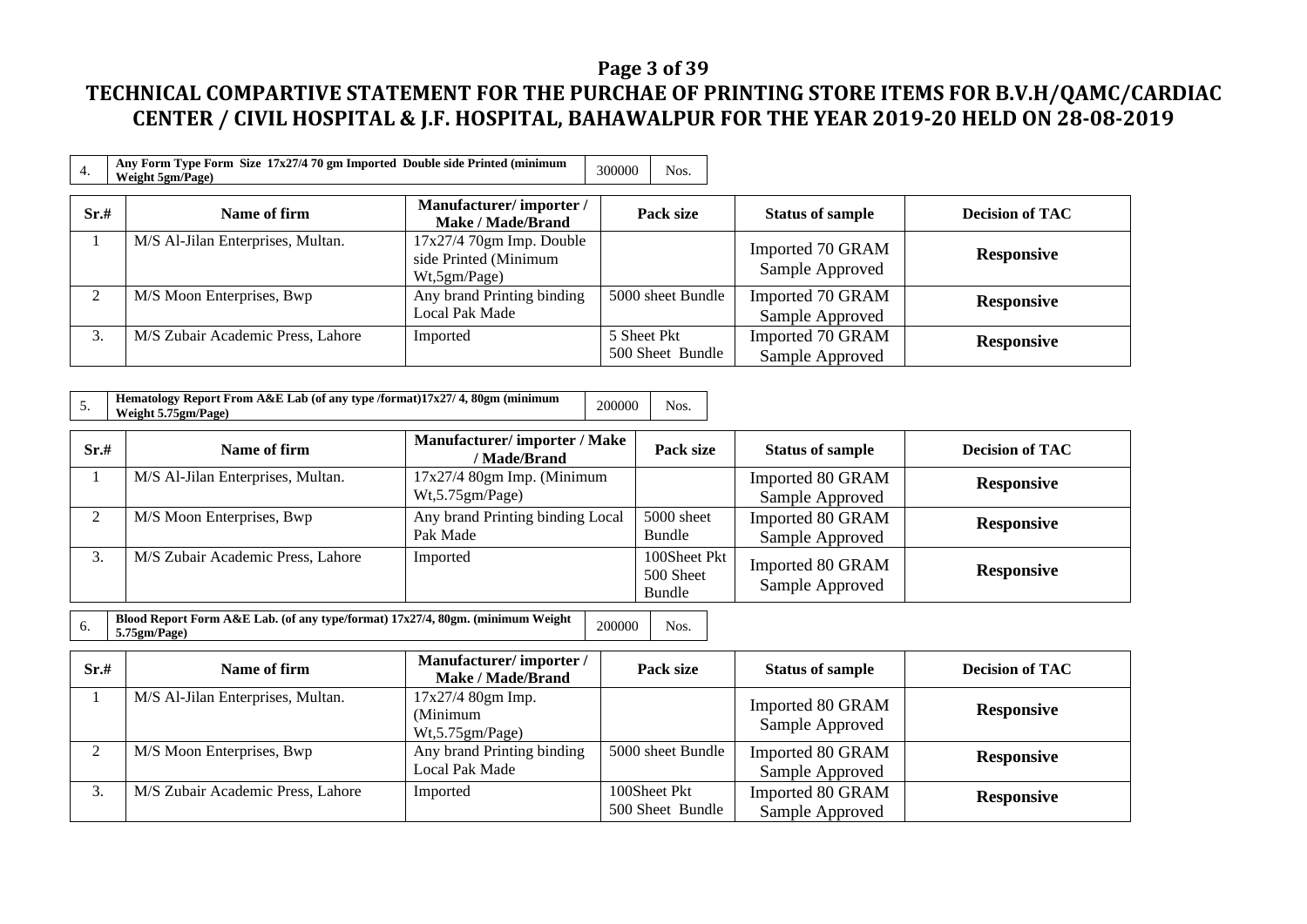# TECHNICAL COMPARTIVE STATEMENT FOR THE PURCHAE OF PRINTING STORE ITEMS FOR B.V.H/QAMC/CARDIAC CENTER / CIVIL HOSPITAL & J.F. HOSPITAL, BAHAWALPUR FOR THE YEAR 2019-20 HELD ON 28-08-2019

| 4. | Any Form Type Form Size 17x27/4 70 gm Imported Double side Printed (minimum Weight 5gm/Page) | 300000 | Nos. |
|---|---|---|---|

| Sr.# | Name of firm | Manufacturer/ importer / Make / Made/Brand | Pack size | Status of sample | Decision of TAC |
|---|---|---|---|---|---|
| 1 | M/S Al-Jilan Enterprises, Multan. | 17x27/4 70gm Imp. Double side Printed (Minimum Wt,5gm/Page) | | Imported 70 GRAM Sample Approved | **Responsive** |
| 2 | M/S Moon Enterprises, Bwp | Any brand Printing binding Local Pak Made | 5000 sheet Bundle | Imported 70 GRAM Sample Approved | **Responsive** |
| 3. | M/S Zubair Academic Press, Lahore | Imported | 5 Sheet Pkt 500 Sheet Bundle | Imported 70 GRAM Sample Approved | **Responsive** |

| 5. | Hematology Report From A&E Lab (of any type /format)17x27/ 4, 80gm (minimum Weight 5.75gm/Page) | 200000 | Nos. |
|---|---|---|---|

| Sr.# | Name of firm | Manufacturer/ importer / Make / Made/Brand | Pack size | Status of sample | Decision of TAC |
|---|---|---|---|---|---|
| 1 | M/S Al-Jilan Enterprises, Multan. | 17x27/4 80gm Imp. (Minimum Wt,5.75gm/Page) | | Imported 80 GRAM Sample Approved | **Responsive** |
| 2 | M/S Moon Enterprises, Bwp | Any brand Printing binding Local Pak Made | 5000 sheet Bundle | Imported 80 GRAM Sample Approved | **Responsive** |
| 3. | M/S Zubair Academic Press, Lahore | Imported | 100Sheet Pkt 500 Sheet Bundle | Imported 80 GRAM Sample Approved | **Responsive** |

| 6. | Blood Report Form A&E Lab. (of any type/format) 17x27/4, 80gm. (minimum Weight 5.75gm/Page) | 200000 | Nos. |
|---|---|---|---|

| Sr.# | Name of firm | Manufacturer/ importer / Make / Made/Brand | Pack size | Status of sample | Decision of TAC |
|---|---|---|---|---|---|
| 1 | M/S Al-Jilan Enterprises, Multan. | 17x27/4 80gm Imp. (Minimum Wt,5.75gm/Page) | | Imported 80 GRAM Sample Approved | **Responsive** |
| 2 | M/S Moon Enterprises, Bwp | Any brand Printing binding Local Pak Made | 5000 sheet Bundle | Imported 80 GRAM Sample Approved | **Responsive** |
| 3. | M/S Zubair Academic Press, Lahore | Imported | 100Sheet Pkt 500 Sheet Bundle | Imported 80 GRAM Sample Approved | **Responsive** |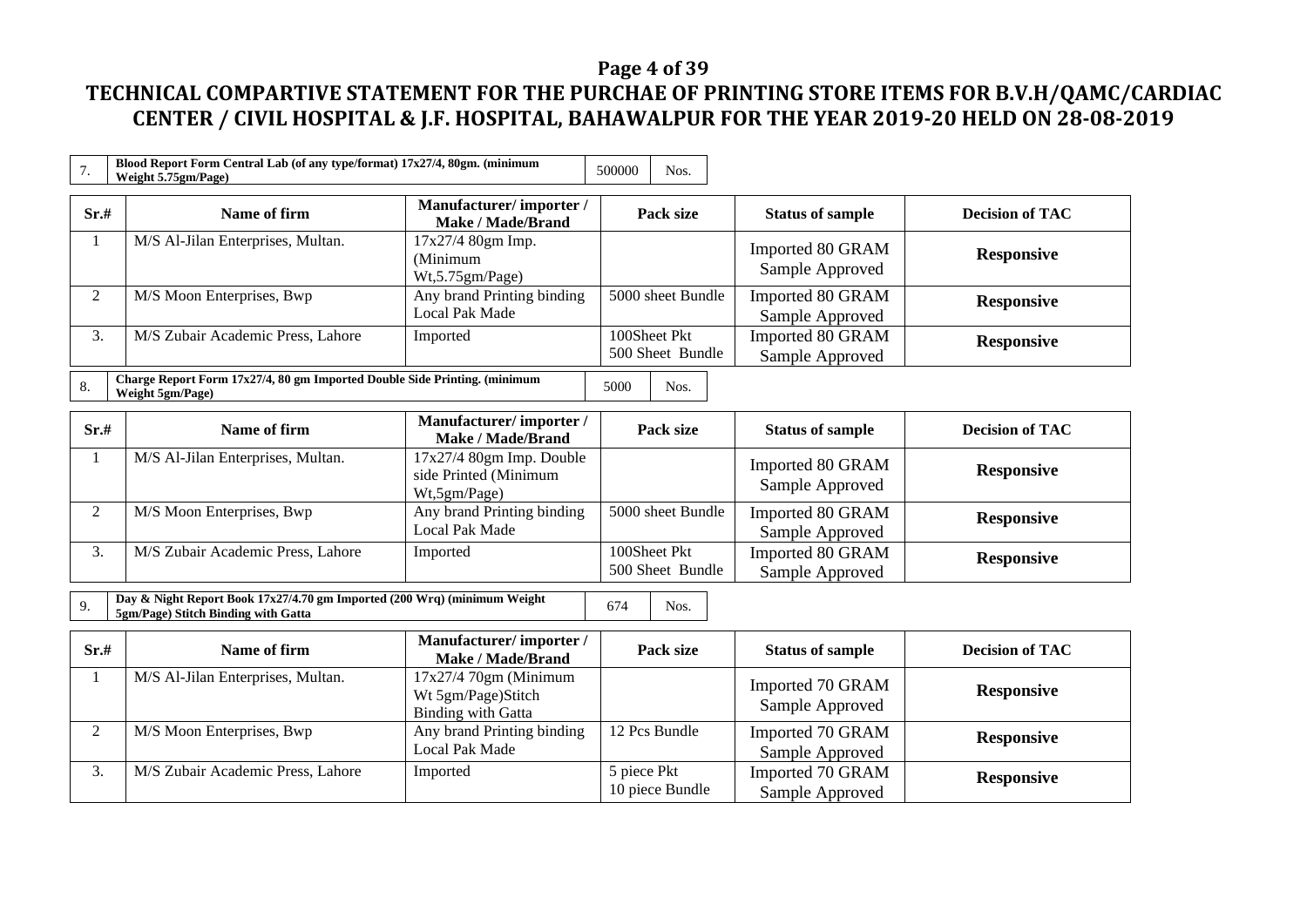## TECHNICAL COMPARTIVE STATEMENT FOR THE PURCHAE OF PRINTING STORE ITEMS FOR B.V.H/QAMC/CARDIAC CENTER / CIVIL HOSPITAL & J.F. HOSPITAL, BAHAWALPUR FOR THE YEAR 2019-20 HELD ON 28-08-2019

| 7. | Blood Report Form Central Lab (of any type/format) 17x27/4, 80gm. (minimum Weight 5.75gm/Page) | 500000 | Nos. |
|---|---|---|---|

| Sr.# | Name of firm | Manufacturer/ importer / Make / Made/Brand | Pack size | Status of sample | Decision of TAC |
|---|---|---|---|---|---|
| 1 | M/S Al-Jilan Enterprises, Multan. | 17x27/4 80gm Imp. (Minimum Wt,5.75gm/Page) | | Imported 80 GRAM Sample Approved | **Responsive** |
| 2 | M/S Moon Enterprises, Bwp | Any brand Printing binding Local Pak Made | 5000 sheet Bundle | Imported 80 GRAM Sample Approved | **Responsive** |
| 3. | M/S Zubair Academic Press, Lahore | Imported | 100Sheet Pkt 500 Sheet Bundle | Imported 80 GRAM Sample Approved | **Responsive** |

| 8. | Charge Report Form 17x27/4, 80 gm Imported Double Side Printing. (minimum Weight 5gm/Page) | 5000 | Nos. |
|---|---|---|---|

| Sr.# | Name of firm | Manufacturer/ importer / Make / Made/Brand | Pack size | Status of sample | Decision of TAC |
|---|---|---|---|---|---|
| 1 | M/S Al-Jilan Enterprises, Multan. | 17x27/4 80gm Imp. Double side Printed (Minimum Wt,5gm/Page) | | Imported 80 GRAM Sample Approved | **Responsive** |
| 2 | M/S Moon Enterprises, Bwp | Any brand Printing binding Local Pak Made | 5000 sheet Bundle | Imported 80 GRAM Sample Approved | **Responsive** |
| 3. | M/S Zubair Academic Press, Lahore | Imported | 100Sheet Pkt 500 Sheet Bundle | Imported 80 GRAM Sample Approved | **Responsive** |

| 9. | Day & Night Report Book 17x27/4.70 gm Imported (200 Wrq) (minimum Weight 5gm/Page) Stitch Binding with Gatta | 674 | Nos. |
|---|---|---|---|

| Sr.# | Name of firm | Manufacturer/ importer / Make / Made/Brand | Pack size | Status of sample | Decision of TAC |
|---|---|---|---|---|---|
| 1 | M/S Al-Jilan Enterprises, Multan. | 17x27/4 70gm (Minimum Wt 5gm/Page)Stitch Binding with Gatta | | Imported 70 GRAM Sample Approved | **Responsive** |
| 2 | M/S Moon Enterprises, Bwp | Any brand Printing binding Local Pak Made | 12 Pcs Bundle | Imported 70 GRAM Sample Approved | **Responsive** |
| 3. | M/S Zubair Academic Press, Lahore | Imported | 5 piece Pkt 10 piece Bundle | Imported 70 GRAM Sample Approved | **Responsive** |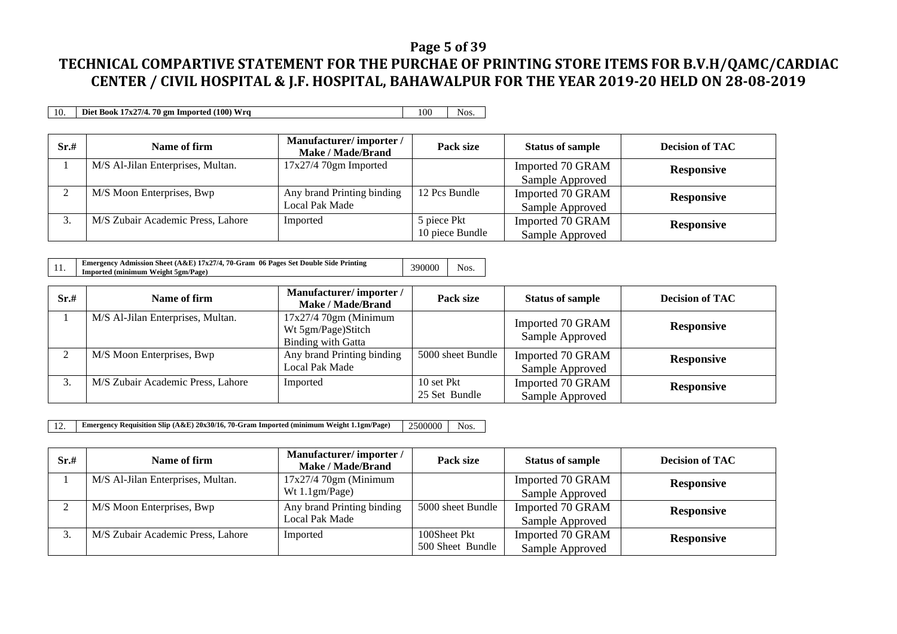# TECHNICAL COMPARTIVE STATEMENT FOR THE PURCHAE OF PRINTING STORE ITEMS FOR B.V.H/QAMC/CARDIAC CENTER / CIVIL HOSPITAL & J.F. HOSPITAL, BAHAWALPUR FOR THE YEAR 2019-20 HELD ON 28-08-2019

| 10. | **Diet Book 17x27/4. 70 gm Imported (100) Wrq** | 100 | Nos. |
|---|---|---|---|

| Sr.# | Name of firm | Manufacturer/ importer / Make / Made/Brand | Pack size | Status of sample | Decision of TAC |
|---|---|---|---|---|---|
| 1 | M/S Al-Jilan Enterprises, Multan. | 17x27/4 70gm Imported | | Imported 70 GRAM Sample Approved | **Responsive** |
| 2 | M/S Moon Enterprises, Bwp | Any brand Printing binding Local Pak Made | 12 Pcs Bundle | Imported 70 GRAM Sample Approved | **Responsive** |
| 3. | M/S Zubair Academic Press, Lahore | Imported | 5 piece Pkt 10 piece Bundle | Imported 70 GRAM Sample Approved | **Responsive** |

| 11. | **Emergency Admission Sheet (A&E) 17x27/4, 70-Gram 06 Pages Set Double Side Printing Imported (minimum Weight 5gm/Page)** | 390000 | Nos. |
|---|---|---|---|

| Sr.# | Name of firm | Manufacturer/ importer / Make / Made/Brand | Pack size | Status of sample | Decision of TAC |
|---|---|---|---|---|---|
| 1 | M/S Al-Jilan Enterprises, Multan. | 17x27/4 70gm (Minimum Wt 5gm/Page)Stitch Binding with Gatta | | Imported 70 GRAM Sample Approved | **Responsive** |
| 2 | M/S Moon Enterprises, Bwp | Any brand Printing binding Local Pak Made | 5000 sheet Bundle | Imported 70 GRAM Sample Approved | **Responsive** |
| 3. | M/S Zubair Academic Press, Lahore | Imported | 10 set Pkt 25 Set Bundle | Imported 70 GRAM Sample Approved | **Responsive** |

| 12. | **Emergency Requisition Slip (A&E) 20x30/16, 70-Gram Imported (minimum Weight 1.1gm/Page)** | 2500000 | Nos. |
|---|---|---|---|

| Sr.# | Name of firm | Manufacturer/ importer / Make / Made/Brand | Pack size | Status of sample | Decision of TAC |
|---|---|---|---|---|---|
| 1 | M/S Al-Jilan Enterprises, Multan. | 17x27/4 70gm (Minimum Wt 1.1gm/Page) | | Imported 70 GRAM Sample Approved | **Responsive** |
| 2 | M/S Moon Enterprises, Bwp | Any brand Printing binding Local Pak Made | 5000 sheet Bundle | Imported 70 GRAM Sample Approved | **Responsive** |
| 3. | M/S Zubair Academic Press, Lahore | Imported | 100Sheet Pkt 500 Sheet Bundle | Imported 70 GRAM Sample Approved | **Responsive** |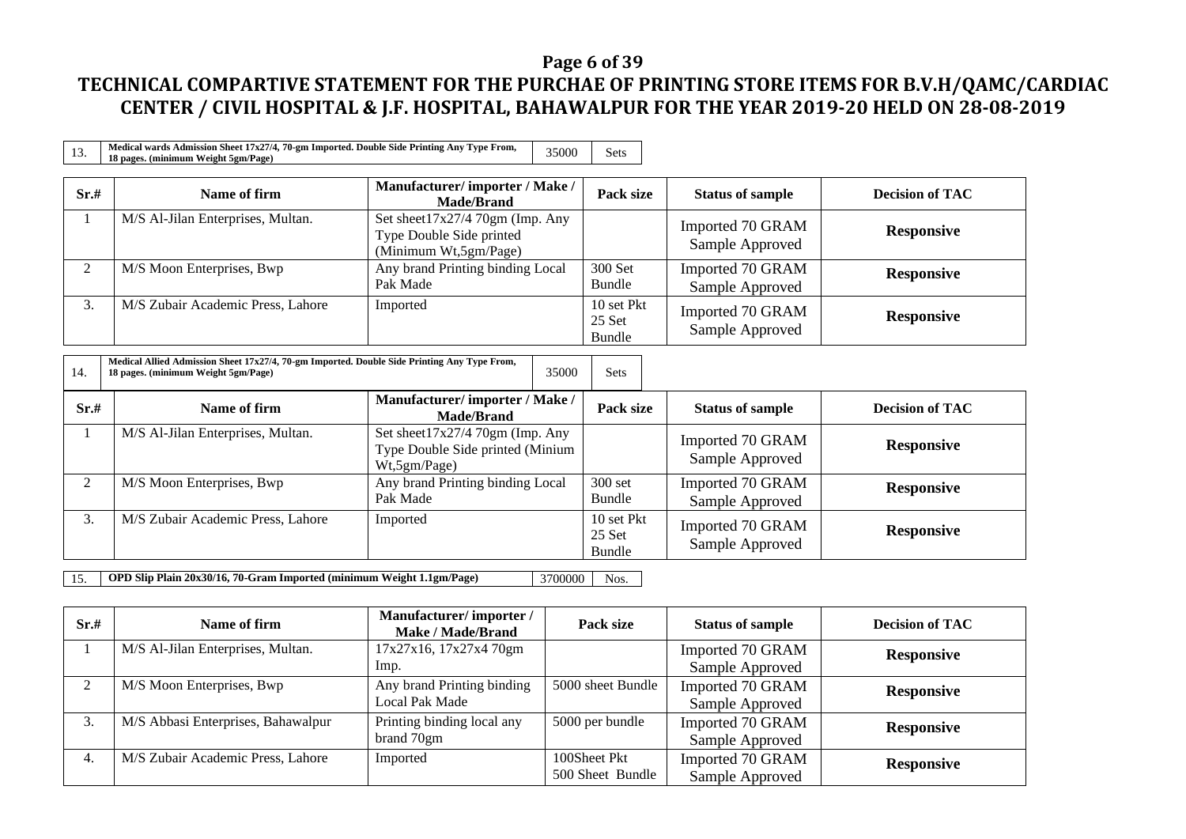# TECHNICAL COMPARTIVE STATEMENT FOR THE PURCHAE OF PRINTING STORE ITEMS FOR B.V.H/QAMC/CARDIAC CENTER / CIVIL HOSPITAL & J.F. HOSPITAL, BAHAWALPUR FOR THE YEAR 2019-20 HELD ON 28-08-2019

| 13. | **Medical wards Admission Sheet 17x27/4, 70-gm Imported. Double Side Printing Any Type From, 18 pages. (minimum Weight 5gm/Page)** | 35000 | Sets |
|---|---|---|---|

| Sr.# | Name of firm | Manufacturer/ importer / Make / Made/Brand | Pack size | Status of sample | Decision of TAC |
|---|---|---|---|---|---|
| 1 | M/S Al-Jilan Enterprises, Multan. | Set sheet17x27/4 70gm (Imp. Any Type Double Side printed (Minimum Wt,5gm/Page) | | Imported 70 GRAM Sample Approved | **Responsive** |
| 2 | M/S Moon Enterprises, Bwp | Any brand Printing binding Local Pak Made | 300 Set Bundle | Imported 70 GRAM Sample Approved | **Responsive** |
| 3. | M/S Zubair Academic Press, Lahore | Imported | 10 set Pkt 25 Set Bundle | Imported 70 GRAM Sample Approved | **Responsive** |

| 14. | **Medical Allied Admission Sheet 17x27/4, 70-gm Imported. Double Side Printing Any Type From, 18 pages. (minimum Weight 5gm/Page)** | 35000 | Sets |
|---|---|---|---|

| Sr.# | Name of firm | Manufacturer/ importer / Make / Made/Brand | Pack size | Status of sample | Decision of TAC |
|---|---|---|---|---|---|
| 1 | M/S Al-Jilan Enterprises, Multan. | Set sheet17x27/4 70gm (Imp. Any Type Double Side printed (Minium Wt,5gm/Page) | | Imported 70 GRAM Sample Approved | **Responsive** |
| 2 | M/S Moon Enterprises, Bwp | Any brand Printing binding Local Pak Made | 300 set Bundle | Imported 70 GRAM Sample Approved | **Responsive** |
| 3. | M/S Zubair Academic Press, Lahore | Imported | 10 set Pkt 25 Set Bundle | Imported 70 GRAM Sample Approved | **Responsive** |

| 15. | **OPD Slip Plain 20x30/16, 70-Gram Imported (minimum Weight 1.1gm/Page)** | 3700000 | Nos. |
|---|---|---|---|

| Sr.# | Name of firm | Manufacturer/ importer / Make / Made/Brand | Pack size | Status of sample | Decision of TAC |
|---|---|---|---|---|---|
| 1 | M/S Al-Jilan Enterprises, Multan. | 17x27x16, 17x27x4 70gm Imp. | | Imported 70 GRAM Sample Approved | **Responsive** |
| 2 | M/S Moon Enterprises, Bwp | Any brand Printing binding Local Pak Made | 5000 sheet Bundle | Imported 70 GRAM Sample Approved | **Responsive** |
| 3. | M/S Abbasi Enterprises, Bahawalpur | Printing binding local any brand 70gm | 5000 per bundle | Imported 70 GRAM Sample Approved | **Responsive** |
| 4. | M/S Zubair Academic Press, Lahore | Imported | 100Sheet Pkt 500 Sheet Bundle | Imported 70 GRAM Sample Approved | **Responsive** |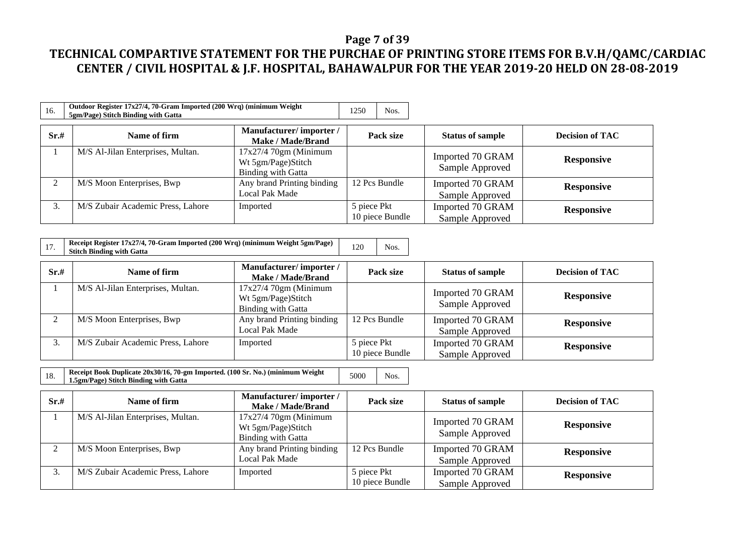# TECHNICAL COMPARTIVE STATEMENT FOR THE PURCHAE OF PRINTING STORE ITEMS FOR B.V.H/QAMC/CARDIAC CENTER / CIVIL HOSPITAL & J.F. HOSPITAL, BAHAWALPUR FOR THE YEAR 2019-20 HELD ON 28-08-2019

| 16. | Outdoor Register 17x27/4, 70-Gram Imported (200 Wrq) (minimum Weight 5gm/Page) Stitch Binding with Gatta | 1250 | Nos. |
|---|---|---|---|

| Sr.# | Name of firm | Manufacturer/ importer / Make / Made/Brand | Pack size | Status of sample | Decision of TAC |
|---|---|---|---|---|---|
| 1 | M/S Al-Jilan Enterprises, Multan. | 17x27/4 70gm (Minimum Wt 5gm/Page)Stitch Binding with Gatta | | Imported 70 GRAM Sample Approved | **Responsive** |
| 2 | M/S Moon Enterprises, Bwp | Any brand Printing binding Local Pak Made | 12 Pcs Bundle | Imported 70 GRAM Sample Approved | **Responsive** |
| 3. | M/S Zubair Academic Press, Lahore | Imported | 5 piece Pkt 10 piece Bundle | Imported 70 GRAM Sample Approved | **Responsive** |

| 17. | Receipt Register 17x27/4, 70-Gram Imported (200 Wrq) (minimum Weight 5gm/Page) Stitch Binding with Gatta | 120 | Nos. |
|---|---|---|---|

| Sr.# | Name of firm | Manufacturer/ importer / Make / Made/Brand | Pack size | Status of sample | Decision of TAC |
|---|---|---|---|---|---|
| 1 | M/S Al-Jilan Enterprises, Multan. | 17x27/4 70gm (Minimum Wt 5gm/Page)Stitch Binding with Gatta | | Imported 70 GRAM Sample Approved | **Responsive** |
| 2 | M/S Moon Enterprises, Bwp | Any brand Printing binding Local Pak Made | 12 Pcs Bundle | Imported 70 GRAM Sample Approved | **Responsive** |
| 3. | M/S Zubair Academic Press, Lahore | Imported | 5 piece Pkt 10 piece Bundle | Imported 70 GRAM Sample Approved | **Responsive** |

| 18. | Receipt Book Duplicate 20x30/16, 70-gm Imported. (100 Sr. No.) (minimum Weight 1.5gm/Page) Stitch Binding with Gatta | 5000 | Nos. |
|---|---|---|---|

| Sr.# | Name of firm | Manufacturer/ importer / Make / Made/Brand | Pack size | Status of sample | Decision of TAC |
|---|---|---|---|---|---|
| 1 | M/S Al-Jilan Enterprises, Multan. | 17x27/4 70gm (Minimum Wt 5gm/Page)Stitch Binding with Gatta | | Imported 70 GRAM Sample Approved | **Responsive** |
| 2 | M/S Moon Enterprises, Bwp | Any brand Printing binding Local Pak Made | 12 Pcs Bundle | Imported 70 GRAM Sample Approved | **Responsive** |
| 3. | M/S Zubair Academic Press, Lahore | Imported | 5 piece Pkt 10 piece Bundle | Imported 70 GRAM Sample Approved | **Responsive** |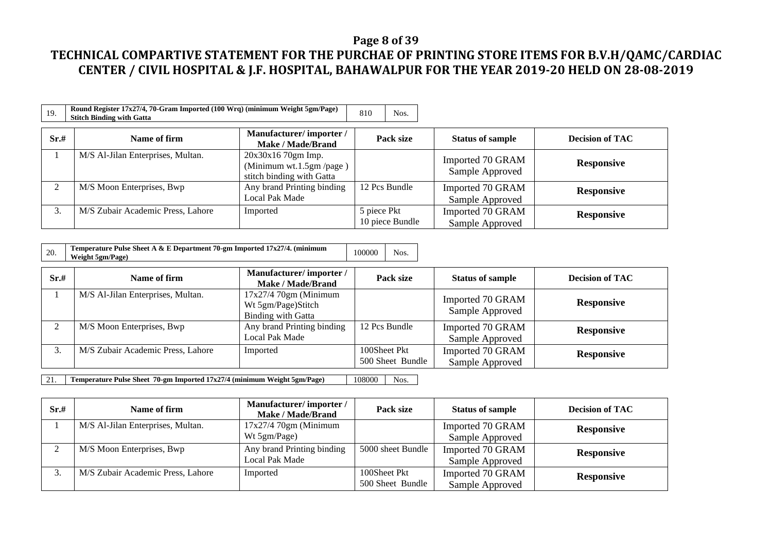# TECHNICAL COMPARTIVE STATEMENT FOR THE PURCHAE OF PRINTING STORE ITEMS FOR B.V.H/QAMC/CARDIAC CENTER / CIVIL HOSPITAL & J.F. HOSPITAL, BAHAWALPUR FOR THE YEAR 2019-20 HELD ON 28-08-2019

| 19. | Round Register 17x27/4, 70-Gram Imported (100 Wrq) (minimum Weight 5gm/Page) Stitch Binding with Gatta | 810 | Nos. |
|---|---|---|---|

| Sr.# | Name of firm | Manufacturer/ importer / Make / Made/Brand | Pack size | Status of sample | Decision of TAC |
|---|---|---|---|---|---|
| 1 | M/S Al-Jilan Enterprises, Multan. | 20x30x16 70gm Imp. (Minimum wt.1.5gm /page ) stitch binding with Gatta | | Imported 70 GRAM Sample Approved | **Responsive** |
| 2 | M/S Moon Enterprises, Bwp | Any brand Printing binding Local Pak Made | 12 Pcs Bundle | Imported 70 GRAM Sample Approved | **Responsive** |
| 3. | M/S Zubair Academic Press, Lahore | Imported | 5 piece Pkt 10 piece Bundle | Imported 70 GRAM Sample Approved | **Responsive** |

| 20. | Temperature Pulse Sheet A & E Department 70-gm Imported 17x27/4. (minimum Weight 5gm/Page) | 100000 | Nos. |
|---|---|---|---|

| Sr.# | Name of firm | Manufacturer/ importer / Make / Made/Brand | Pack size | Status of sample | Decision of TAC |
|---|---|---|---|---|---|
| 1 | M/S Al-Jilan Enterprises, Multan. | 17x27/4 70gm (Minimum Wt 5gm/Page)Stitch Binding with Gatta | | Imported 70 GRAM Sample Approved | **Responsive** |
| 2 | M/S Moon Enterprises, Bwp | Any brand Printing binding Local Pak Made | 12 Pcs Bundle | Imported 70 GRAM Sample Approved | **Responsive** |
| 3. | M/S Zubair Academic Press, Lahore | Imported | 100Sheet Pkt 500 Sheet Bundle | Imported 70 GRAM Sample Approved | **Responsive** |

| 21. | Temperature Pulse Sheet 70-gm Imported 17x27/4 (minimum Weight 5gm/Page) | 108000 | Nos. |
|---|---|---|---|

| Sr.# | Name of firm | Manufacturer/ importer / Make / Made/Brand | Pack size | Status of sample | Decision of TAC |
|---|---|---|---|---|---|
| 1 | M/S Al-Jilan Enterprises, Multan. | 17x27/4 70gm (Minimum Wt 5gm/Page) | | Imported 70 GRAM Sample Approved | **Responsive** |
| 2 | M/S Moon Enterprises, Bwp | Any brand Printing binding Local Pak Made | 5000 sheet Bundle | Imported 70 GRAM Sample Approved | **Responsive** |
| 3. | M/S Zubair Academic Press, Lahore | Imported | 100Sheet Pkt 500 Sheet Bundle | Imported 70 GRAM Sample Approved | **Responsive** |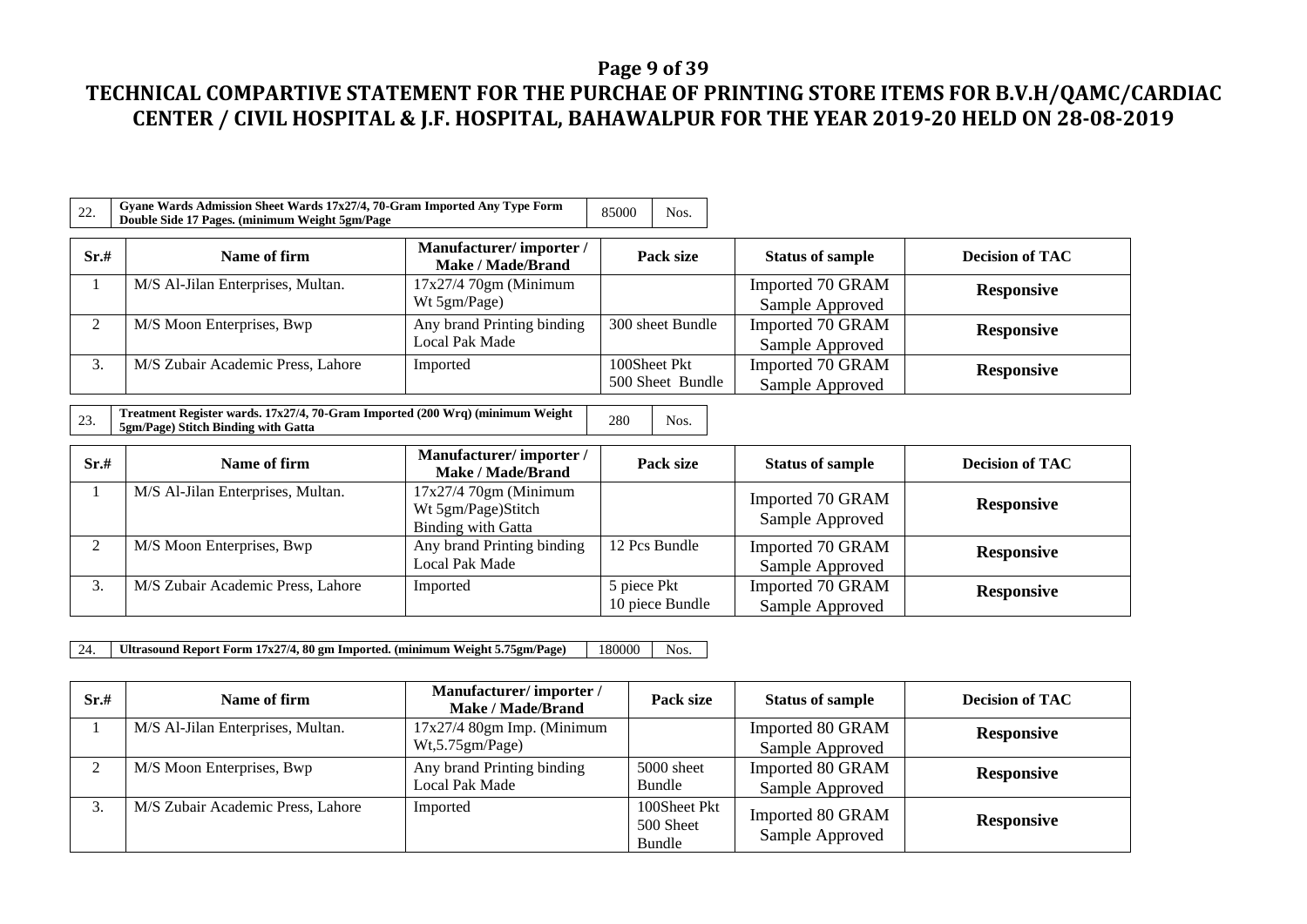# TECHNICAL COMPARTIVE STATEMENT FOR THE PURCHAE OF PRINTING STORE ITEMS FOR B.V.H/QAMC/CARDIAC CENTER / CIVIL HOSPITAL & J.F. HOSPITAL, BAHAWALPUR FOR THE YEAR 2019-20 HELD ON 28-08-2019

| 22. | Gyane Wards Admission Sheet Wards 17x27/4, 70-Gram Imported Any Type Form Double Side 17 Pages. (minimum Weight 5gm/Page | 85000 | Nos. |
|---|---|---|---|

| Sr.# | Name of firm | Manufacturer/ importer / Make / Made/Brand | Pack size | Status of sample | Decision of TAC |
|---|---|---|---|---|---|
| 1 | M/S Al-Jilan Enterprises, Multan. | 17x27/4 70gm (Minimum Wt 5gm/Page) | | Imported 70 GRAM Sample Approved | **Responsive** |
| 2 | M/S Moon Enterprises, Bwp | Any brand Printing binding Local Pak Made | 300 sheet Bundle | Imported 70 GRAM Sample Approved | **Responsive** |
| 3. | M/S Zubair Academic Press, Lahore | Imported | 100Sheet Pkt 500 Sheet Bundle | Imported 70 GRAM Sample Approved | **Responsive** |

| 23. | Treatment Register wards. 17x27/4, 70-Gram Imported (200 Wrq) (minimum Weight 5gm/Page) Stitch Binding with Gatta | 280 | Nos. |
|---|---|---|---|

| Sr.# | Name of firm | Manufacturer/ importer / Make / Made/Brand | Pack size | Status of sample | Decision of TAC |
|---|---|---|---|---|---|
| 1 | M/S Al-Jilan Enterprises, Multan. | 17x27/4 70gm (Minimum Wt 5gm/Page)Stitch Binding with Gatta | | Imported 70 GRAM Sample Approved | **Responsive** |
| 2 | M/S Moon Enterprises, Bwp | Any brand Printing binding Local Pak Made | 12 Pcs Bundle | Imported 70 GRAM Sample Approved | **Responsive** |
| 3. | M/S Zubair Academic Press, Lahore | Imported | 5 piece Pkt 10 piece Bundle | Imported 70 GRAM Sample Approved | **Responsive** |

| 24. | Ultrasound Report Form 17x27/4, 80 gm Imported. (minimum Weight 5.75gm/Page) | 180000 | Nos. |
|---|---|---|---|

| Sr.# | Name of firm | Manufacturer/ importer / Make / Made/Brand | Pack size | Status of sample | Decision of TAC |
|---|---|---|---|---|---|
| 1 | M/S Al-Jilan Enterprises, Multan. | 17x27/4 80gm Imp. (Minimum Wt,5.75gm/Page) | | Imported 80 GRAM Sample Approved | **Responsive** |
| 2 | M/S Moon Enterprises, Bwp | Any brand Printing binding Local Pak Made | 5000 sheet Bundle | Imported 80 GRAM Sample Approved | **Responsive** |
| 3. | M/S Zubair Academic Press, Lahore | Imported | 100Sheet Pkt 500 Sheet Bundle | Imported 80 GRAM Sample Approved | **Responsive** |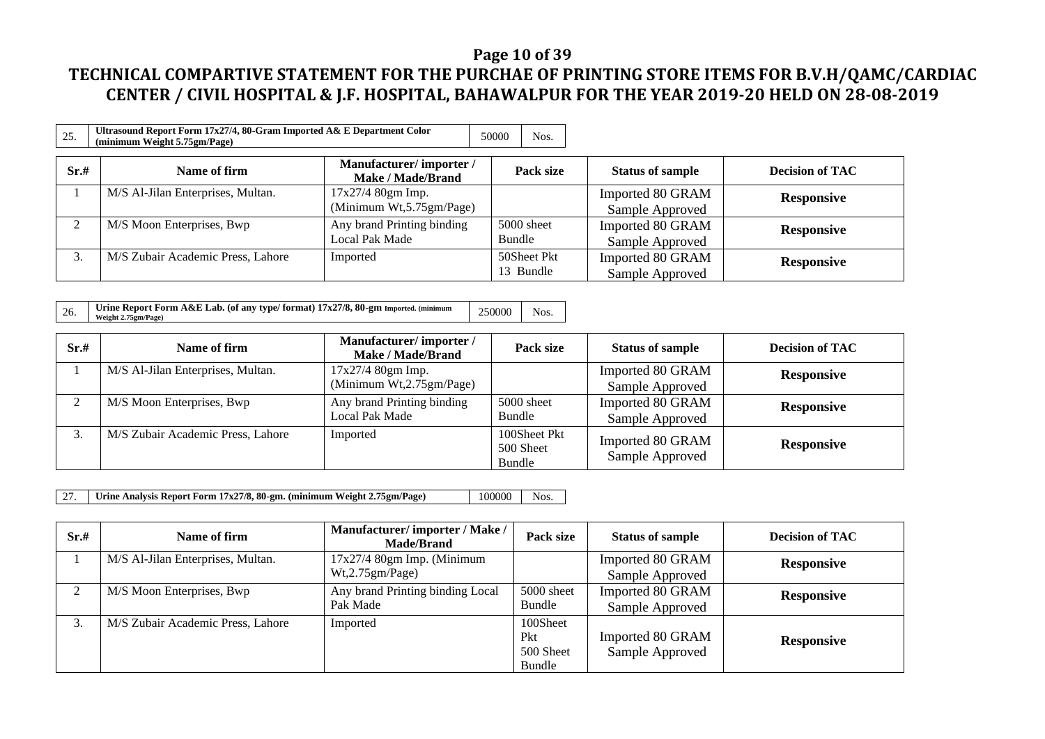# TECHNICAL COMPARTIVE STATEMENT FOR THE PURCHAE OF PRINTING STORE ITEMS FOR B.V.H/QAMC/CARDIAC CENTER / CIVIL HOSPITAL & J.F. HOSPITAL, BAHAWALPUR FOR THE YEAR 2019-20 HELD ON 28-08-2019

| 25. | Ultrasound Report Form 17x27/4, 80-Gram Imported A& E Department Color (minimum Weight 5.75gm/Page) | 50000 | Nos. |
|---|---|---|---|

| Sr.# | Name of firm | Manufacturer/ importer / Make / Made/Brand | Pack size | Status of sample | Decision of TAC |
|---|---|---|---|---|---|
| 1 | M/S Al-Jilan Enterprises, Multan. | 17x27/4 80gm Imp. (Minimum Wt,5.75gm/Page) | | Imported 80 GRAM Sample Approved | **Responsive** |
| 2 | M/S Moon Enterprises, Bwp | Any brand Printing binding Local Pak Made | 5000 sheet Bundle | Imported 80 GRAM Sample Approved | **Responsive** |
| 3. | M/S Zubair Academic Press, Lahore | Imported | 50Sheet Pkt 13 Bundle | Imported 80 GRAM Sample Approved | **Responsive** |

| 26. | Urine Report Form A&E Lab. (of any type/ format) 17x27/8, 80-gm Imported. (minimum Weight 2.75gm/Page) | 250000 | Nos. |
|---|---|---|---|

| Sr.# | Name of firm | Manufacturer/ importer / Make / Made/Brand | Pack size | Status of sample | Decision of TAC |
|---|---|---|---|---|---|
| 1 | M/S Al-Jilan Enterprises, Multan. | 17x27/4 80gm Imp. (Minimum Wt,2.75gm/Page) | | Imported 80 GRAM Sample Approved | **Responsive** |
| 2 | M/S Moon Enterprises, Bwp | Any brand Printing binding Local Pak Made | 5000 sheet Bundle | Imported 80 GRAM Sample Approved | **Responsive** |
| 3. | M/S Zubair Academic Press, Lahore | Imported | 100Sheet Pkt 500 Sheet Bundle | Imported 80 GRAM Sample Approved | **Responsive** |

| 27. | Urine Analysis Report Form 17x27/8, 80-gm. (minimum Weight 2.75gm/Page) | 100000 | Nos. |
|---|---|---|---|

| Sr.# | Name of firm | Manufacturer/ importer / Make / Made/Brand | Pack size | Status of sample | Decision of TAC |
|---|---|---|---|---|---|
| 1 | M/S Al-Jilan Enterprises, Multan. | 17x27/4 80gm Imp. (Minimum Wt,2.75gm/Page) | | Imported 80 GRAM Sample Approved | **Responsive** |
| 2 | M/S Moon Enterprises, Bwp | Any brand Printing binding Local Pak Made | 5000 sheet Bundle | Imported 80 GRAM Sample Approved | **Responsive** |
| 3. | M/S Zubair Academic Press, Lahore | Imported | 100Sheet Pkt 500 Sheet Bundle | Imported 80 GRAM Sample Approved | **Responsive** |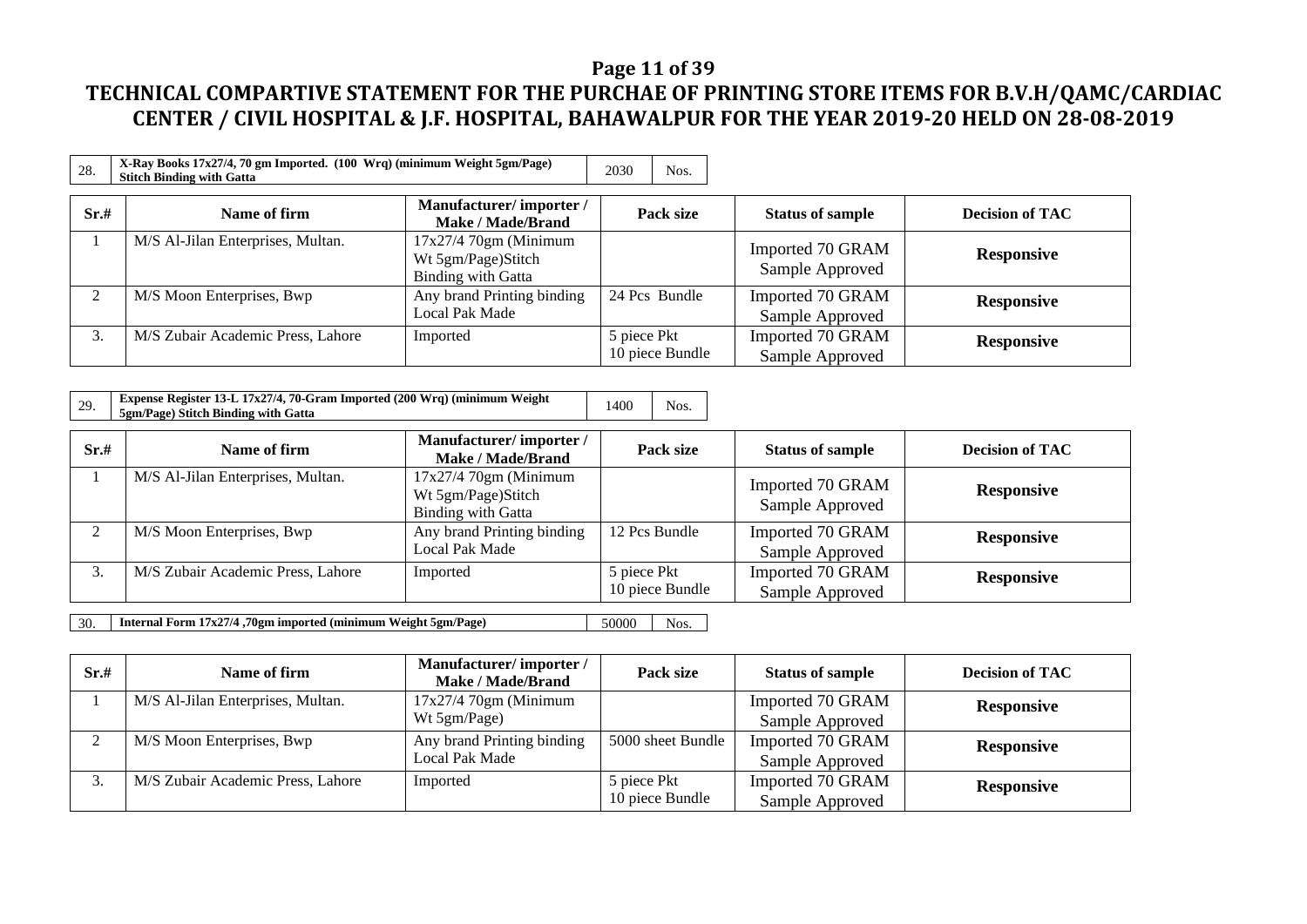# TECHNICAL COMPARTIVE STATEMENT FOR THE PURCHAE OF PRINTING STORE ITEMS FOR B.V.H/QAMC/CARDIAC CENTER / CIVIL HOSPITAL & J.F. HOSPITAL, BAHAWALPUR FOR THE YEAR 2019-20 HELD ON 28-08-2019

| 28. | X-Ray Books 17x27/4, 70 gm Imported. (100 Wrq) (minimum Weight 5gm/Page) Stitch Binding with Gatta | 2030 | Nos. |
|---|---|---|---|

| Sr.# | Name of firm | Manufacturer/ importer / Make / Made/Brand | Pack size | Status of sample | Decision of TAC |
|---|---|---|---|---|---|
| 1 | M/S Al-Jilan Enterprises, Multan. | 17x27/4 70gm (Minimum Wt 5gm/Page)Stitch Binding with Gatta | | Imported 70 GRAM Sample Approved | **Responsive** |
| 2 | M/S Moon Enterprises, Bwp | Any brand Printing binding Local Pak Made | 24 Pcs Bundle | Imported 70 GRAM Sample Approved | **Responsive** |
| 3. | M/S Zubair Academic Press, Lahore | Imported | 5 piece Pkt 10 piece Bundle | Imported 70 GRAM Sample Approved | **Responsive** |

| 29. | Expense Register 13-L 17x27/4, 70-Gram Imported (200 Wrq) (minimum Weight 5gm/Page) Stitch Binding with Gatta | 1400 | Nos. |
|---|---|---|---|

| Sr.# | Name of firm | Manufacturer/ importer / Make / Made/Brand | Pack size | Status of sample | Decision of TAC |
|---|---|---|---|---|---|
| 1 | M/S Al-Jilan Enterprises, Multan. | 17x27/4 70gm (Minimum Wt 5gm/Page)Stitch Binding with Gatta | | Imported 70 GRAM Sample Approved | **Responsive** |
| 2 | M/S Moon Enterprises, Bwp | Any brand Printing binding Local Pak Made | 12 Pcs Bundle | Imported 70 GRAM Sample Approved | **Responsive** |
| 3. | M/S Zubair Academic Press, Lahore | Imported | 5 piece Pkt 10 piece Bundle | Imported 70 GRAM Sample Approved | **Responsive** |

| 30. | Internal Form 17x27/4 ,70gm imported (minimum Weight 5gm/Page) | 50000 | Nos. |
|---|---|---|---|

| Sr.# | Name of firm | Manufacturer/ importer / Make / Made/Brand | Pack size | Status of sample | Decision of TAC |
|---|---|---|---|---|---|
| 1 | M/S Al-Jilan Enterprises, Multan. | 17x27/4 70gm (Minimum Wt 5gm/Page) | | Imported 70 GRAM Sample Approved | **Responsive** |
| 2 | M/S Moon Enterprises, Bwp | Any brand Printing binding Local Pak Made | 5000 sheet Bundle | Imported 70 GRAM Sample Approved | **Responsive** |
| 3. | M/S Zubair Academic Press, Lahore | Imported | 5 piece Pkt 10 piece Bundle | Imported 70 GRAM Sample Approved | **Responsive** |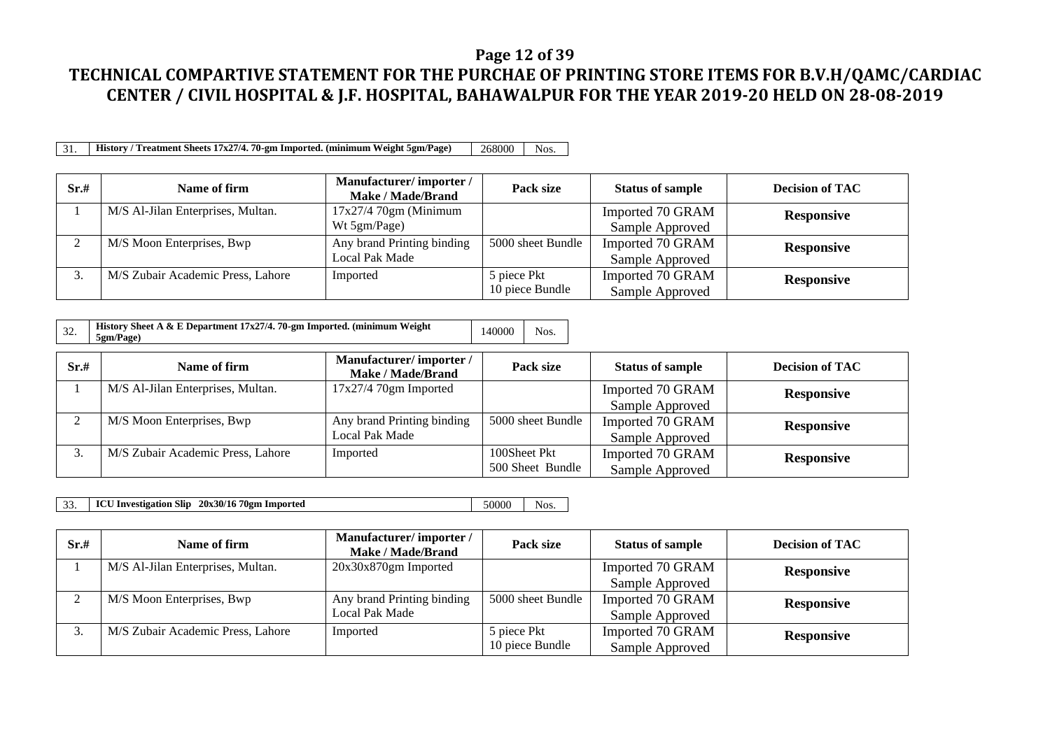# TECHNICAL COMPARTIVE STATEMENT FOR THE PURCHAE OF PRINTING STORE ITEMS FOR B.V.H/QAMC/CARDIAC CENTER / CIVIL HOSPITAL & J.F. HOSPITAL, BAHAWALPUR FOR THE YEAR 2019-20 HELD ON 28-08-2019

| 31. | History / Treatment Sheets 17x27/4. 70-gm Imported. (minimum Weight 5gm/Page) | 268000 | Nos. |
|---|---|---|---|

| Sr.# | Name of firm | Manufacturer/ importer / Make / Made/Brand | Pack size | Status of sample | Decision of TAC |
|---|---|---|---|---|---|
| 1 | M/S Al-Jilan Enterprises, Multan. | 17x27/4 70gm (Minimum Wt 5gm/Page) | | Imported 70 GRAM Sample Approved | **Responsive** |
| 2 | M/S Moon Enterprises, Bwp | Any brand Printing binding Local Pak Made | 5000 sheet Bundle | Imported 70 GRAM Sample Approved | **Responsive** |
| 3. | M/S Zubair Academic Press, Lahore | Imported | 5 piece Pkt 10 piece Bundle | Imported 70 GRAM Sample Approved | **Responsive** |

| 32. | History Sheet A & E Department 17x27/4. 70-gm Imported. (minimum Weight 5gm/Page) | 140000 | Nos. |
|---|---|---|---|

| Sr.# | Name of firm | Manufacturer/ importer / Make / Made/Brand | Pack size | Status of sample | Decision of TAC |
|---|---|---|---|---|---|
| 1 | M/S Al-Jilan Enterprises, Multan. | 17x27/4 70gm Imported | | Imported 70 GRAM Sample Approved | **Responsive** |
| 2 | M/S Moon Enterprises, Bwp | Any brand Printing binding Local Pak Made | 5000 sheet Bundle | Imported 70 GRAM Sample Approved | **Responsive** |
| 3. | M/S Zubair Academic Press, Lahore | Imported | 100Sheet Pkt 500 Sheet Bundle | Imported 70 GRAM Sample Approved | **Responsive** |

| 33. | ICU Investigation Slip 20x30/16 70gm Imported | 50000 | Nos. |
|---|---|---|---|

| Sr.# | Name of firm | Manufacturer/ importer / Make / Made/Brand | Pack size | Status of sample | Decision of TAC |
|---|---|---|---|---|---|
| 1 | M/S Al-Jilan Enterprises, Multan. | 20x30x870gm Imported | | Imported 70 GRAM Sample Approved | **Responsive** |
| 2 | M/S Moon Enterprises, Bwp | Any brand Printing binding Local Pak Made | 5000 sheet Bundle | Imported 70 GRAM Sample Approved | **Responsive** |
| 3. | M/S Zubair Academic Press, Lahore | Imported | 5 piece Pkt 10 piece Bundle | Imported 70 GRAM Sample Approved | **Responsive** |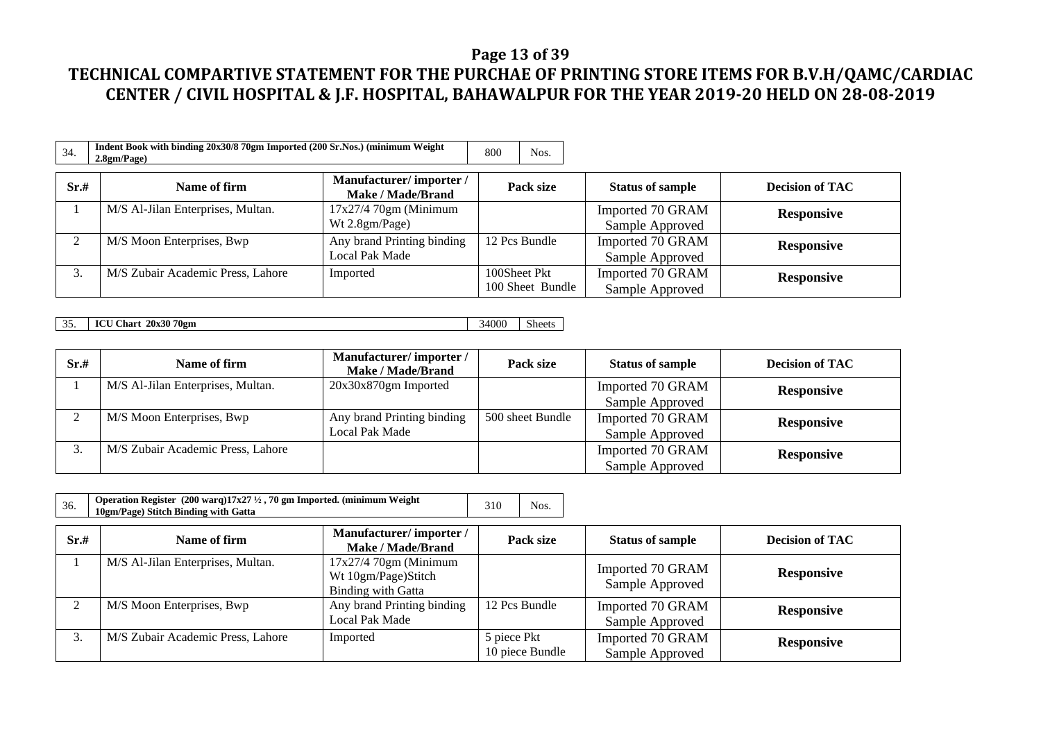# TECHNICAL COMPARTIVE STATEMENT FOR THE PURCHAE OF PRINTING STORE ITEMS FOR B.V.H/QAMC/CARDIAC CENTER / CIVIL HOSPITAL & J.F. HOSPITAL, BAHAWALPUR FOR THE YEAR 2019-20 HELD ON 28-08-2019

| 34. | Indent Book with binding 20x30/8 70gm Imported (200 Sr.Nos.) (minimum Weight 2.8gm/Page) | 800 | Nos. |
|---|---|---|---|

| Sr.# | Name of firm | Manufacturer/ importer / Make / Made/Brand | Pack size | Status of sample | Decision of TAC |
|---|---|---|---|---|---|
| 1 | M/S Al-Jilan Enterprises, Multan. | 17x27/4 70gm (Minimum Wt 2.8gm/Page) | | Imported 70 GRAM Sample Approved | **Responsive** |
| 2 | M/S Moon Enterprises, Bwp | Any brand Printing binding Local Pak Made | 12 Pcs Bundle | Imported 70 GRAM Sample Approved | **Responsive** |
| 3. | M/S Zubair Academic Press, Lahore | Imported | 100Sheet Pkt 100 Sheet Bundle | Imported 70 GRAM Sample Approved | **Responsive** |

| 35. | ICU Chart 20x30 70gm | 34000 | Sheets |
|---|---|---|---|

| Sr.# | Name of firm | Manufacturer/ importer / Make / Made/Brand | Pack size | Status of sample | Decision of TAC |
|---|---|---|---|---|---|
| 1 | M/S Al-Jilan Enterprises, Multan. | 20x30x870gm Imported | | Imported 70 GRAM Sample Approved | **Responsive** |
| 2 | M/S Moon Enterprises, Bwp | Any brand Printing binding Local Pak Made | 500 sheet Bundle | Imported 70 GRAM Sample Approved | **Responsive** |
| 3. | M/S Zubair Academic Press, Lahore | | | Imported 70 GRAM Sample Approved | **Responsive** |

| 36. | Operation Register (200 warq)17x27 ½ , 70 gm Imported. (minimum Weight 10gm/Page) Stitch Binding with Gatta | 310 | Nos. |
|---|---|---|---|

| Sr.# | Name of firm | Manufacturer/ importer / Make / Made/Brand | Pack size | Status of sample | Decision of TAC |
|---|---|---|---|---|---|
| 1 | M/S Al-Jilan Enterprises, Multan. | 17x27/4 70gm (Minimum Wt 10gm/Page)Stitch Binding with Gatta | | Imported 70 GRAM Sample Approved | **Responsive** |
| 2 | M/S Moon Enterprises, Bwp | Any brand Printing binding Local Pak Made | 12 Pcs Bundle | Imported 70 GRAM Sample Approved | **Responsive** |
| 3. | M/S Zubair Academic Press, Lahore | Imported | 5 piece Pkt 10 piece Bundle | Imported 70 GRAM Sample Approved | **Responsive** |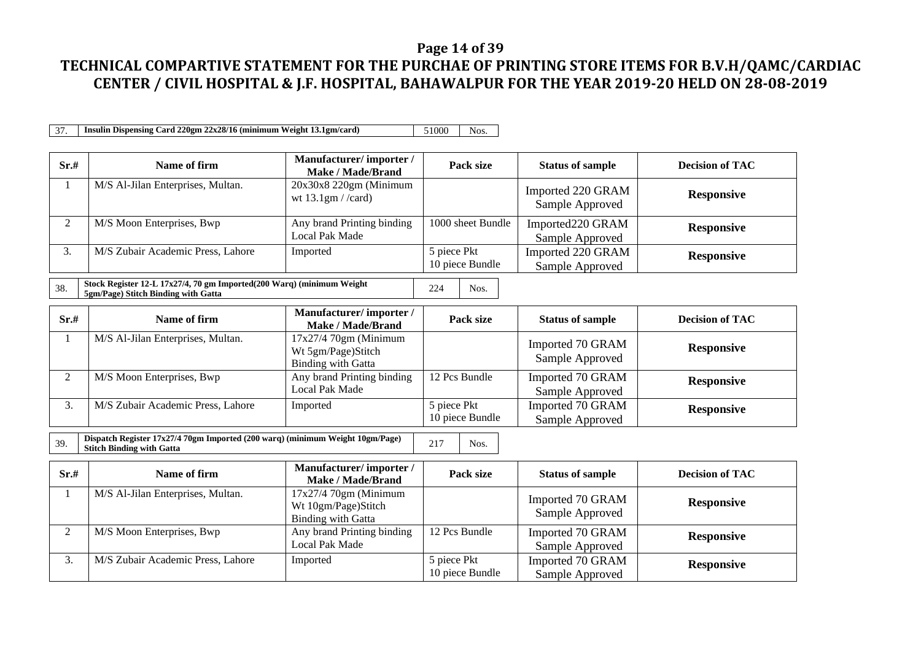# TECHNICAL COMPARTIVE STATEMENT FOR THE PURCHAE OF PRINTING STORE ITEMS FOR B.V.H/QAMC/CARDIAC CENTER / CIVIL HOSPITAL & J.F. HOSPITAL, BAHAWALPUR FOR THE YEAR 2019-20 HELD ON 28-08-2019

| 37. | Insulin Dispensing Card 220gm 22x28/16 (minimum Weight 13.1gm/card) | 51000 | Nos. |
|---|---|---|---|

| Sr.# | Name of firm | Manufacturer/ importer / Make / Made/Brand | Pack size | Status of sample | Decision of TAC |
|---|---|---|---|---|---|
| 1 | M/S Al-Jilan Enterprises, Multan. | 20x30x8 220gm (Minimum wt 13.1gm / /card) | | Imported 220 GRAM Sample Approved | **Responsive** |
| 2 | M/S Moon Enterprises, Bwp | Any brand Printing binding Local Pak Made | 1000 sheet Bundle | Imported220 GRAM Sample Approved | **Responsive** |
| 3. | M/S Zubair Academic Press, Lahore | Imported | 5 piece Pkt 10 piece Bundle | Imported 220 GRAM Sample Approved | **Responsive** |

| 38. | Stock Register 12-L 17x27/4, 70 gm Imported(200 Warq) (minimum Weight 5gm/Page) Stitch Binding with Gatta | 224 | Nos. |
|---|---|---|---|

| Sr.# | Name of firm | Manufacturer/ importer / Make / Made/Brand | Pack size | Status of sample | Decision of TAC |
|---|---|---|---|---|---|
| 1 | M/S Al-Jilan Enterprises, Multan. | 17x27/4 70gm (Minimum Wt 5gm/Page)Stitch Binding with Gatta | | Imported 70 GRAM Sample Approved | **Responsive** |
| 2 | M/S Moon Enterprises, Bwp | Any brand Printing binding Local Pak Made | 12 Pcs Bundle | Imported 70 GRAM Sample Approved | **Responsive** |
| 3. | M/S Zubair Academic Press, Lahore | Imported | 5 piece Pkt 10 piece Bundle | Imported 70 GRAM Sample Approved | **Responsive** |

| 39. | Dispatch Register 17x27/4 70gm Imported (200 warq) (minimum Weight 10gm/Page) Stitch Binding with Gatta | 217 | Nos. |
|---|---|---|---|

| Sr.# | Name of firm | Manufacturer/ importer / Make / Made/Brand | Pack size | Status of sample | Decision of TAC |
|---|---|---|---|---|---|
| 1 | M/S Al-Jilan Enterprises, Multan. | 17x27/4 70gm (Minimum Wt 10gm/Page)Stitch Binding with Gatta | | Imported 70 GRAM Sample Approved | **Responsive** |
| 2 | M/S Moon Enterprises, Bwp | Any brand Printing binding Local Pak Made | 12 Pcs Bundle | Imported 70 GRAM Sample Approved | **Responsive** |
| 3. | M/S Zubair Academic Press, Lahore | Imported | 5 piece Pkt 10 piece Bundle | Imported 70 GRAM Sample Approved | **Responsive** |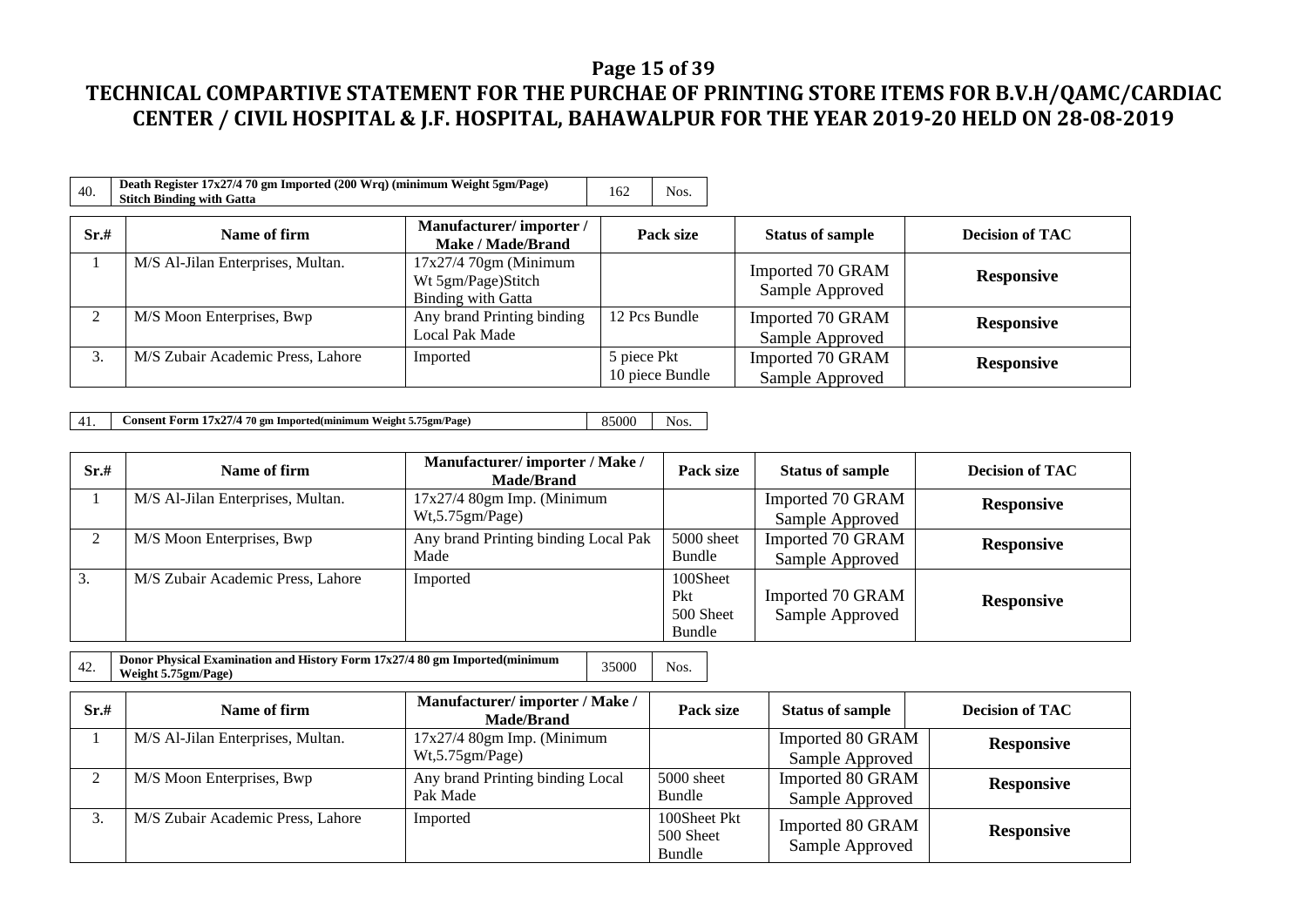# TECHNICAL COMPARTIVE STATEMENT FOR THE PURCHAE OF PRINTING STORE ITEMS FOR B.V.H/QAMC/CARDIAC CENTER / CIVIL HOSPITAL & J.F. HOSPITAL, BAHAWALPUR FOR THE YEAR 2019-20 HELD ON 28-08-2019

| 40. | Death Register 17x27/4 70 gm Imported (200 Wrq) (minimum Weight 5gm/Page) Stitch Binding with Gatta | 162 | Nos. |
|---|---|---|---|

| Sr.# | Name of firm | Manufacturer/ importer / Make / Made/Brand | Pack size | Status of sample | Decision of TAC |
|---|---|---|---|---|---|
| 1 | M/S Al-Jilan Enterprises, Multan. | 17x27/4 70gm (Minimum Wt 5gm/Page)Stitch Binding with Gatta | | Imported 70 GRAM Sample Approved | **Responsive** |
| 2 | M/S Moon Enterprises, Bwp | Any brand Printing binding Local Pak Made | 12 Pcs Bundle | Imported 70 GRAM Sample Approved | **Responsive** |
| 3. | M/S Zubair Academic Press, Lahore | Imported | 5 piece Pkt 10 piece Bundle | Imported 70 GRAM Sample Approved | **Responsive** |

| 41. | Consent Form 17x27/4 70 gm Imported(minimum Weight 5.75gm/Page) | 85000 | Nos. |
|---|---|---|---|

| Sr.# | Name of firm | Manufacturer/ importer / Make / Made/Brand | Pack size | Status of sample | Decision of TAC |
|---|---|---|---|---|---|
| 1 | M/S Al-Jilan Enterprises, Multan. | 17x27/4 80gm Imp. (Minimum Wt,5.75gm/Page) | | Imported 70 GRAM Sample Approved | **Responsive** |
| 2 | M/S Moon Enterprises, Bwp | Any brand Printing binding Local Pak Made | 5000 sheet Bundle | Imported 70 GRAM Sample Approved | **Responsive** |
| 3. | M/S Zubair Academic Press, Lahore | Imported | 100Sheet Pkt 500 Sheet Bundle | Imported 70 GRAM Sample Approved | **Responsive** |

| 42. | Donor Physical Examination and History Form 17x27/4 80 gm Imported(minimum Weight 5.75gm/Page) | 35000 | Nos. |
|---|---|---|---|

| Sr.# | Name of firm | Manufacturer/ importer / Make / Made/Brand | Pack size | Status of sample | Decision of TAC |
|---|---|---|---|---|---|
| 1 | M/S Al-Jilan Enterprises, Multan. | 17x27/4 80gm Imp. (Minimum Wt,5.75gm/Page) | | Imported 80 GRAM Sample Approved | **Responsive** |
| 2 | M/S Moon Enterprises, Bwp | Any brand Printing binding Local Pak Made | 5000 sheet Bundle | Imported 80 GRAM Sample Approved | **Responsive** |
| 3. | M/S Zubair Academic Press, Lahore | Imported | 100Sheet Pkt 500 Sheet Bundle | Imported 80 GRAM Sample Approved | **Responsive** |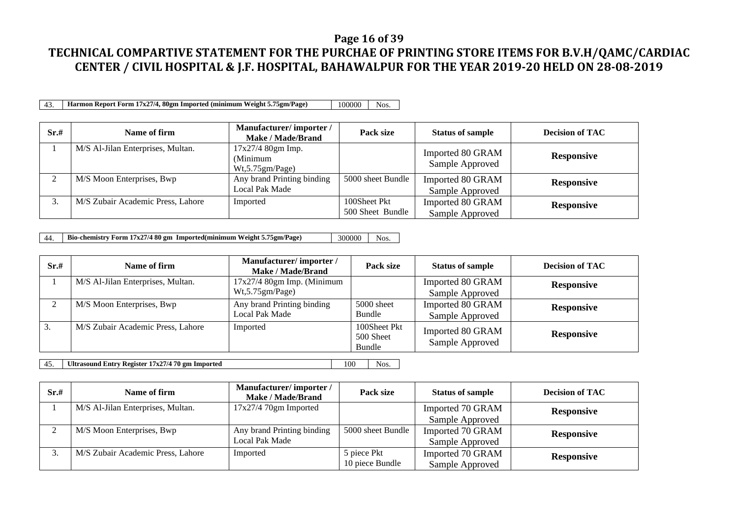## TECHNICAL COMPARTIVE STATEMENT FOR THE PURCHAE OF PRINTING STORE ITEMS FOR B.V.H/QAMC/CARDIAC CENTER / CIVIL HOSPITAL & J.F. HOSPITAL, BAHAWALPUR FOR THE YEAR 2019-20 HELD ON 28-08-2019

| 43. | Harmon Report Form 17x27/4, 80gm Imported (minimum Weight 5.75gm/Page) | 100000 | Nos. |
|---|---|---|---|

| Sr.# | Name of firm | Manufacturer/ importer / Make / Made/Brand | Pack size | Status of sample | Decision of TAC |
|---|---|---|---|---|---|
| 1 | M/S Al-Jilan Enterprises, Multan. | 17x27/4 80gm Imp. (Minimum Wt,5.75gm/Page) | | Imported 80 GRAM Sample Approved | **Responsive** |
| 2 | M/S Moon Enterprises, Bwp | Any brand Printing binding Local Pak Made | 5000 sheet Bundle | Imported 80 GRAM Sample Approved | **Responsive** |
| 3. | M/S Zubair Academic Press, Lahore | Imported | 100Sheet Pkt 500 Sheet Bundle | Imported 80 GRAM Sample Approved | **Responsive** |

| 44. | Bio-chemistry Form 17x27/4 80 gm Imported(minimum Weight 5.75gm/Page) | 300000 | Nos. |
|---|---|---|---|

| Sr.# | Name of firm | Manufacturer/ importer / Make / Made/Brand | Pack size | Status of sample | Decision of TAC |
|---|---|---|---|---|---|
| 1 | M/S Al-Jilan Enterprises, Multan. | 17x27/4 80gm Imp. (Minimum Wt,5.75gm/Page) | | Imported 80 GRAM Sample Approved | **Responsive** |
| 2 | M/S Moon Enterprises, Bwp | Any brand Printing binding Local Pak Made | 5000 sheet Bundle | Imported 80 GRAM Sample Approved | **Responsive** |
| 3. | M/S Zubair Academic Press, Lahore | Imported | 100Sheet Pkt 500 Sheet Bundle | Imported 80 GRAM Sample Approved | **Responsive** |

| 45. | Ultrasound Entry Register 17x27/4 70 gm Imported | 100 | Nos. |
|---|---|---|---|

| Sr.# | Name of firm | Manufacturer/ importer / Make / Made/Brand | Pack size | Status of sample | Decision of TAC |
|---|---|---|---|---|---|
| 1 | M/S Al-Jilan Enterprises, Multan. | 17x27/4 70gm Imported | | Imported 70 GRAM Sample Approved | **Responsive** |
| 2 | M/S Moon Enterprises, Bwp | Any brand Printing binding Local Pak Made | 5000 sheet Bundle | Imported 70 GRAM Sample Approved | **Responsive** |
| 3. | M/S Zubair Academic Press, Lahore | Imported | 5 piece Pkt 10 piece Bundle | Imported 70 GRAM Sample Approved | **Responsive** |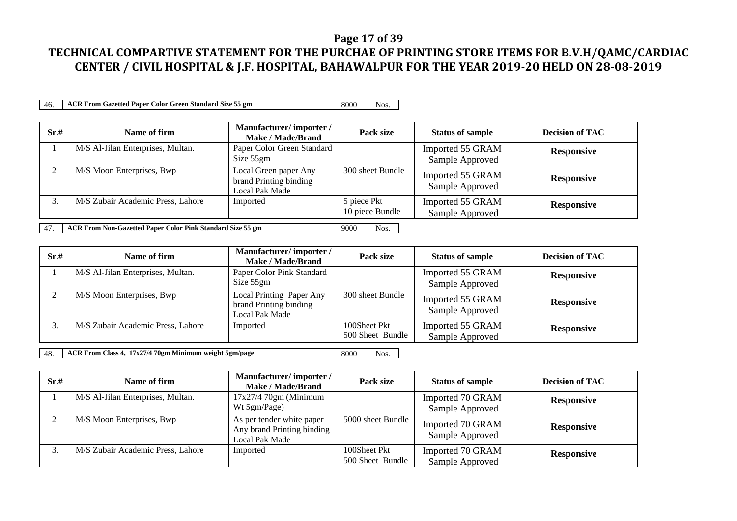# TECHNICAL COMPARTIVE STATEMENT FOR THE PURCHAE OF PRINTING STORE ITEMS FOR B.V.H/QAMC/CARDIAC CENTER / CIVIL HOSPITAL & J.F. HOSPITAL, BAHAWALPUR FOR THE YEAR 2019-20 HELD ON 28-08-2019

| 46. | ACR From Gazetted Paper Color Green Standard Size 55 gm | 8000 | Nos. |
|---|---|---|---|

| Sr.# | Name of firm | Manufacturer/ importer / Make / Made/Brand | Pack size | Status of sample | Decision of TAC |
|---|---|---|---|---|---|
| 1 | M/S Al-Jilan Enterprises, Multan. | Paper Color Green Standard Size 55gm | | Imported 55 GRAM Sample Approved | **Responsive** |
| 2 | M/S Moon Enterprises, Bwp | Local Green paper Any brand Printing binding Local Pak Made | 300 sheet Bundle | Imported 55 GRAM Sample Approved | **Responsive** |
| 3. | M/S Zubair Academic Press, Lahore | Imported | 5 piece Pkt 10 piece Bundle | Imported 55 GRAM Sample Approved | **Responsive** |

| 47. | ACR From Non-Gazetted Paper Color Pink Standard Size 55 gm | 9000 | Nos. |
|---|---|---|---|

| Sr.# | Name of firm | Manufacturer/ importer / Make / Made/Brand | Pack size | Status of sample | Decision of TAC |
|---|---|---|---|---|---|
| 1 | M/S Al-Jilan Enterprises, Multan. | Paper Color Pink Standard Size 55gm | | Imported 55 GRAM Sample Approved | **Responsive** |
| 2 | M/S Moon Enterprises, Bwp | Local Printing Paper Any brand Printing binding Local Pak Made | 300 sheet Bundle | Imported 55 GRAM Sample Approved | **Responsive** |
| 3. | M/S Zubair Academic Press, Lahore | Imported | 100Sheet Pkt 500 Sheet Bundle | Imported 55 GRAM Sample Approved | **Responsive** |

| 48. | ACR From Class 4, 17x27/4 70gm Minimum weight 5gm/page | 8000 | Nos. |
|---|---|---|---|

| Sr.# | Name of firm | Manufacturer/ importer / Make / Made/Brand | Pack size | Status of sample | Decision of TAC |
|---|---|---|---|---|---|
| 1 | M/S Al-Jilan Enterprises, Multan. | 17x27/4 70gm (Minimum Wt 5gm/Page) | | Imported 70 GRAM Sample Approved | **Responsive** |
| 2 | M/S Moon Enterprises, Bwp | As per tender white paper Any brand Printing binding Local Pak Made | 5000 sheet Bundle | Imported 70 GRAM Sample Approved | **Responsive** |
| 3. | M/S Zubair Academic Press, Lahore | Imported | 100Sheet Pkt 500 Sheet Bundle | Imported 70 GRAM Sample Approved | **Responsive** |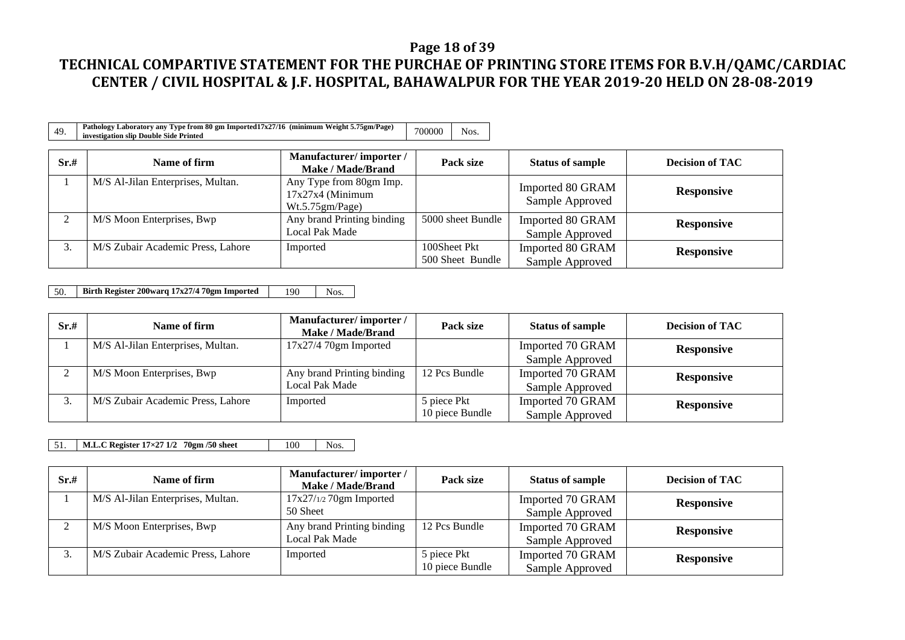# TECHNICAL COMPARTIVE STATEMENT FOR THE PURCHAE OF PRINTING STORE ITEMS FOR B.V.H/QAMC/CARDIAC CENTER / CIVIL HOSPITAL & J.F. HOSPITAL, BAHAWALPUR FOR THE YEAR 2019-20 HELD ON 28-08-2019

| 49. | Pathology Laboratory any Type from 80 gm Imported17x27/16 (minimum Weight 5.75gm/Page) investigation slip Double Side Printed | 700000 | Nos. |
|---|---|---|---|

| Sr.# | Name of firm | Manufacturer/ importer / Make / Made/Brand | Pack size | Status of sample | Decision of TAC |
|---|---|---|---|---|---|
| 1 | M/S Al-Jilan Enterprises, Multan. | Any Type from 80gm Imp. 17x27x4 (Minimum Wt.5.75gm/Page) | | Imported 80 GRAM Sample Approved | **Responsive** |
| 2 | M/S Moon Enterprises, Bwp | Any brand Printing binding Local Pak Made | 5000 sheet Bundle | Imported 80 GRAM Sample Approved | **Responsive** |
| 3. | M/S Zubair Academic Press, Lahore | Imported | 100Sheet Pkt 500 Sheet Bundle | Imported 80 GRAM Sample Approved | **Responsive** |

| 50. | Birth Register 200warq 17x27/4 70gm Imported | 190 | Nos. |
|---|---|---|---|

| Sr.# | Name of firm | Manufacturer/ importer / Make / Made/Brand | Pack size | Status of sample | Decision of TAC |
|---|---|---|---|---|---|
| 1 | M/S Al-Jilan Enterprises, Multan. | 17x27/4 70gm Imported | | Imported 70 GRAM Sample Approved | **Responsive** |
| 2 | M/S Moon Enterprises, Bwp | Any brand Printing binding Local Pak Made | 12 Pcs Bundle | Imported 70 GRAM Sample Approved | **Responsive** |
| 3. | M/S Zubair Academic Press, Lahore | Imported | 5 piece Pkt 10 piece Bundle | Imported 70 GRAM Sample Approved | **Responsive** |

| 51. | M.L.C Register 17×27 1/2 70gm /50 sheet | 100 | Nos. |
|---|---|---|---|

| Sr.# | Name of firm | Manufacturer/ importer / Make / Made/Brand | Pack size | Status of sample | Decision of TAC |
|---|---|---|---|---|---|
| 1 | M/S Al-Jilan Enterprises, Multan. | 17x27/1/2 70gm Imported 50 Sheet | | Imported 70 GRAM Sample Approved | **Responsive** |
| 2 | M/S Moon Enterprises, Bwp | Any brand Printing binding Local Pak Made | 12 Pcs Bundle | Imported 70 GRAM Sample Approved | **Responsive** |
| 3. | M/S Zubair Academic Press, Lahore | Imported | 5 piece Pkt 10 piece Bundle | Imported 70 GRAM Sample Approved | **Responsive** |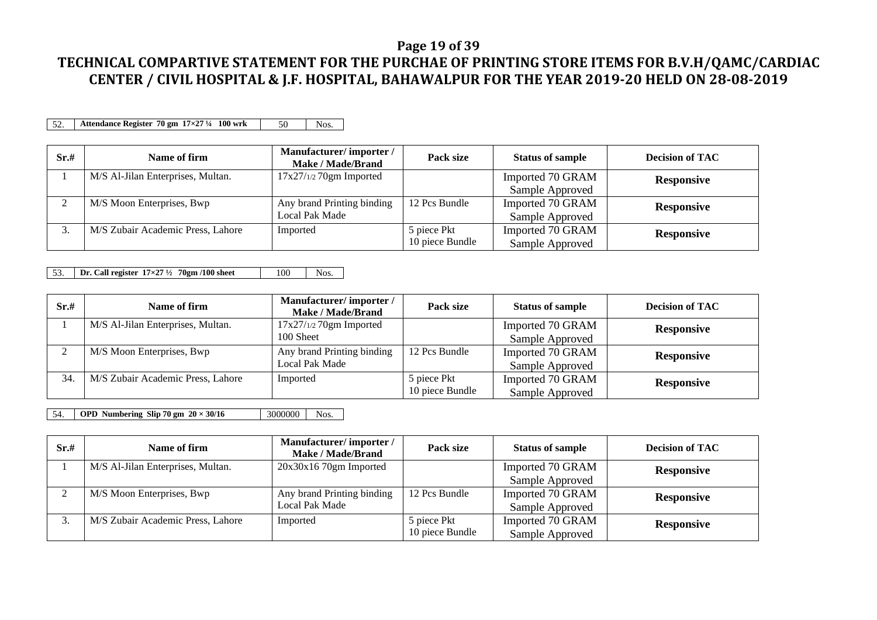## TECHNICAL COMPARTIVE STATEMENT FOR THE PURCHAE OF PRINTING STORE ITEMS FOR B.V.H/QAMC/CARDIAC CENTER / CIVIL HOSPITAL & J.F. HOSPITAL, BAHAWALPUR FOR THE YEAR 2019-20 HELD ON 28-08-2019

| 52. | **Attendance Register 70 gm 17×27 ¼ 100 wrk** | 50 | Nos. |
|---|---|---|---|

| Sr.# | Name of firm | Manufacturer/ importer / Make / Made/Brand | Pack size | Status of sample | Decision of TAC |
|---|---|---|---|---|---|
| 1 | M/S Al-Jilan Enterprises, Multan. | 17x27/1/2 70gm Imported | | Imported 70 GRAM Sample Approved | **Responsive** |
| 2 | M/S Moon Enterprises, Bwp | Any brand Printing binding Local Pak Made | 12 Pcs Bundle | Imported 70 GRAM Sample Approved | **Responsive** |
| 3. | M/S Zubair Academic Press, Lahore | Imported | 5 piece Pkt 10 piece Bundle | Imported 70 GRAM Sample Approved | **Responsive** |

| 53. | **Dr. Call register 17×27 ½ 70gm /100 sheet** | 100 | Nos. |
|---|---|---|---|

| Sr.# | Name of firm | Manufacturer/ importer / Make / Made/Brand | Pack size | Status of sample | Decision of TAC |
|---|---|---|---|---|---|
| 1 | M/S Al-Jilan Enterprises, Multan. | 17x27/1/2 70gm Imported 100 Sheet | | Imported 70 GRAM Sample Approved | **Responsive** |
| 2 | M/S Moon Enterprises, Bwp | Any brand Printing binding Local Pak Made | 12 Pcs Bundle | Imported 70 GRAM Sample Approved | **Responsive** |
| 34. | M/S Zubair Academic Press, Lahore | Imported | 5 piece Pkt 10 piece Bundle | Imported 70 GRAM Sample Approved | **Responsive** |

| 54. | **OPD Numbering Slip 70 gm 20 × 30/16** | 3000000 | Nos. |
|---|---|---|---|

| Sr.# | Name of firm | Manufacturer/ importer / Make / Made/Brand | Pack size | Status of sample | Decision of TAC |
|---|---|---|---|---|---|
| 1 | M/S Al-Jilan Enterprises, Multan. | 20x30x16 70gm Imported | | Imported 70 GRAM Sample Approved | **Responsive** |
| 2 | M/S Moon Enterprises, Bwp | Any brand Printing binding Local Pak Made | 12 Pcs Bundle | Imported 70 GRAM Sample Approved | **Responsive** |
| 3. | M/S Zubair Academic Press, Lahore | Imported | 5 piece Pkt 10 piece Bundle | Imported 70 GRAM Sample Approved | **Responsive** |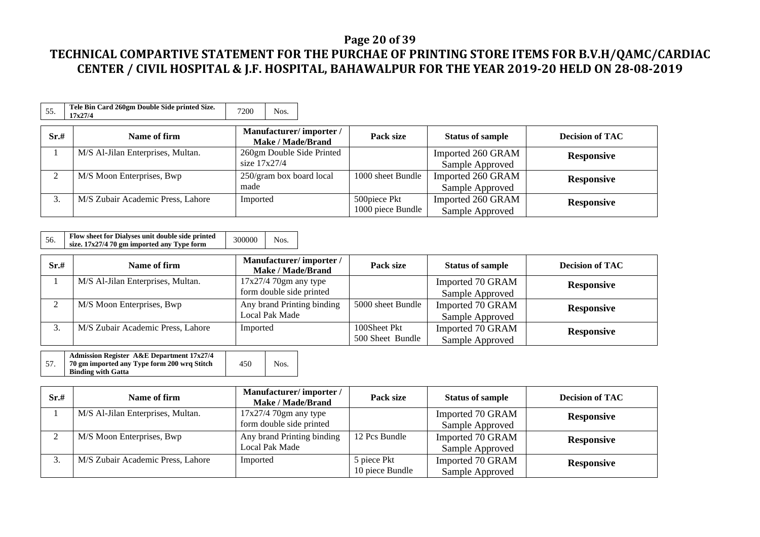# TECHNICAL COMPARTIVE STATEMENT FOR THE PURCHAE OF PRINTING STORE ITEMS FOR B.V.H/QAMC/CARDIAC CENTER / CIVIL HOSPITAL & J.F. HOSPITAL, BAHAWALPUR FOR THE YEAR 2019-20 HELD ON 28-08-2019

| 55. | Tele Bin Card 260gm Double Side printed Size. 17x27/4 | 7200 | Nos. |
|---|---|---|---|

| Sr.# | Name of firm | Manufacturer/ importer / Make / Made/Brand | Pack size | Status of sample | Decision of TAC |
|---|---|---|---|---|---|
| 1 | M/S Al-Jilan Enterprises, Multan. | 260gm Double Side Printed size 17x27/4 | | Imported 260 GRAM Sample Approved | **Responsive** |
| 2 | M/S Moon Enterprises, Bwp | 250/gram box board local made | 1000 sheet Bundle | Imported 260 GRAM Sample Approved | **Responsive** |
| 3. | M/S Zubair Academic Press, Lahore | Imported | 500piece Pkt 1000 piece Bundle | Imported 260 GRAM Sample Approved | **Responsive** |

| 56. | Flow sheet for Dialyses unit double side printed size. 17x27/4 70 gm imported any Type form | 300000 | Nos. |
|---|---|---|---|

| Sr.# | Name of firm | Manufacturer/ importer / Make / Made/Brand | Pack size | Status of sample | Decision of TAC |
|---|---|---|---|---|---|
| 1 | M/S Al-Jilan Enterprises, Multan. | 17x27/4 70gm any type form double side printed | | Imported 70 GRAM Sample Approved | **Responsive** |
| 2 | M/S Moon Enterprises, Bwp | Any brand Printing binding Local Pak Made | 5000 sheet Bundle | Imported 70 GRAM Sample Approved | **Responsive** |
| 3. | M/S Zubair Academic Press, Lahore | Imported | 100Sheet Pkt 500 Sheet Bundle | Imported 70 GRAM Sample Approved | **Responsive** |

| 57. | Admission Register A&E Department 17x27/4 70 gm imported any Type form 200 wrq Stitch Binding with Gatta | 450 | Nos. |
|---|---|---|---|

| Sr.# | Name of firm | Manufacturer/ importer / Make / Made/Brand | Pack size | Status of sample | Decision of TAC |
|---|---|---|---|---|---|
| 1 | M/S Al-Jilan Enterprises, Multan. | 17x27/4 70gm any type form double side printed | | Imported 70 GRAM Sample Approved | **Responsive** |
| 2 | M/S Moon Enterprises, Bwp | Any brand Printing binding Local Pak Made | 12 Pcs Bundle | Imported 70 GRAM Sample Approved | **Responsive** |
| 3. | M/S Zubair Academic Press, Lahore | Imported | 5 piece Pkt 10 piece Bundle | Imported 70 GRAM Sample Approved | **Responsive** |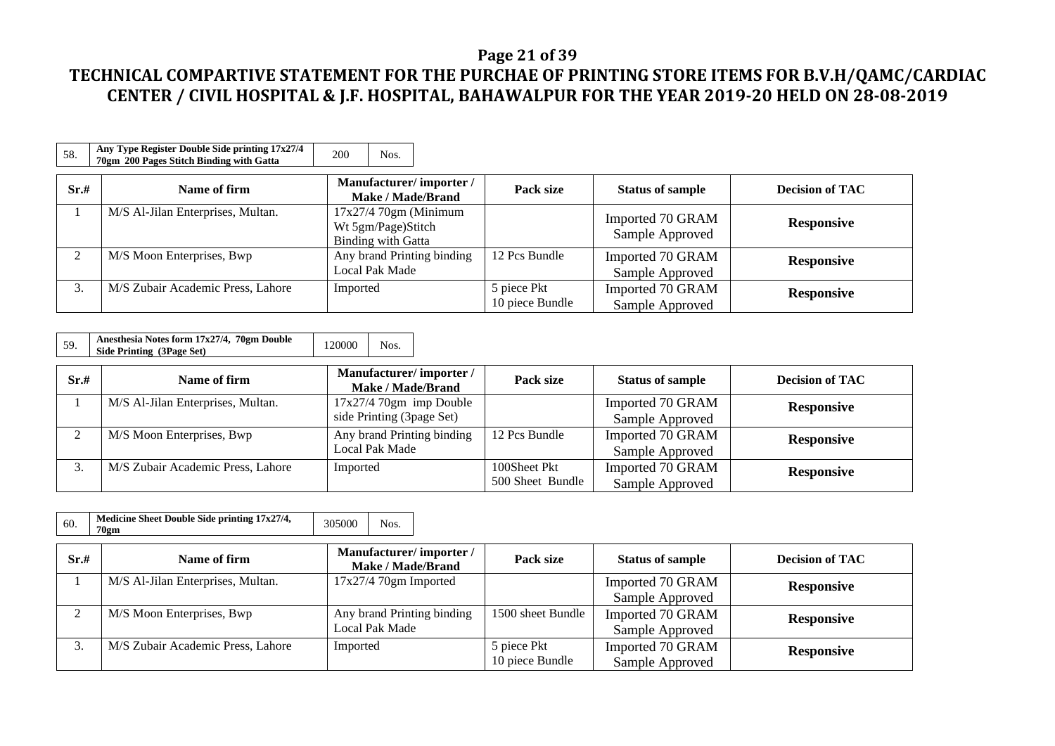# TECHNICAL COMPARTIVE STATEMENT FOR THE PURCHAE OF PRINTING STORE ITEMS FOR B.V.H/QAMC/CARDIAC CENTER / CIVIL HOSPITAL & J.F. HOSPITAL, BAHAWALPUR FOR THE YEAR 2019-20 HELD ON 28-08-2019

| 58. | Any Type Register Double Side printing 17x27/4 70gm 200 Pages Stitch Binding with Gatta | 200 | Nos. |
|---|---|---|---|

| Sr.# | Name of firm | Manufacturer/ importer / Make / Made/Brand | Pack size | Status of sample | Decision of TAC |
|---|---|---|---|---|---|
| 1 | M/S Al-Jilan Enterprises, Multan. | 17x27/4 70gm (Minimum Wt 5gm/Page)Stitch Binding with Gatta | | Imported 70 GRAM Sample Approved | **Responsive** |
| 2 | M/S Moon Enterprises, Bwp | Any brand Printing binding Local Pak Made | 12 Pcs Bundle | Imported 70 GRAM Sample Approved | **Responsive** |
| 3. | M/S Zubair Academic Press, Lahore | Imported | 5 piece Pkt 10 piece Bundle | Imported 70 GRAM Sample Approved | **Responsive** |

| 59. | Anesthesia Notes form 17x27/4, 70gm Double Side Printing (3Page Set) | 120000 | Nos. |
|---|---|---|---|

| Sr.# | Name of firm | Manufacturer/ importer / Make / Made/Brand | Pack size | Status of sample | Decision of TAC |
|---|---|---|---|---|---|
| 1 | M/S Al-Jilan Enterprises, Multan. | 17x27/4 70gm imp Double side Printing (3page Set) | | Imported 70 GRAM Sample Approved | **Responsive** |
| 2 | M/S Moon Enterprises, Bwp | Any brand Printing binding Local Pak Made | 12 Pcs Bundle | Imported 70 GRAM Sample Approved | **Responsive** |
| 3. | M/S Zubair Academic Press, Lahore | Imported | 100Sheet Pkt 500 Sheet Bundle | Imported 70 GRAM Sample Approved | **Responsive** |

| 60. | Medicine Sheet Double Side printing 17x27/4, 70gm | 305000 | Nos. |
|---|---|---|---|

| Sr.# | Name of firm | Manufacturer/ importer / Make / Made/Brand | Pack size | Status of sample | Decision of TAC |
|---|---|---|---|---|---|
| 1 | M/S Al-Jilan Enterprises, Multan. | 17x27/4 70gm Imported | | Imported 70 GRAM Sample Approved | **Responsive** |
| 2 | M/S Moon Enterprises, Bwp | Any brand Printing binding Local Pak Made | 1500 sheet Bundle | Imported 70 GRAM Sample Approved | **Responsive** |
| 3. | M/S Zubair Academic Press, Lahore | Imported | 5 piece Pkt 10 piece Bundle | Imported 70 GRAM Sample Approved | **Responsive** |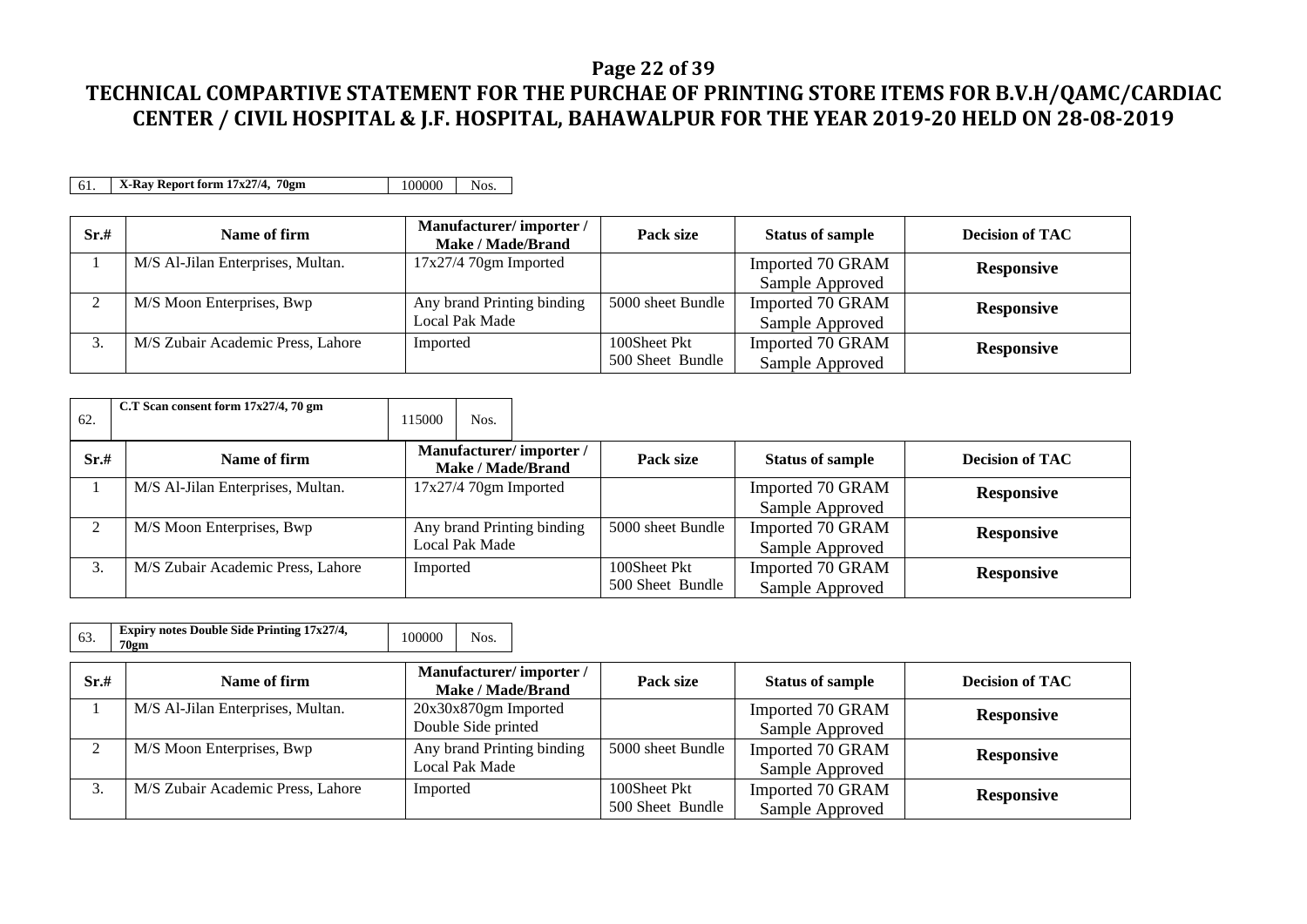# TECHNICAL COMPARTIVE STATEMENT FOR THE PURCHAE OF PRINTING STORE ITEMS FOR B.V.H/QAMC/CARDIAC CENTER / CIVIL HOSPITAL & J.F. HOSPITAL, BAHAWALPUR FOR THE YEAR 2019-20 HELD ON 28-08-2019

| 61. | X-Ray Report form 17x27/4, 70gm | 100000 | Nos. |
|---|---|---|---|

| Sr.# | Name of firm | Manufacturer/ importer / Make / Made/Brand | Pack size | Status of sample | Decision of TAC |
|---|---|---|---|---|---|
| 1 | M/S Al-Jilan Enterprises, Multan. | 17x27/4 70gm Imported | | Imported 70 GRAM Sample Approved | **Responsive** |
| 2 | M/S Moon Enterprises, Bwp | Any brand Printing binding Local Pak Made | 5000 sheet Bundle | Imported 70 GRAM Sample Approved | **Responsive** |
| 3. | M/S Zubair Academic Press, Lahore | Imported | 100Sheet Pkt 500 Sheet Bundle | Imported 70 GRAM Sample Approved | **Responsive** |

| 62. | C.T Scan consent form 17x27/4, 70 gm | 115000 | Nos. |
|---|---|---|---|

| Sr.# | Name of firm | Manufacturer/ importer / Make / Made/Brand | Pack size | Status of sample | Decision of TAC |
|---|---|---|---|---|---|
| 1 | M/S Al-Jilan Enterprises, Multan. | 17x27/4 70gm Imported | | Imported 70 GRAM Sample Approved | **Responsive** |
| 2 | M/S Moon Enterprises, Bwp | Any brand Printing binding Local Pak Made | 5000 sheet Bundle | Imported 70 GRAM Sample Approved | **Responsive** |
| 3. | M/S Zubair Academic Press, Lahore | Imported | 100Sheet Pkt 500 Sheet Bundle | Imported 70 GRAM Sample Approved | **Responsive** |

| 63. | Expiry notes Double Side Printing 17x27/4, 70gm | 100000 | Nos. |
|---|---|---|---|

| Sr.# | Name of firm | Manufacturer/ importer / Make / Made/Brand | Pack size | Status of sample | Decision of TAC |
|---|---|---|---|---|---|
| 1 | M/S Al-Jilan Enterprises, Multan. | 20x30x870gm Imported Double Side printed | | Imported 70 GRAM Sample Approved | **Responsive** |
| 2 | M/S Moon Enterprises, Bwp | Any brand Printing binding Local Pak Made | 5000 sheet Bundle | Imported 70 GRAM Sample Approved | **Responsive** |
| 3. | M/S Zubair Academic Press, Lahore | Imported | 100Sheet Pkt 500 Sheet Bundle | Imported 70 GRAM Sample Approved | **Responsive** |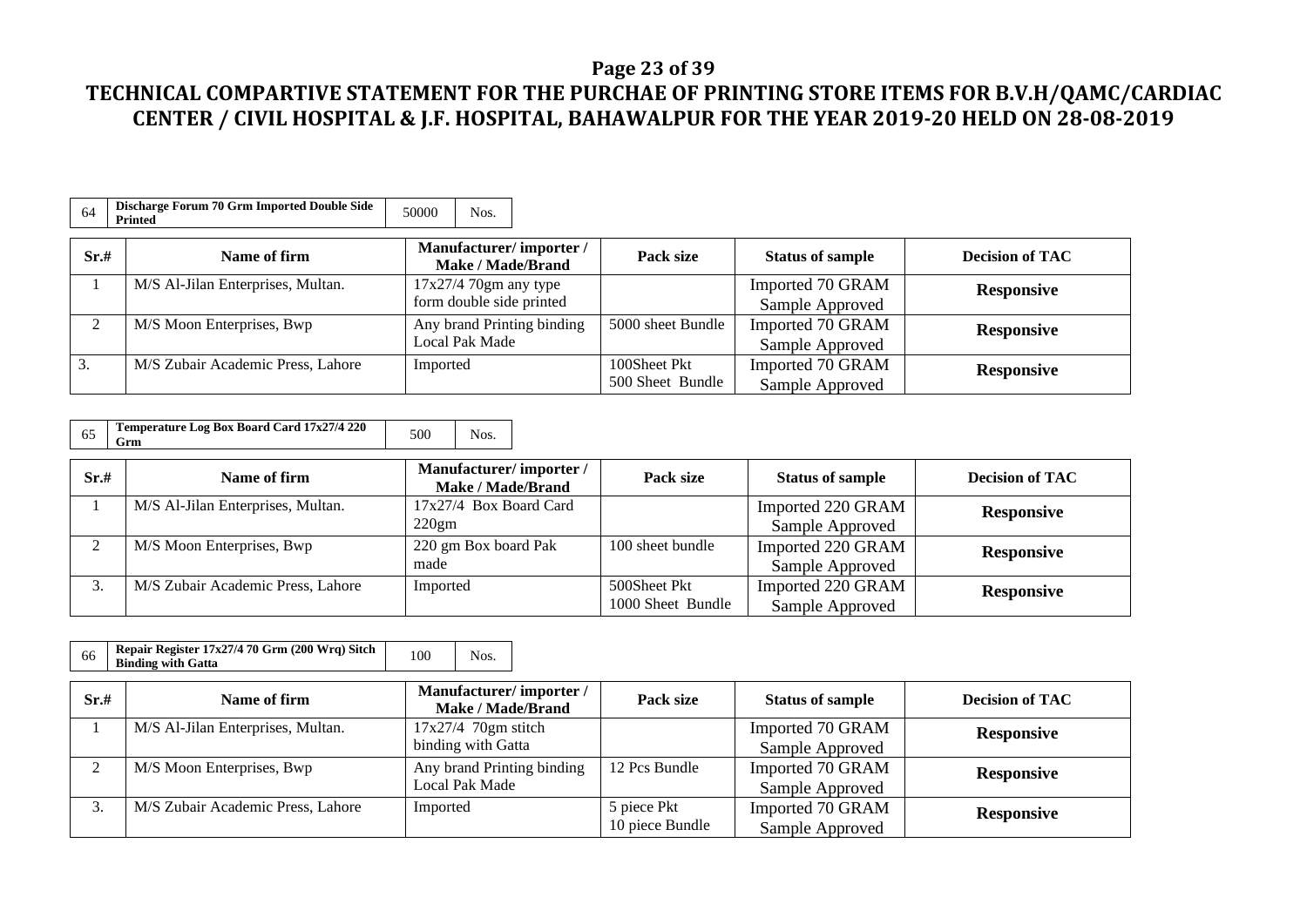# TECHNICAL COMPARTIVE STATEMENT FOR THE PURCHAE OF PRINTING STORE ITEMS FOR B.V.H/QAMC/CARDIAC CENTER / CIVIL HOSPITAL & J.F. HOSPITAL, BAHAWALPUR FOR THE YEAR 2019-20 HELD ON 28-08-2019

| 64 | Discharge Forum 70 Grm Imported Double Side Printed | 50000 | Nos. |
|---|---|---|---|

| Sr.# | Name of firm | Manufacturer/ importer / Make / Made/Brand | Pack size | Status of sample | Decision of TAC |
|---|---|---|---|---|---|
| 1 | M/S Al-Jilan Enterprises, Multan. | 17x27/4 70gm any type form double side printed | | Imported 70 GRAM Sample Approved | **Responsive** |
| 2 | M/S Moon Enterprises, Bwp | Any brand Printing binding Local Pak Made | 5000 sheet Bundle | Imported 70 GRAM Sample Approved | **Responsive** |
| 3. | M/S Zubair Academic Press, Lahore | Imported | 100Sheet Pkt 500 Sheet Bundle | Imported 70 GRAM Sample Approved | **Responsive** |

| 65 | Temperature Log Box Board Card 17x27/4 220 Grm | 500 | Nos. |
|---|---|---|---|

| Sr.# | Name of firm | Manufacturer/ importer / Make / Made/Brand | Pack size | Status of sample | Decision of TAC |
|---|---|---|---|---|---|
| 1 | M/S Al-Jilan Enterprises, Multan. | 17x27/4 Box Board Card 220gm | | Imported 220 GRAM Sample Approved | **Responsive** |
| 2 | M/S Moon Enterprises, Bwp | 220 gm Box board Pak made | 100 sheet bundle | Imported 220 GRAM Sample Approved | **Responsive** |
| 3. | M/S Zubair Academic Press, Lahore | Imported | 500Sheet Pkt 1000 Sheet Bundle | Imported 220 GRAM Sample Approved | **Responsive** |

| 66 | Repair Register 17x27/4 70 Grm (200 Wrq) Sitch Binding with Gatta | 100 | Nos. |
|---|---|---|---|

| Sr.# | Name of firm | Manufacturer/ importer / Make / Made/Brand | Pack size | Status of sample | Decision of TAC |
|---|---|---|---|---|---|
| 1 | M/S Al-Jilan Enterprises, Multan. | 17x27/4 70gm stitch binding with Gatta | | Imported 70 GRAM Sample Approved | **Responsive** |
| 2 | M/S Moon Enterprises, Bwp | Any brand Printing binding Local Pak Made | 12 Pcs Bundle | Imported 70 GRAM Sample Approved | **Responsive** |
| 3. | M/S Zubair Academic Press, Lahore | Imported | 5 piece Pkt 10 piece Bundle | Imported 70 GRAM Sample Approved | **Responsive** |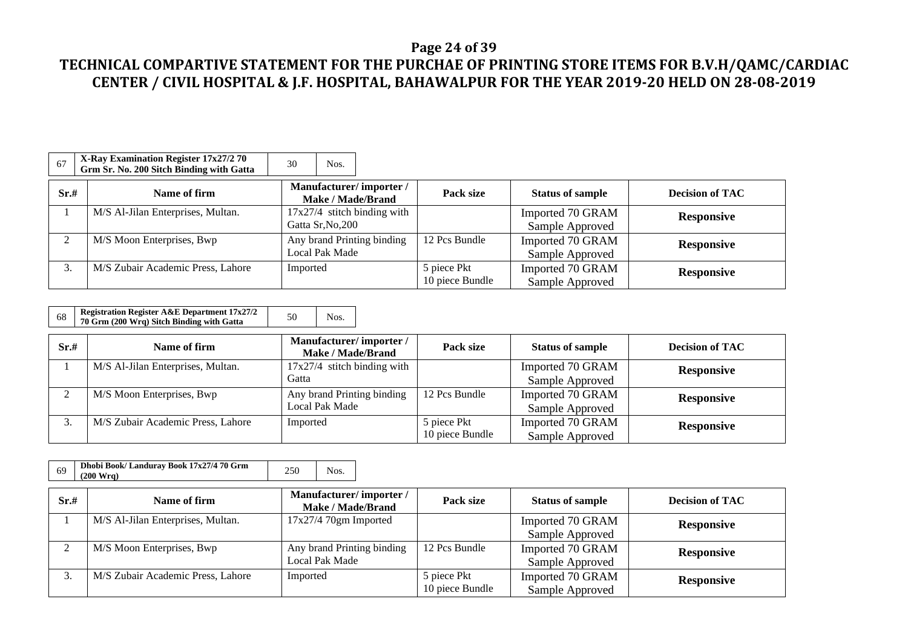# TECHNICAL COMPARTIVE STATEMENT FOR THE PURCHAE OF PRINTING STORE ITEMS FOR B.V.H/QAMC/CARDIAC CENTER / CIVIL HOSPITAL & J.F. HOSPITAL, BAHAWALPUR FOR THE YEAR 2019-20 HELD ON 28-08-2019

| 67 | X-Ray Examination Register 17x27/2 70 Grm Sr. No. 200 Sitch Binding with Gatta | 30 | Nos. |
|---|---|---|---|

| Sr.# | Name of firm | Manufacturer/ importer / Make / Made/Brand | Pack size | Status of sample | Decision of TAC |
|---|---|---|---|---|---|
| 1 | M/S Al-Jilan Enterprises, Multan. | 17x27/4 stitch binding with Gatta Sr,No,200 | | Imported 70 GRAM Sample Approved | **Responsive** |
| 2 | M/S Moon Enterprises, Bwp | Any brand Printing binding Local Pak Made | 12 Pcs Bundle | Imported 70 GRAM Sample Approved | **Responsive** |
| 3. | M/S Zubair Academic Press, Lahore | Imported | 5 piece Pkt 10 piece Bundle | Imported 70 GRAM Sample Approved | **Responsive** |

| 68 | Registration Register A&E Department 17x27/2 70 Grm (200 Wrq) Sitch Binding with Gatta | 50 | Nos. |
|---|---|---|---|

| Sr.# | Name of firm | Manufacturer/ importer / Make / Made/Brand | Pack size | Status of sample | Decision of TAC |
|---|---|---|---|---|---|
| 1 | M/S Al-Jilan Enterprises, Multan. | 17x27/4 stitch binding with Gatta | | Imported 70 GRAM Sample Approved | **Responsive** |
| 2 | M/S Moon Enterprises, Bwp | Any brand Printing binding Local Pak Made | 12 Pcs Bundle | Imported 70 GRAM Sample Approved | **Responsive** |
| 3. | M/S Zubair Academic Press, Lahore | Imported | 5 piece Pkt 10 piece Bundle | Imported 70 GRAM Sample Approved | **Responsive** |

| 69 | Dhobi Book/ Landuray Book 17x27/4 70 Grm (200 Wrq) | 250 | Nos. |
|---|---|---|---|

| Sr.# | Name of firm | Manufacturer/ importer / Make / Made/Brand | Pack size | Status of sample | Decision of TAC |
|---|---|---|---|---|---|
| 1 | M/S Al-Jilan Enterprises, Multan. | 17x27/4 70gm Imported | | Imported 70 GRAM Sample Approved | **Responsive** |
| 2 | M/S Moon Enterprises, Bwp | Any brand Printing binding Local Pak Made | 12 Pcs Bundle | Imported 70 GRAM Sample Approved | **Responsive** |
| 3. | M/S Zubair Academic Press, Lahore | Imported | 5 piece Pkt 10 piece Bundle | Imported 70 GRAM Sample Approved | **Responsive** |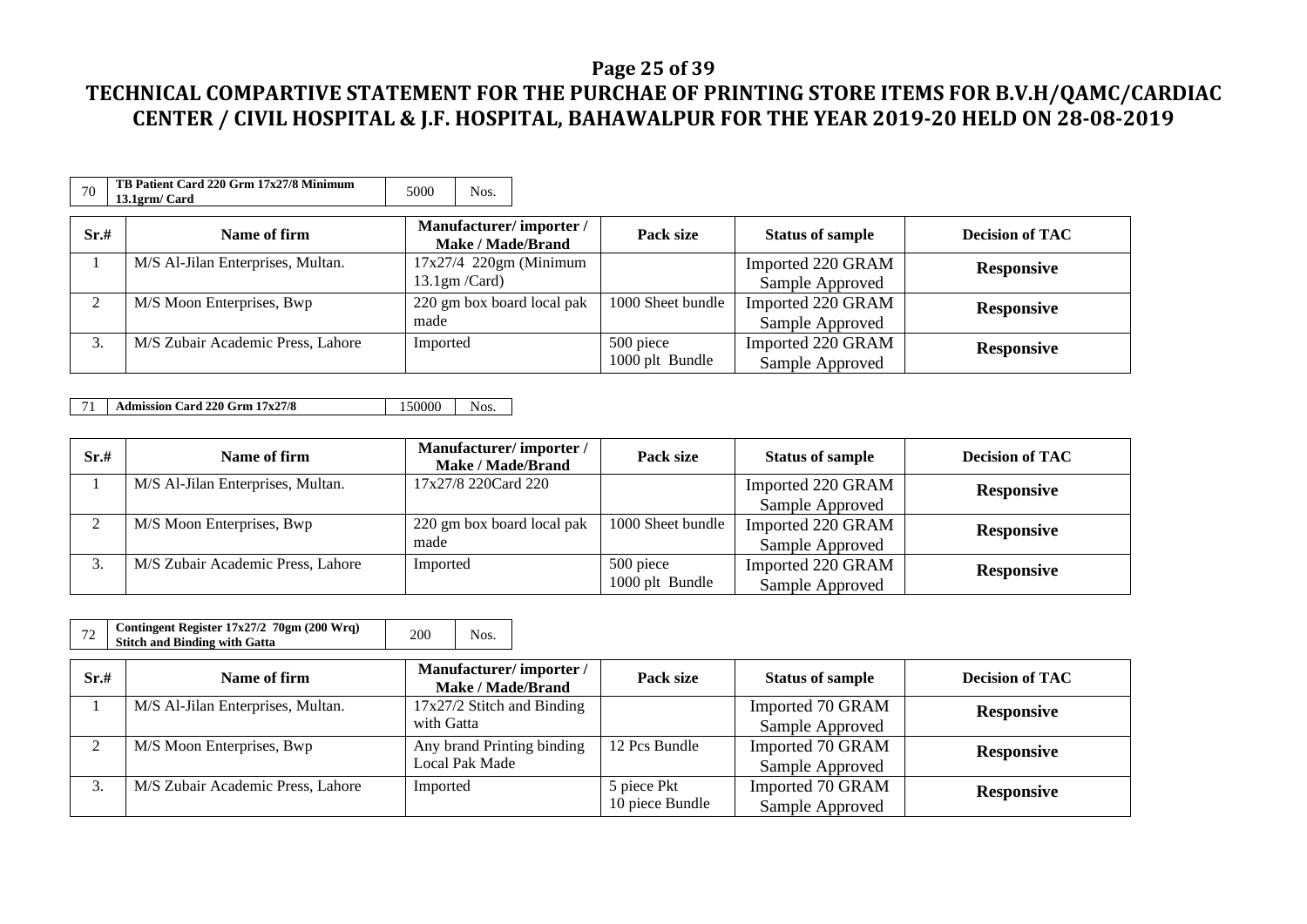# TECHNICAL COMPARTIVE STATEMENT FOR THE PURCHAE OF PRINTING STORE ITEMS FOR B.V.H/QAMC/CARDIAC CENTER / CIVIL HOSPITAL & J.F. HOSPITAL, BAHAWALPUR FOR THE YEAR 2019-20 HELD ON 28-08-2019

| 70 | TB Patient Card 220 Grm 17x27/8 Minimum 13.1grm/ Card | 5000 | Nos. |
|---|---|---|---|

| Sr.# | Name of firm | Manufacturer/ importer / Make / Made/Brand | Pack size | Status of sample | Decision of TAC |
|---|---|---|---|---|---|
| 1 | M/S Al-Jilan Enterprises, Multan. | 17x27/4 220gm (Minimum 13.1gm /Card) | | Imported 220 GRAM Sample Approved | **Responsive** |
| 2 | M/S Moon Enterprises, Bwp | 220 gm box board local pak made | 1000 Sheet bundle | Imported 220 GRAM Sample Approved | **Responsive** |
| 3. | M/S Zubair Academic Press, Lahore | Imported | 500 piece 1000 plt Bundle | Imported 220 GRAM Sample Approved | **Responsive** |

| 71 | Admission Card 220 Grm 17x27/8 | 150000 | Nos. |
|---|---|---|---|

| Sr.# | Name of firm | Manufacturer/ importer / Make / Made/Brand | Pack size | Status of sample | Decision of TAC |
|---|---|---|---|---|---|
| 1 | M/S Al-Jilan Enterprises, Multan. | 17x27/8 220Card 220 | | Imported 220 GRAM Sample Approved | **Responsive** |
| 2 | M/S Moon Enterprises, Bwp | 220 gm box board local pak made | 1000 Sheet bundle | Imported 220 GRAM Sample Approved | **Responsive** |
| 3. | M/S Zubair Academic Press, Lahore | Imported | 500 piece 1000 plt Bundle | Imported 220 GRAM Sample Approved | **Responsive** |

| 72 | Contingent Register 17x27/2 70gm (200 Wrq) Stitch and Binding with Gatta | 200 | Nos. |
|---|---|---|---|

| Sr.# | Name of firm | Manufacturer/ importer / Make / Made/Brand | Pack size | Status of sample | Decision of TAC |
|---|---|---|---|---|---|
| 1 | M/S Al-Jilan Enterprises, Multan. | 17x27/2 Stitch and Binding with Gatta | | Imported 70 GRAM Sample Approved | **Responsive** |
| 2 | M/S Moon Enterprises, Bwp | Any brand Printing binding Local Pak Made | 12 Pcs Bundle | Imported 70 GRAM Sample Approved | **Responsive** |
| 3. | M/S Zubair Academic Press, Lahore | Imported | 5 piece Pkt 10 piece Bundle | Imported 70 GRAM Sample Approved | **Responsive** |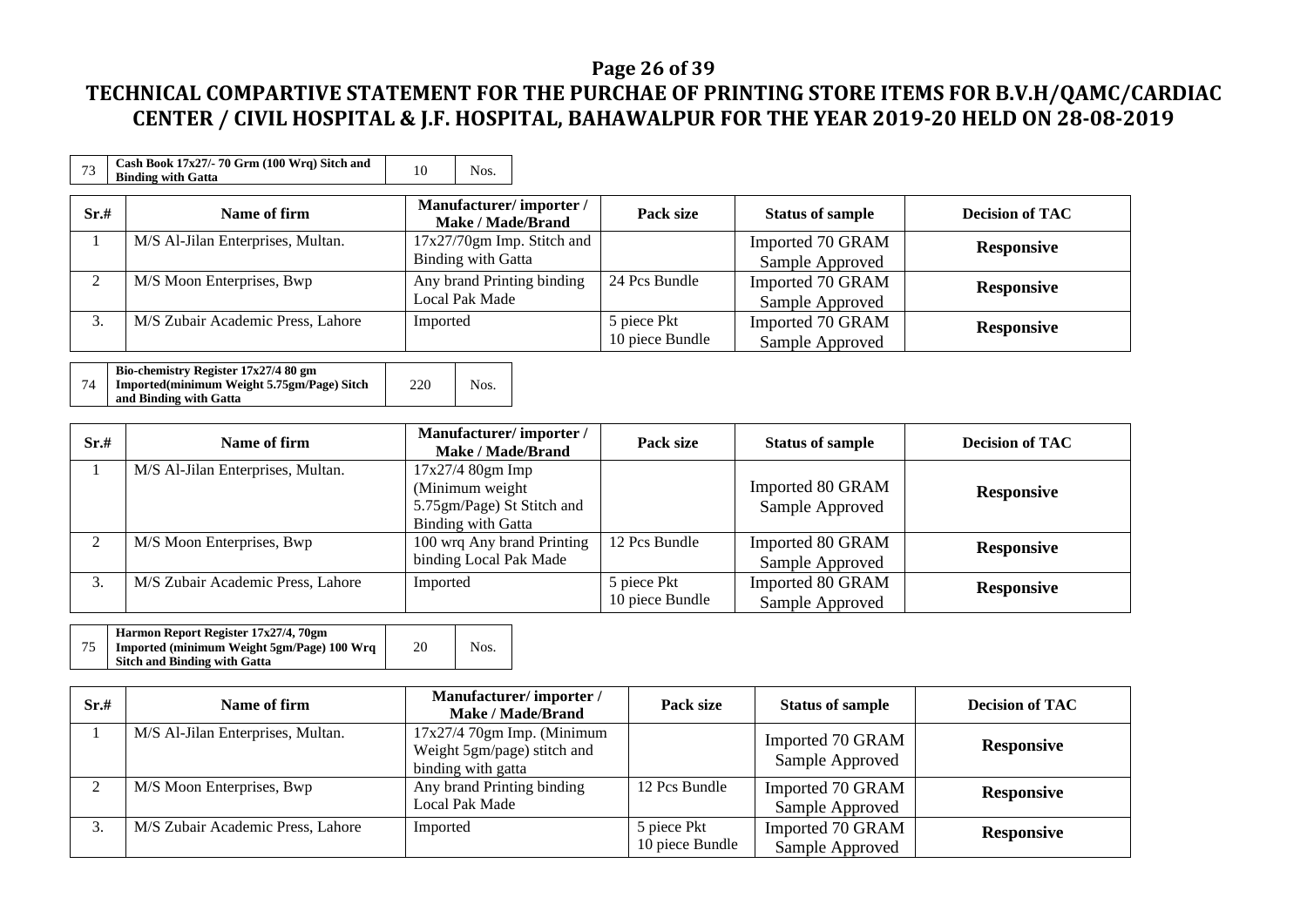# TECHNICAL COMPARTIVE STATEMENT FOR THE PURCHAE OF PRINTING STORE ITEMS FOR B.V.H/QAMC/CARDIAC CENTER / CIVIL HOSPITAL & J.F. HOSPITAL, BAHAWALPUR FOR THE YEAR 2019-20 HELD ON 28-08-2019

| 73 | **Cash Book 17x27/- 70 Grm (100 Wrq) Sitch and Binding with Gatta** | 10 | Nos. |
|---|---|---|---|

| Sr.# | Name of firm | Manufacturer/ importer / Make / Made/Brand | Pack size | Status of sample | Decision of TAC |
|---|---|---|---|---|---|
| 1 | M/S Al-Jilan Enterprises, Multan. | 17x27/70gm Imp. Stitch and Binding with Gatta | | Imported 70 GRAM Sample Approved | **Responsive** |
| 2 | M/S Moon Enterprises, Bwp | Any brand Printing binding Local Pak Made | 24 Pcs Bundle | Imported 70 GRAM Sample Approved | **Responsive** |
| 3. | M/S Zubair Academic Press, Lahore | Imported | 5 piece Pkt 10 piece Bundle | Imported 70 GRAM Sample Approved | **Responsive** |

| 74 | **Bio-chemistry Register 17x27/4 80 gm Imported(minimum Weight 5.75gm/Page) Sitch and Binding with Gatta** | 220 | Nos. |
|---|---|---|---|

| Sr.# | Name of firm | Manufacturer/ importer / Make / Made/Brand | Pack size | Status of sample | Decision of TAC |
|---|---|---|---|---|---|
| 1 | M/S Al-Jilan Enterprises, Multan. | 17x27/4 80gm Imp (Minimum weight 5.75gm/Page) St Stitch and Binding with Gatta | | Imported 80 GRAM Sample Approved | **Responsive** |
| 2 | M/S Moon Enterprises, Bwp | 100 wrq Any brand Printing binding Local Pak Made | 12 Pcs Bundle | Imported 80 GRAM Sample Approved | **Responsive** |
| 3. | M/S Zubair Academic Press, Lahore | Imported | 5 piece Pkt 10 piece Bundle | Imported 80 GRAM Sample Approved | **Responsive** |

| 75 | **Harmon Report Register 17x27/4, 70gm Imported (minimum Weight 5gm/Page) 100 Wrq Sitch and Binding with Gatta** | 20 | Nos. |
|---|---|---|---|

| Sr.# | Name of firm | Manufacturer/ importer / Make / Made/Brand | Pack size | Status of sample | Decision of TAC |
|---|---|---|---|---|---|
| 1 | M/S Al-Jilan Enterprises, Multan. | 17x27/4 70gm Imp. (Minimum Weight 5gm/page) stitch and binding with gatta | | Imported 70 GRAM Sample Approved | **Responsive** |
| 2 | M/S Moon Enterprises, Bwp | Any brand Printing binding Local Pak Made | 12 Pcs Bundle | Imported 70 GRAM Sample Approved | **Responsive** |
| 3. | M/S Zubair Academic Press, Lahore | Imported | 5 piece Pkt 10 piece Bundle | Imported 70 GRAM Sample Approved | **Responsive** |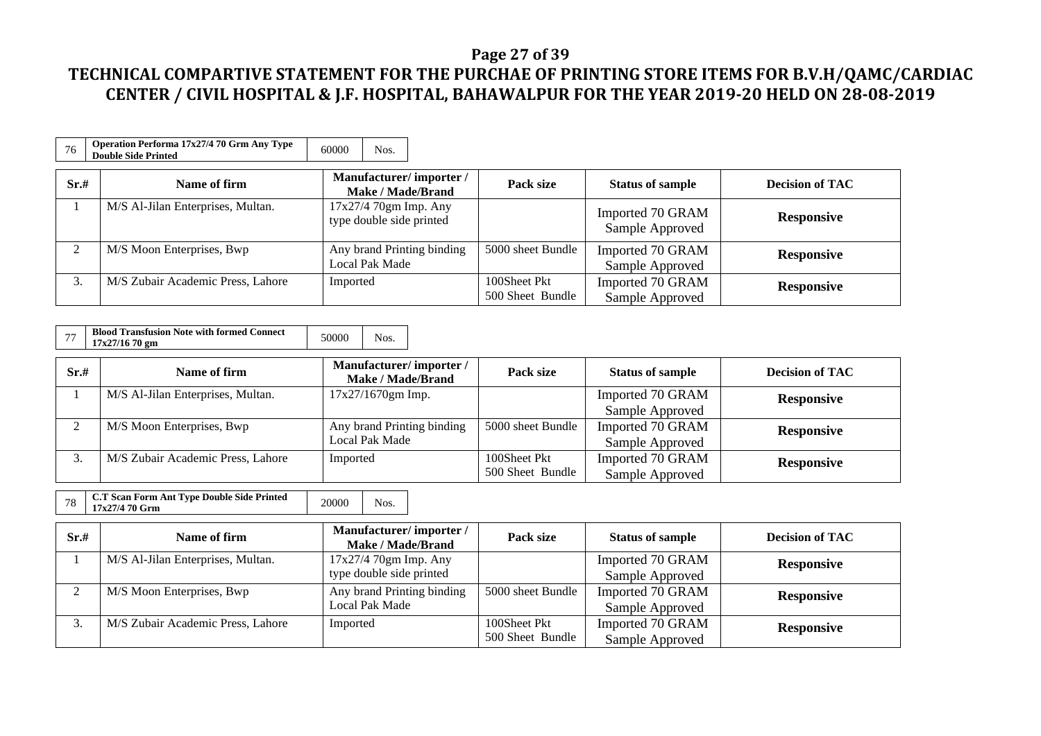# TECHNICAL COMPARTIVE STATEMENT FOR THE PURCHAE OF PRINTING STORE ITEMS FOR B.V.H/QAMC/CARDIAC CENTER / CIVIL HOSPITAL & J.F. HOSPITAL, BAHAWALPUR FOR THE YEAR 2019-20 HELD ON 28-08-2019

| 76 | Operation Performa 17x27/4 70 Grm Any Type Double Side Printed | 60000 | Nos. |
|---|---|---|---|

| Sr.# | Name of firm | Manufacturer/ importer / Make / Made/Brand | Pack size | Status of sample | Decision of TAC |
|---|---|---|---|---|---|
| 1 | M/S Al-Jilan Enterprises, Multan. | 17x27/4 70gm Imp. Any type double side printed | | Imported 70 GRAM Sample Approved | **Responsive** |
| 2 | M/S Moon Enterprises, Bwp | Any brand Printing binding Local Pak Made | 5000 sheet Bundle | Imported 70 GRAM Sample Approved | **Responsive** |
| 3. | M/S Zubair Academic Press, Lahore | Imported | 100Sheet Pkt 500 Sheet Bundle | Imported 70 GRAM Sample Approved | **Responsive** |

| 77 | Blood Transfusion Note with formed Connect 17x27/16 70 gm | 50000 | Nos. |
|---|---|---|---|

| Sr.# | Name of firm | Manufacturer/ importer / Make / Made/Brand | Pack size | Status of sample | Decision of TAC |
|---|---|---|---|---|---|
| 1 | M/S Al-Jilan Enterprises, Multan. | 17x27/1670gm Imp. | | Imported 70 GRAM Sample Approved | **Responsive** |
| 2 | M/S Moon Enterprises, Bwp | Any brand Printing binding Local Pak Made | 5000 sheet Bundle | Imported 70 GRAM Sample Approved | **Responsive** |
| 3. | M/S Zubair Academic Press, Lahore | Imported | 100Sheet Pkt 500 Sheet Bundle | Imported 70 GRAM Sample Approved | **Responsive** |

| 78 | C.T Scan Form Ant Type Double Side Printed 17x27/4 70 Grm | 20000 | Nos. |
|---|---|---|---|

| Sr.# | Name of firm | Manufacturer/ importer / Make / Made/Brand | Pack size | Status of sample | Decision of TAC |
|---|---|---|---|---|---|
| 1 | M/S Al-Jilan Enterprises, Multan. | 17x27/4 70gm Imp. Any type double side printed | | Imported 70 GRAM Sample Approved | **Responsive** |
| 2 | M/S Moon Enterprises, Bwp | Any brand Printing binding Local Pak Made | 5000 sheet Bundle | Imported 70 GRAM Sample Approved | **Responsive** |
| 3. | M/S Zubair Academic Press, Lahore | Imported | 100Sheet Pkt 500 Sheet Bundle | Imported 70 GRAM Sample Approved | **Responsive** |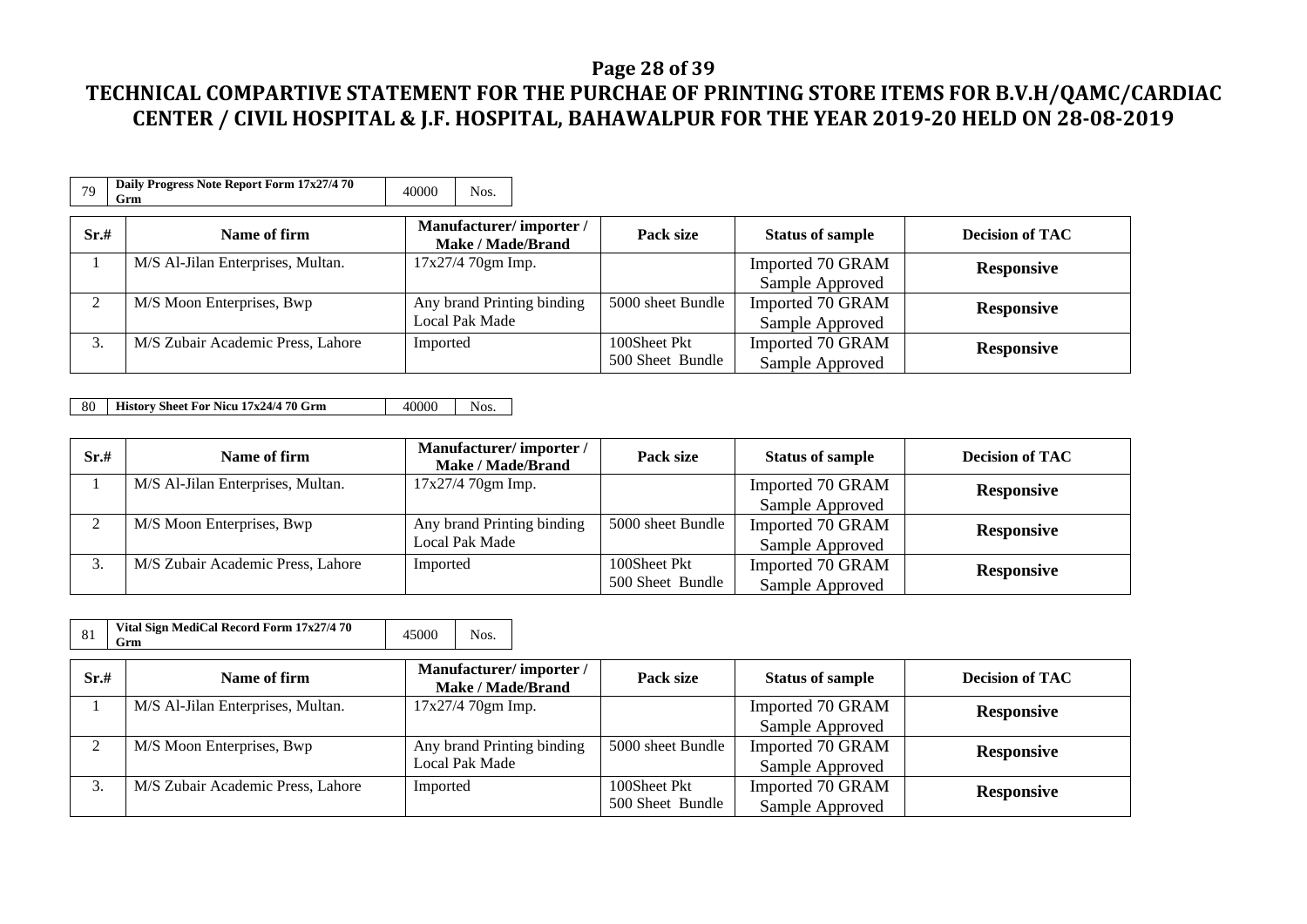# TECHNICAL COMPARTIVE STATEMENT FOR THE PURCHAE OF PRINTING STORE ITEMS FOR B.V.H/QAMC/CARDIAC CENTER / CIVIL HOSPITAL & J.F. HOSPITAL, BAHAWALPUR FOR THE YEAR 2019-20 HELD ON 28-08-2019

| 79 | Daily Progress Note Report Form 17x27/4 70 Grm | 40000 | Nos. |
|---|---|---|---|

| Sr.# | Name of firm | Manufacturer/ importer / Make / Made/Brand | Pack size | Status of sample | Decision of TAC |
|---|---|---|---|---|---|
| 1 | M/S Al-Jilan Enterprises, Multan. | 17x27/4 70gm Imp. | | Imported 70 GRAM Sample Approved | **Responsive** |
| 2 | M/S Moon Enterprises, Bwp | Any brand Printing binding Local Pak Made | 5000 sheet Bundle | Imported 70 GRAM Sample Approved | **Responsive** |
| 3. | M/S Zubair Academic Press, Lahore | Imported | 100Sheet Pkt 500 Sheet Bundle | Imported 70 GRAM Sample Approved | **Responsive** |

| 80 | History Sheet For Nicu 17x24/4 70 Grm | 40000 | Nos. |
|---|---|---|---|

| Sr.# | Name of firm | Manufacturer/ importer / Make / Made/Brand | Pack size | Status of sample | Decision of TAC |
|---|---|---|---|---|---|
| 1 | M/S Al-Jilan Enterprises, Multan. | 17x27/4 70gm Imp. | | Imported 70 GRAM Sample Approved | **Responsive** |
| 2 | M/S Moon Enterprises, Bwp | Any brand Printing binding Local Pak Made | 5000 sheet Bundle | Imported 70 GRAM Sample Approved | **Responsive** |
| 3. | M/S Zubair Academic Press, Lahore | Imported | 100Sheet Pkt 500 Sheet Bundle | Imported 70 GRAM Sample Approved | **Responsive** |

| 81 | Vital Sign MediCal Record Form 17x27/4 70 Grm | 45000 | Nos. |
|---|---|---|---|

| Sr.# | Name of firm | Manufacturer/ importer / Make / Made/Brand | Pack size | Status of sample | Decision of TAC |
|---|---|---|---|---|---|
| 1 | M/S Al-Jilan Enterprises, Multan. | 17x27/4 70gm Imp. | | Imported 70 GRAM Sample Approved | **Responsive** |
| 2 | M/S Moon Enterprises, Bwp | Any brand Printing binding Local Pak Made | 5000 sheet Bundle | Imported 70 GRAM Sample Approved | **Responsive** |
| 3. | M/S Zubair Academic Press, Lahore | Imported | 100Sheet Pkt 500 Sheet Bundle | Imported 70 GRAM Sample Approved | **Responsive** |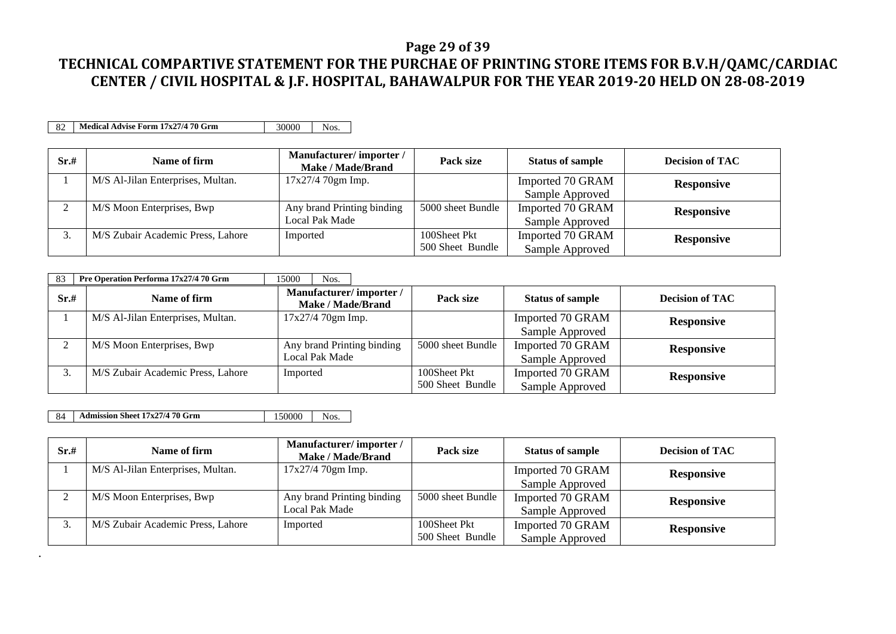# TECHNICAL COMPARTIVE STATEMENT FOR THE PURCHAE OF PRINTING STORE ITEMS FOR B.V.H/QAMC/CARDIAC CENTER / CIVIL HOSPITAL & J.F. HOSPITAL, BAHAWALPUR FOR THE YEAR 2019-20 HELD ON 28-08-2019

| 82 | Medical Advise Form 17x27/4 70 Grm | 30000 | Nos. |
|---|---|---|---|

| Sr.# | Name of firm | Manufacturer/ importer / Make / Made/Brand | Pack size | Status of sample | Decision of TAC |
|---|---|---|---|---|---|
| 1 | M/S Al-Jilan Enterprises, Multan. | 17x27/4 70gm Imp. | | Imported 70 GRAM Sample Approved | **Responsive** |
| 2 | M/S Moon Enterprises, Bwp | Any brand Printing binding Local Pak Made | 5000 sheet Bundle | Imported 70 GRAM Sample Approved | **Responsive** |
| 3. | M/S Zubair Academic Press, Lahore | Imported | 100Sheet Pkt 500 Sheet Bundle | Imported 70 GRAM Sample Approved | **Responsive** |

| 83 | Pre Operation Performa 17x27/4 70 Grm | 15000 | Nos. |
|---|---|---|---|

| Sr.# | Name of firm | Manufacturer/ importer / Make / Made/Brand | Pack size | Status of sample | Decision of TAC |
|---|---|---|---|---|---|
| 1 | M/S Al-Jilan Enterprises, Multan. | 17x27/4 70gm Imp. | | Imported 70 GRAM Sample Approved | **Responsive** |
| 2 | M/S Moon Enterprises, Bwp | Any brand Printing binding Local Pak Made | 5000 sheet Bundle | Imported 70 GRAM Sample Approved | **Responsive** |
| 3. | M/S Zubair Academic Press, Lahore | Imported | 100Sheet Pkt 500 Sheet Bundle | Imported 70 GRAM Sample Approved | **Responsive** |

| 84 | Admission Sheet 17x27/4 70 Grm | 150000 | Nos. |
|---|---|---|---|

| Sr.# | Name of firm | Manufacturer/ importer / Make / Made/Brand | Pack size | Status of sample | Decision of TAC |
|---|---|---|---|---|---|
| 1 | M/S Al-Jilan Enterprises, Multan. | 17x27/4 70gm Imp. | | Imported 70 GRAM Sample Approved | **Responsive** |
| 2 | M/S Moon Enterprises, Bwp | Any brand Printing binding Local Pak Made | 5000 sheet Bundle | Imported 70 GRAM Sample Approved | **Responsive** |
| 3. | M/S Zubair Academic Press, Lahore | Imported | 100Sheet Pkt 500 Sheet Bundle | Imported 70 GRAM Sample Approved | **Responsive** |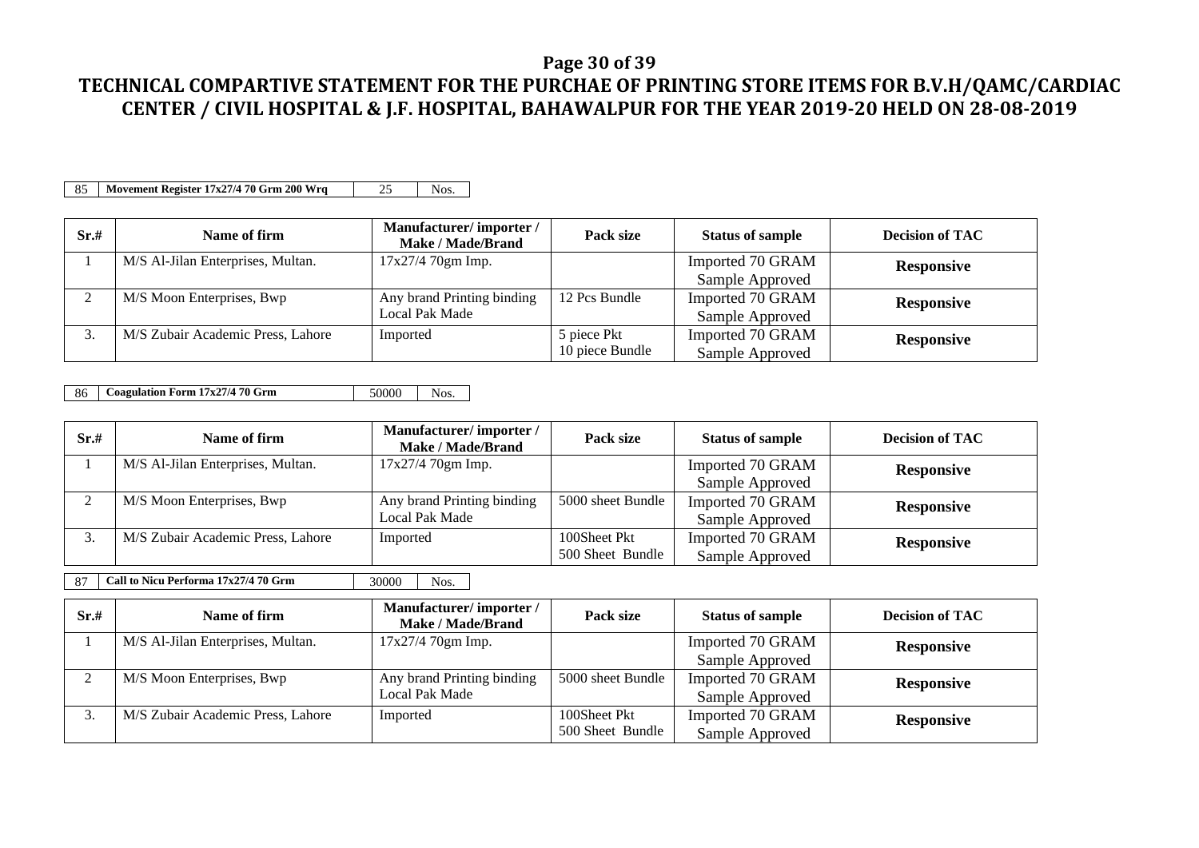## TECHNICAL COMPARTIVE STATEMENT FOR THE PURCHAE OF PRINTING STORE ITEMS FOR B.V.H/QAMC/CARDIAC CENTER / CIVIL HOSPITAL & J.F. HOSPITAL, BAHAWALPUR FOR THE YEAR 2019-20 HELD ON 28-08-2019

| 85 | Movement Register 17x27/4 70 Grm 200 Wrq | 25 | Nos. |
|---|---|---|---|

| Sr.# | Name of firm | Manufacturer/ importer / Make / Made/Brand | Pack size | Status of sample | Decision of TAC |
|---|---|---|---|---|---|
| 1 | M/S Al-Jilan Enterprises, Multan. | 17x27/4 70gm Imp. | | Imported 70 GRAM Sample Approved | **Responsive** |
| 2 | M/S Moon Enterprises, Bwp | Any brand Printing binding Local Pak Made | 12 Pcs Bundle | Imported 70 GRAM Sample Approved | **Responsive** |
| 3. | M/S Zubair Academic Press, Lahore | Imported | 5 piece Pkt 10 piece Bundle | Imported 70 GRAM Sample Approved | **Responsive** |

| 86 | Coagulation Form 17x27/4 70 Grm | 50000 | Nos. |
|---|---|---|---|

| Sr.# | Name of firm | Manufacturer/ importer / Make / Made/Brand | Pack size | Status of sample | Decision of TAC |
|---|---|---|---|---|---|
| 1 | M/S Al-Jilan Enterprises, Multan. | 17x27/4 70gm Imp. | | Imported 70 GRAM Sample Approved | **Responsive** |
| 2 | M/S Moon Enterprises, Bwp | Any brand Printing binding Local Pak Made | 5000 sheet Bundle | Imported 70 GRAM Sample Approved | **Responsive** |
| 3. | M/S Zubair Academic Press, Lahore | Imported | 100Sheet Pkt 500 Sheet Bundle | Imported 70 GRAM Sample Approved | **Responsive** |

| 87 | Call to Nicu Performa 17x27/4 70 Grm | 30000 | Nos. |
|---|---|---|---|

| Sr.# | Name of firm | Manufacturer/ importer / Make / Made/Brand | Pack size | Status of sample | Decision of TAC |
|---|---|---|---|---|---|
| 1 | M/S Al-Jilan Enterprises, Multan. | 17x27/4 70gm Imp. | | Imported 70 GRAM Sample Approved | **Responsive** |
| 2 | M/S Moon Enterprises, Bwp | Any brand Printing binding Local Pak Made | 5000 sheet Bundle | Imported 70 GRAM Sample Approved | **Responsive** |
| 3. | M/S Zubair Academic Press, Lahore | Imported | 100Sheet Pkt 500 Sheet Bundle | Imported 70 GRAM Sample Approved | **Responsive** |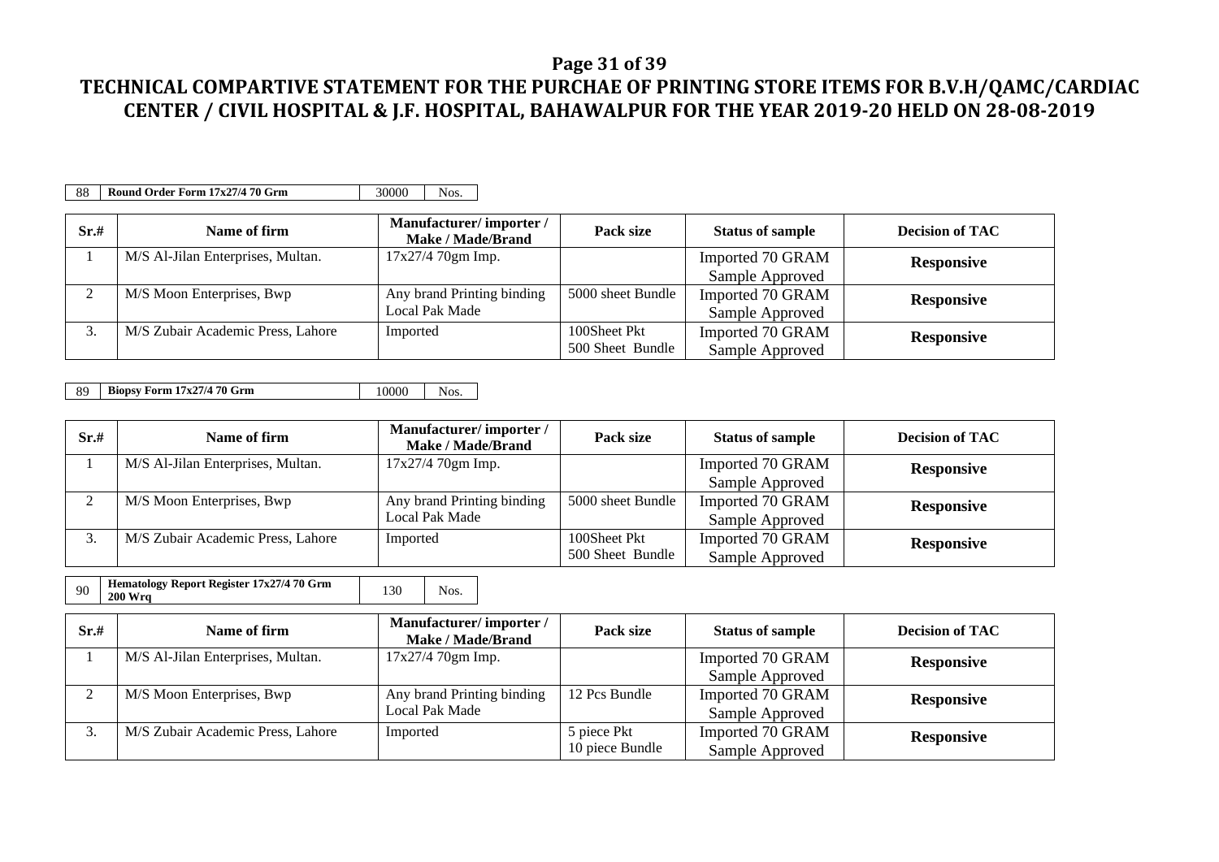**TECHNICAL COMPARTIVE STATEMENT FOR THE PURCHAE OF PRINTING STORE ITEMS FOR B.V.H/QAMC/CARDIAC CENTER / CIVIL HOSPITAL & J.F. HOSPITAL, BAHAWALPUR FOR THE YEAR 2019-20 HELD ON 28-08-2019**

| 88 | Round Order Form 17x27/4 70 Grm | 30000 | Nos. |
|---|---|---|---|

| Sr.# | Name of firm | Manufacturer/ importer / Make / Made/Brand | Pack size | Status of sample | Decision of TAC |
|---|---|---|---|---|---|
| 1 | M/S Al-Jilan Enterprises, Multan. | 17x27/4 70gm Imp. | | Imported 70 GRAM Sample Approved | **Responsive** |
| 2 | M/S Moon Enterprises, Bwp | Any brand Printing binding Local Pak Made | 5000 sheet Bundle | Imported 70 GRAM Sample Approved | **Responsive** |
| 3. | M/S Zubair Academic Press, Lahore | Imported | 100Sheet Pkt 500 Sheet Bundle | Imported 70 GRAM Sample Approved | **Responsive** |

| 89 | Biopsy Form 17x27/4 70 Grm | 10000 | Nos. |
|---|---|---|---|

| Sr.# | Name of firm | Manufacturer/ importer / Make / Made/Brand | Pack size | Status of sample | Decision of TAC |
|---|---|---|---|---|---|
| 1 | M/S Al-Jilan Enterprises, Multan. | 17x27/4 70gm Imp. | | Imported 70 GRAM Sample Approved | **Responsive** |
| 2 | M/S Moon Enterprises, Bwp | Any brand Printing binding Local Pak Made | 5000 sheet Bundle | Imported 70 GRAM Sample Approved | **Responsive** |
| 3. | M/S Zubair Academic Press, Lahore | Imported | 100Sheet Pkt 500 Sheet Bundle | Imported 70 GRAM Sample Approved | **Responsive** |

| 90 | Hematology Report Register 17x27/4 70 Grm 200 Wrq | 130 | Nos. |
|---|---|---|---|

| Sr.# | Name of firm | Manufacturer/ importer / Make / Made/Brand | Pack size | Status of sample | Decision of TAC |
|---|---|---|---|---|---|
| 1 | M/S Al-Jilan Enterprises, Multan. | 17x27/4 70gm Imp. | | Imported 70 GRAM Sample Approved | **Responsive** |
| 2 | M/S Moon Enterprises, Bwp | Any brand Printing binding Local Pak Made | 12 Pcs Bundle | Imported 70 GRAM Sample Approved | **Responsive** |
| 3. | M/S Zubair Academic Press, Lahore | Imported | 5 piece Pkt 10 piece Bundle | Imported 70 GRAM Sample Approved | **Responsive** |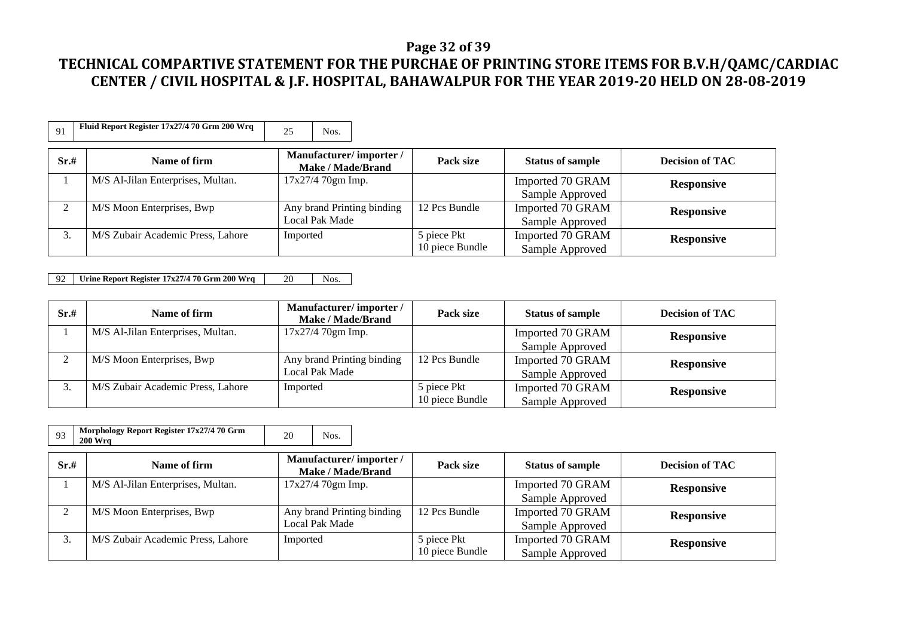# TECHNICAL COMPARTIVE STATEMENT FOR THE PURCHAE OF PRINTING STORE ITEMS FOR B.V.H/QAMC/CARDIAC CENTER / CIVIL HOSPITAL & J.F. HOSPITAL, BAHAWALPUR FOR THE YEAR 2019-20 HELD ON 28-08-2019

| 91 | Fluid Report Register 17x27/4 70 Grm 200 Wrq | 25 | Nos. |
|---|---|---|---|

| Sr.# | Name of firm | Manufacturer/ importer / Make / Made/Brand | Pack size | Status of sample | Decision of TAC |
|---|---|---|---|---|---|
| 1 | M/S Al-Jilan Enterprises, Multan. | 17x27/4 70gm Imp. | | Imported 70 GRAM Sample Approved | **Responsive** |
| 2 | M/S Moon Enterprises, Bwp | Any brand Printing binding Local Pak Made | 12 Pcs Bundle | Imported 70 GRAM Sample Approved | **Responsive** |
| 3. | M/S Zubair Academic Press, Lahore | Imported | 5 piece Pkt 10 piece Bundle | Imported 70 GRAM Sample Approved | **Responsive** |

| 92 | Urine Report Register 17x27/4 70 Grm 200 Wrq | 20 | Nos. |
|---|---|---|---|

| Sr.# | Name of firm | Manufacturer/ importer / Make / Made/Brand | Pack size | Status of sample | Decision of TAC |
|---|---|---|---|---|---|
| 1 | M/S Al-Jilan Enterprises, Multan. | 17x27/4 70gm Imp. | | Imported 70 GRAM Sample Approved | **Responsive** |
| 2 | M/S Moon Enterprises, Bwp | Any brand Printing binding Local Pak Made | 12 Pcs Bundle | Imported 70 GRAM Sample Approved | **Responsive** |
| 3. | M/S Zubair Academic Press, Lahore | Imported | 5 piece Pkt 10 piece Bundle | Imported 70 GRAM Sample Approved | **Responsive** |

| 93 | Morphology Report Register 17x27/4 70 Grm 200 Wrq | 20 | Nos. |
|---|---|---|---|

| Sr.# | Name of firm | Manufacturer/ importer / Make / Made/Brand | Pack size | Status of sample | Decision of TAC |
|---|---|---|---|---|---|
| 1 | M/S Al-Jilan Enterprises, Multan. | 17x27/4 70gm Imp. | | Imported 70 GRAM Sample Approved | **Responsive** |
| 2 | M/S Moon Enterprises, Bwp | Any brand Printing binding Local Pak Made | 12 Pcs Bundle | Imported 70 GRAM Sample Approved | **Responsive** |
| 3. | M/S Zubair Academic Press, Lahore | Imported | 5 piece Pkt 10 piece Bundle | Imported 70 GRAM Sample Approved | **Responsive** |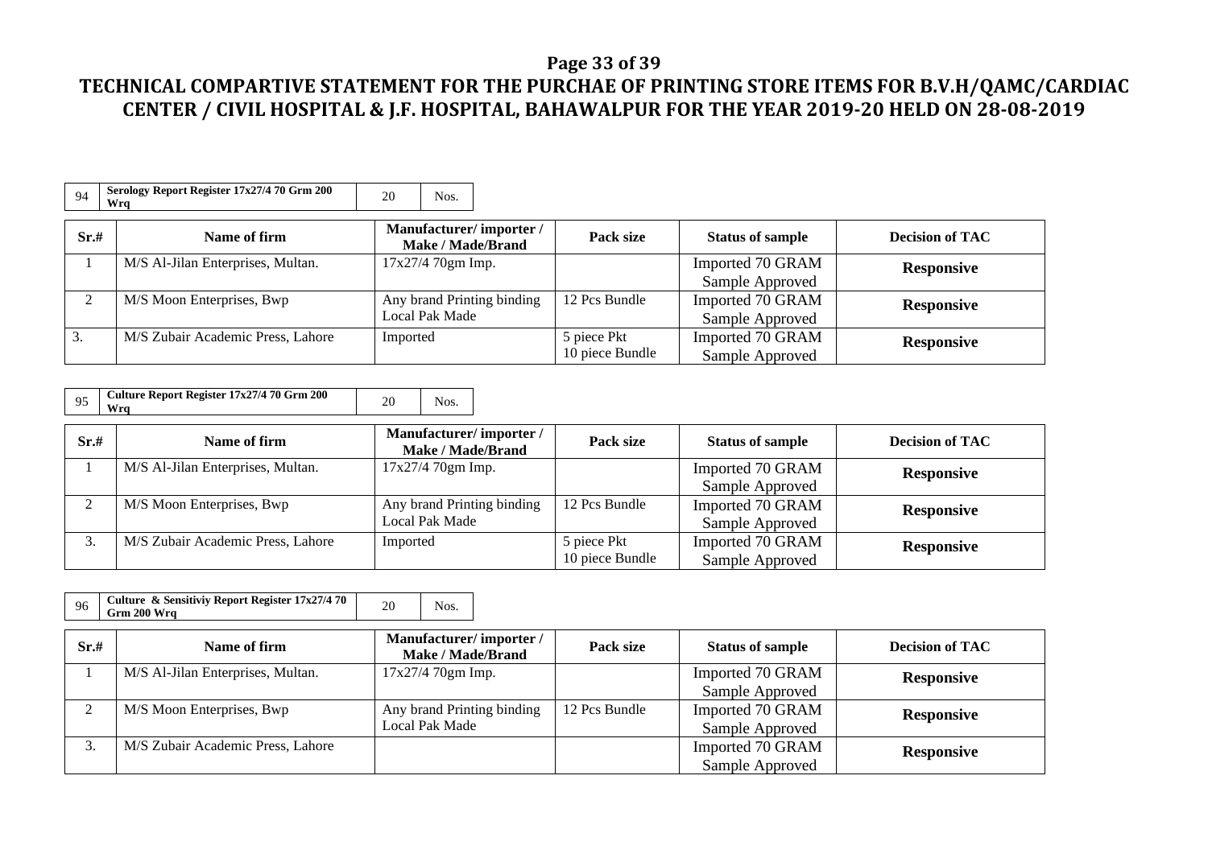# TECHNICAL COMPARTIVE STATEMENT FOR THE PURCHAE OF PRINTING STORE ITEMS FOR B.V.H/QAMC/CARDIAC CENTER / CIVIL HOSPITAL & J.F. HOSPITAL, BAHAWALPUR FOR THE YEAR 2019-20 HELD ON 28-08-2019

| 94 | Serology Report Register 17x27/4 70 Grm 200 Wrq | 20 | Nos. |
|---|---|---|---|

| Sr.# | Name of firm | Manufacturer/ importer / Make / Made/Brand | Pack size | Status of sample | Decision of TAC |
|---|---|---|---|---|---|
| 1 | M/S Al-Jilan Enterprises, Multan. | 17x27/4 70gm Imp. | | Imported 70 GRAM Sample Approved | **Responsive** |
| 2 | M/S Moon Enterprises, Bwp | Any brand Printing binding Local Pak Made | 12 Pcs Bundle | Imported 70 GRAM Sample Approved | **Responsive** |
| 3. | M/S Zubair Academic Press, Lahore | Imported | 5 piece Pkt 10 piece Bundle | Imported 70 GRAM Sample Approved | **Responsive** |

| 95 | Culture Report Register 17x27/4 70 Grm 200 Wrq | 20 | Nos. |
|---|---|---|---|

| Sr.# | Name of firm | Manufacturer/ importer / Make / Made/Brand | Pack size | Status of sample | Decision of TAC |
|---|---|---|---|---|---|
| 1 | M/S Al-Jilan Enterprises, Multan. | 17x27/4 70gm Imp. | | Imported 70 GRAM Sample Approved | **Responsive** |
| 2 | M/S Moon Enterprises, Bwp | Any brand Printing binding Local Pak Made | 12 Pcs Bundle | Imported 70 GRAM Sample Approved | **Responsive** |
| 3. | M/S Zubair Academic Press, Lahore | Imported | 5 piece Pkt 10 piece Bundle | Imported 70 GRAM Sample Approved | **Responsive** |

| 96 | Culture & Sensitiviy Report Register 17x27/4 70 Grm 200 Wrq | 20 | Nos. |
|---|---|---|---|

| Sr.# | Name of firm | Manufacturer/ importer / Make / Made/Brand | Pack size | Status of sample | Decision of TAC |
|---|---|---|---|---|---|
| 1 | M/S Al-Jilan Enterprises, Multan. | 17x27/4 70gm Imp. | | Imported 70 GRAM Sample Approved | **Responsive** |
| 2 | M/S Moon Enterprises, Bwp | Any brand Printing binding Local Pak Made | 12 Pcs Bundle | Imported 70 GRAM Sample Approved | **Responsive** |
| 3. | M/S Zubair Academic Press, Lahore | | | Imported 70 GRAM Sample Approved | **Responsive** |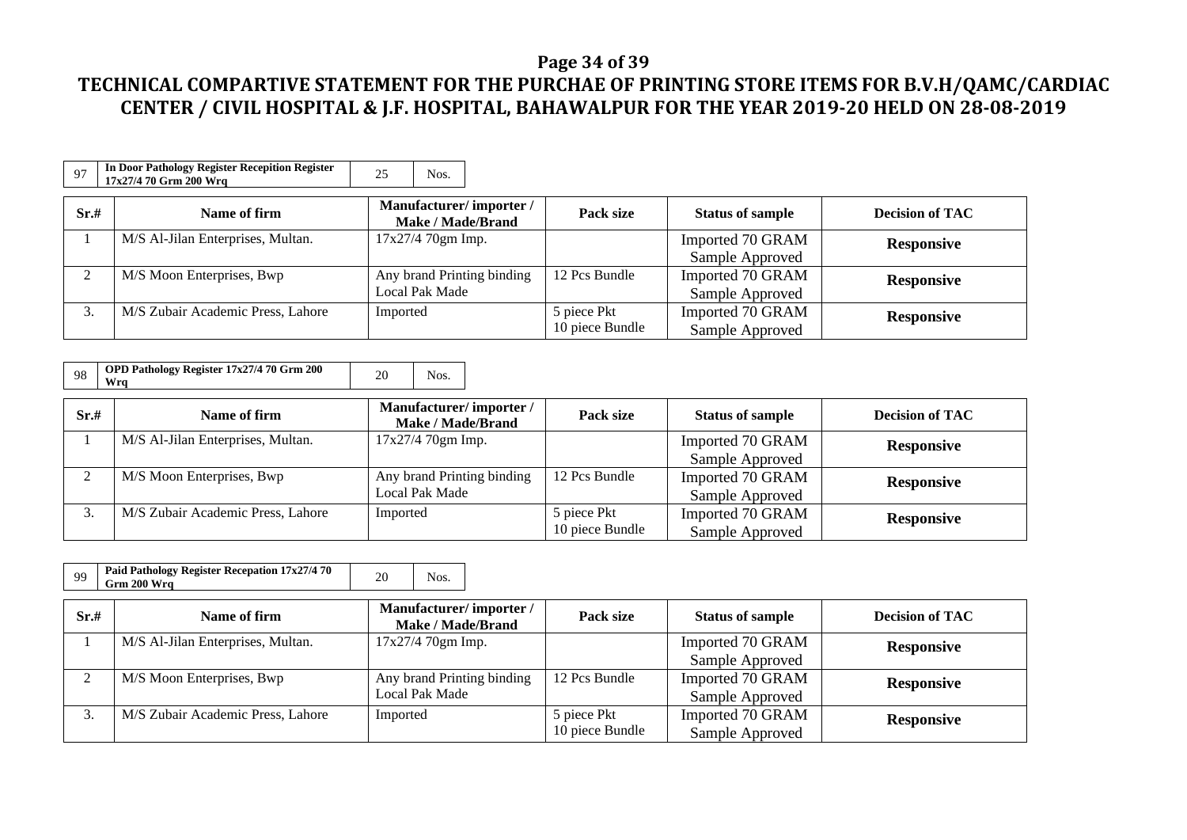# TECHNICAL COMPARTIVE STATEMENT FOR THE PURCHAE OF PRINTING STORE ITEMS FOR B.V.H/QAMC/CARDIAC CENTER / CIVIL HOSPITAL & J.F. HOSPITAL, BAHAWALPUR FOR THE YEAR 2019-20 HELD ON 28-08-2019

| 97 | In Door Pathology Register Recepition Register 17x27/4 70 Grm 200 Wrq | 25 | Nos. |
|---|---|---|---|

| Sr.# | Name of firm | Manufacturer/ importer / Make / Made/Brand | Pack size | Status of sample | Decision of TAC |
|---|---|---|---|---|---|
| 1 | M/S Al-Jilan Enterprises, Multan. | 17x27/4 70gm Imp. | | Imported 70 GRAM Sample Approved | **Responsive** |
| 2 | M/S Moon Enterprises, Bwp | Any brand Printing binding Local Pak Made | 12 Pcs Bundle | Imported 70 GRAM Sample Approved | **Responsive** |
| 3. | M/S Zubair Academic Press, Lahore | Imported | 5 piece Pkt 10 piece Bundle | Imported 70 GRAM Sample Approved | **Responsive** |

| 98 | OPD Pathology Register 17x27/4 70 Grm 200 Wrq | 20 | Nos. |
|---|---|---|---|

| Sr.# | Name of firm | Manufacturer/ importer / Make / Made/Brand | Pack size | Status of sample | Decision of TAC |
|---|---|---|---|---|---|
| 1 | M/S Al-Jilan Enterprises, Multan. | 17x27/4 70gm Imp. | | Imported 70 GRAM Sample Approved | **Responsive** |
| 2 | M/S Moon Enterprises, Bwp | Any brand Printing binding Local Pak Made | 12 Pcs Bundle | Imported 70 GRAM Sample Approved | **Responsive** |
| 3. | M/S Zubair Academic Press, Lahore | Imported | 5 piece Pkt 10 piece Bundle | Imported 70 GRAM Sample Approved | **Responsive** |

| 99 | Paid Pathology Register Recepation 17x27/4 70 Grm 200 Wrq | 20 | Nos. |
|---|---|---|---|

| Sr.# | Name of firm | Manufacturer/ importer / Make / Made/Brand | Pack size | Status of sample | Decision of TAC |
|---|---|---|---|---|---|
| 1 | M/S Al-Jilan Enterprises, Multan. | 17x27/4 70gm Imp. | | Imported 70 GRAM Sample Approved | **Responsive** |
| 2 | M/S Moon Enterprises, Bwp | Any brand Printing binding Local Pak Made | 12 Pcs Bundle | Imported 70 GRAM Sample Approved | **Responsive** |
| 3. | M/S Zubair Academic Press, Lahore | Imported | 5 piece Pkt 10 piece Bundle | Imported 70 GRAM Sample Approved | **Responsive** |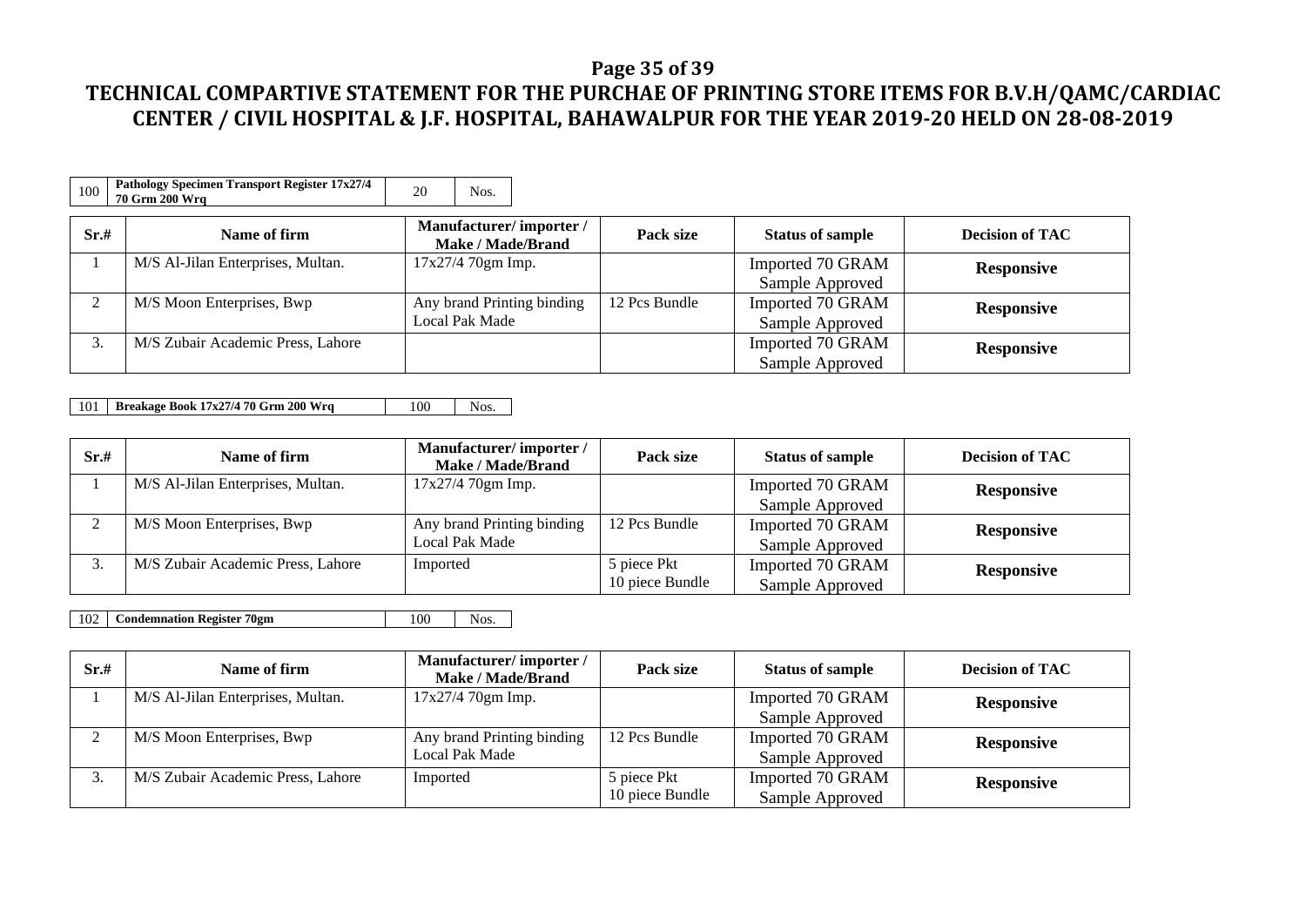## TECHNICAL COMPARTIVE STATEMENT FOR THE PURCHAE OF PRINTING STORE ITEMS FOR B.V.H/QAMC/CARDIAC CENTER / CIVIL HOSPITAL & J.F. HOSPITAL, BAHAWALPUR FOR THE YEAR 2019-20 HELD ON 28-08-2019

| 100 | Pathology Specimen Transport Register 17x27/4 70 Grm 200 Wrq | 20 | Nos. |
|---|---|---|---|

| Sr.# | Name of firm | Manufacturer/ importer / Make / Made/Brand | Pack size | Status of sample | Decision of TAC |
|---|---|---|---|---|---|
| 1 | M/S Al-Jilan Enterprises, Multan. | 17x27/4 70gm Imp. | | Imported 70 GRAM Sample Approved | **Responsive** |
| 2 | M/S Moon Enterprises, Bwp | Any brand Printing binding Local Pak Made | 12 Pcs Bundle | Imported 70 GRAM Sample Approved | **Responsive** |
| 3. | M/S Zubair Academic Press, Lahore | | | Imported 70 GRAM Sample Approved | **Responsive** |

| 101 | Breakage Book 17x27/4 70 Grm 200 Wrq | 100 | Nos. |
|---|---|---|---|

| Sr.# | Name of firm | Manufacturer/ importer / Make / Made/Brand | Pack size | Status of sample | Decision of TAC |
|---|---|---|---|---|---|
| 1 | M/S Al-Jilan Enterprises, Multan. | 17x27/4 70gm Imp. | | Imported 70 GRAM Sample Approved | **Responsive** |
| 2 | M/S Moon Enterprises, Bwp | Any brand Printing binding Local Pak Made | 12 Pcs Bundle | Imported 70 GRAM Sample Approved | **Responsive** |
| 3. | M/S Zubair Academic Press, Lahore | Imported | 5 piece Pkt 10 piece Bundle | Imported 70 GRAM Sample Approved | **Responsive** |

| 102 | Condemnation Register 70gm | 100 | Nos. |
|---|---|---|---|

| Sr.# | Name of firm | Manufacturer/ importer / Make / Made/Brand | Pack size | Status of sample | Decision of TAC |
|---|---|---|---|---|---|
| 1 | M/S Al-Jilan Enterprises, Multan. | 17x27/4 70gm Imp. | | Imported 70 GRAM Sample Approved | **Responsive** |
| 2 | M/S Moon Enterprises, Bwp | Any brand Printing binding Local Pak Made | 12 Pcs Bundle | Imported 70 GRAM Sample Approved | **Responsive** |
| 3. | M/S Zubair Academic Press, Lahore | Imported | 5 piece Pkt 10 piece Bundle | Imported 70 GRAM Sample Approved | **Responsive** |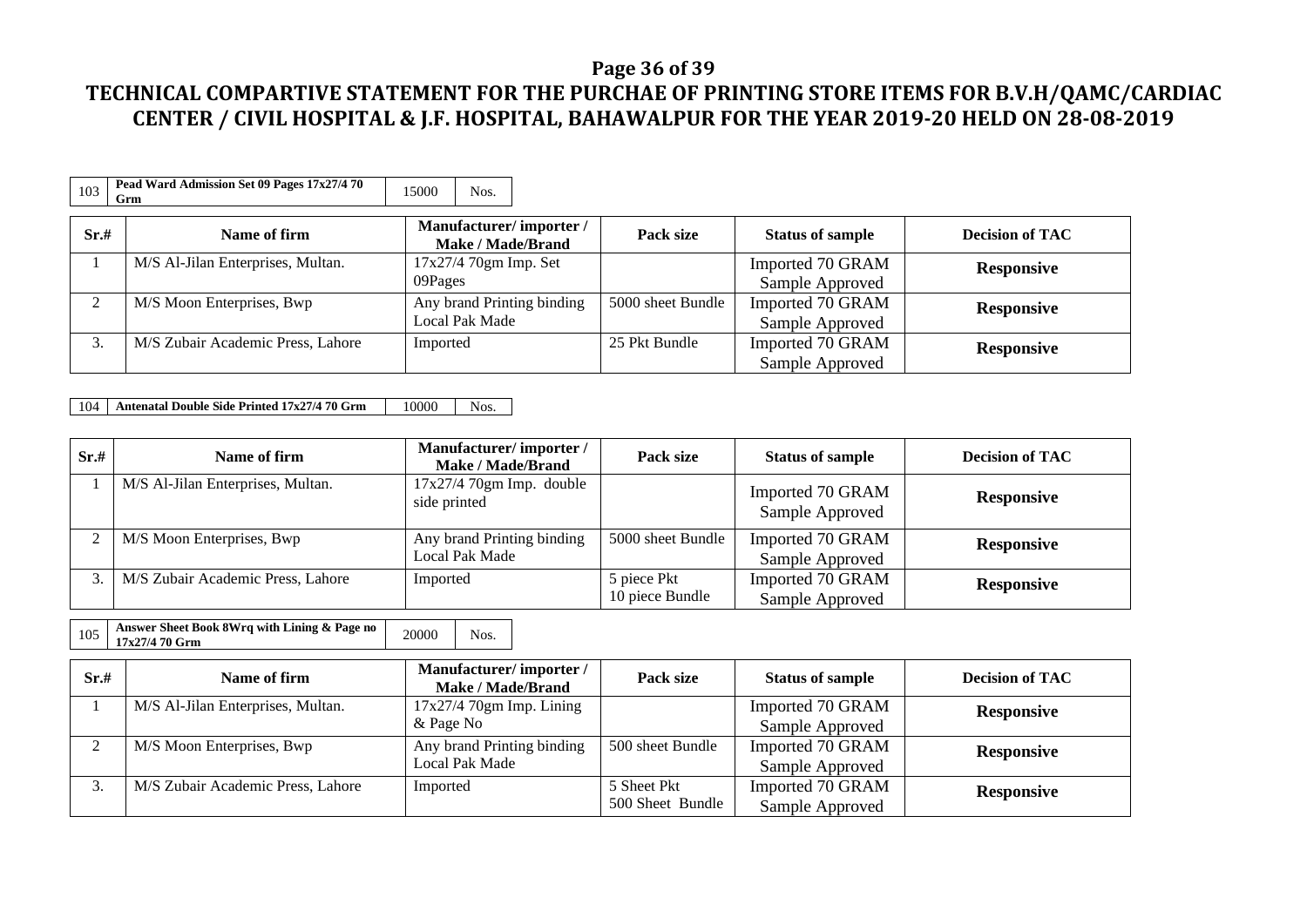# TECHNICAL COMPARTIVE STATEMENT FOR THE PURCHAE OF PRINTING STORE ITEMS FOR B.V.H/QAMC/CARDIAC CENTER / CIVIL HOSPITAL & J.F. HOSPITAL, BAHAWALPUR FOR THE YEAR 2019-20 HELD ON 28-08-2019

| 103 | Pead Ward Admission Set 09 Pages 17x27/4 70 Grm | 15000 | Nos. |
|---|---|---|---|

| Sr.# | Name of firm | Manufacturer/ importer / Make / Made/Brand | Pack size | Status of sample | Decision of TAC |
|---|---|---|---|---|---|
| 1 | M/S Al-Jilan Enterprises, Multan. | 17x27/4 70gm Imp. Set 09Pages | | Imported 70 GRAM Sample Approved | **Responsive** |
| 2 | M/S Moon Enterprises, Bwp | Any brand Printing binding Local Pak Made | 5000 sheet Bundle | Imported 70 GRAM Sample Approved | **Responsive** |
| 3. | M/S Zubair Academic Press, Lahore | Imported | 25 Pkt Bundle | Imported 70 GRAM Sample Approved | **Responsive** |

| 104 | Antenatal Double Side Printed 17x27/4 70 Grm | 10000 | Nos. |
|---|---|---|---|

| Sr.# | Name of firm | Manufacturer/ importer / Make / Made/Brand | Pack size | Status of sample | Decision of TAC |
|---|---|---|---|---|---|
| 1 | M/S Al-Jilan Enterprises, Multan. | 17x27/4 70gm Imp. double side printed | | Imported 70 GRAM Sample Approved | **Responsive** |
| 2 | M/S Moon Enterprises, Bwp | Any brand Printing binding Local Pak Made | 5000 sheet Bundle | Imported 70 GRAM Sample Approved | **Responsive** |
| 3. | M/S Zubair Academic Press, Lahore | Imported | 5 piece Pkt 10 piece Bundle | Imported 70 GRAM Sample Approved | **Responsive** |

| 105 | Answer Sheet Book 8Wrq with Lining & Page no 17x27/4 70 Grm | 20000 | Nos. |
|---|---|---|---|

| Sr.# | Name of firm | Manufacturer/ importer / Make / Made/Brand | Pack size | Status of sample | Decision of TAC |
|---|---|---|---|---|---|
| 1 | M/S Al-Jilan Enterprises, Multan. | 17x27/4 70gm Imp. Lining & Page No | | Imported 70 GRAM Sample Approved | **Responsive** |
| 2 | M/S Moon Enterprises, Bwp | Any brand Printing binding Local Pak Made | 500 sheet Bundle | Imported 70 GRAM Sample Approved | **Responsive** |
| 3. | M/S Zubair Academic Press, Lahore | Imported | 5 Sheet Pkt 500 Sheet Bundle | Imported 70 GRAM Sample Approved | **Responsive** |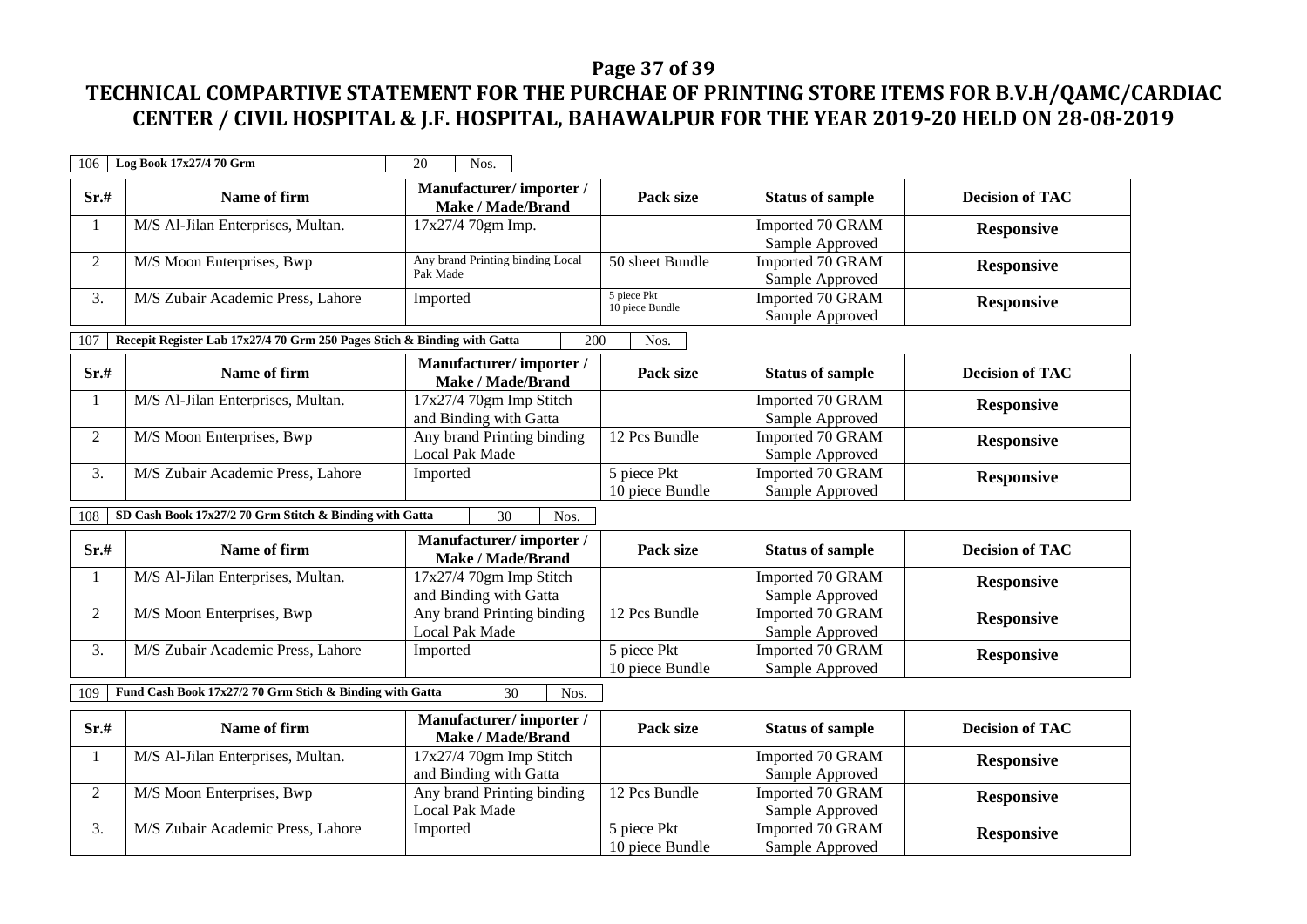# TECHNICAL COMPARTIVE STATEMENT FOR THE PURCHAE OF PRINTING STORE ITEMS FOR B.V.H/QAMC/CARDIAC CENTER / CIVIL HOSPITAL & J.F. HOSPITAL, BAHAWALPUR FOR THE YEAR 2019-20 HELD ON 28-08-2019

| 106 | Log Book 17x27/4 70 Grm | 20 | Nos. |
|---|---|---|---|

| Sr.# | Name of firm | Manufacturer/ importer / Make / Made/Brand | Pack size | Status of sample | Decision of TAC |
|---|---|---|---|---|---|
| 1 | M/S Al-Jilan Enterprises, Multan. | 17x27/4 70gm Imp. | | Imported 70 GRAM Sample Approved | **Responsive** |
| 2 | M/S Moon Enterprises, Bwp | Any brand Printing binding Local Pak Made | 50 sheet Bundle | Imported 70 GRAM Sample Approved | **Responsive** |
| 3. | M/S Zubair Academic Press, Lahore | Imported | 5 piece Pkt 10 piece Bundle | Imported 70 GRAM Sample Approved | **Responsive** |

| 107 | Recepit Register Lab 17x27/4 70 Grm 250 Pages Stich & Binding with Gatta | 200 | Nos. |
|---|---|---|---|

| Sr.# | Name of firm | Manufacturer/ importer / Make / Made/Brand | Pack size | Status of sample | Decision of TAC |
|---|---|---|---|---|---|
| 1 | M/S Al-Jilan Enterprises, Multan. | 17x27/4 70gm Imp Stitch and Binding with Gatta | | Imported 70 GRAM Sample Approved | **Responsive** |
| 2 | M/S Moon Enterprises, Bwp | Any brand Printing binding Local Pak Made | 12 Pcs Bundle | Imported 70 GRAM Sample Approved | **Responsive** |
| 3. | M/S Zubair Academic Press, Lahore | Imported | 5 piece Pkt 10 piece Bundle | Imported 70 GRAM Sample Approved | **Responsive** |

| 108 | SD Cash Book 17x27/2 70 Grm Stitch & Binding with Gatta | 30 | Nos. |
|---|---|---|---|

| Sr.# | Name of firm | Manufacturer/ importer / Make / Made/Brand | Pack size | Status of sample | Decision of TAC |
|---|---|---|---|---|---|
| 1 | M/S Al-Jilan Enterprises, Multan. | 17x27/4 70gm Imp Stitch and Binding with Gatta | | Imported 70 GRAM Sample Approved | **Responsive** |
| 2 | M/S Moon Enterprises, Bwp | Any brand Printing binding Local Pak Made | 12 Pcs Bundle | Imported 70 GRAM Sample Approved | **Responsive** |
| 3. | M/S Zubair Academic Press, Lahore | Imported | 5 piece Pkt 10 piece Bundle | Imported 70 GRAM Sample Approved | **Responsive** |

| 109 | Fund Cash Book 17x27/2 70 Grm Stich & Binding with Gatta | 30 | Nos. |
|---|---|---|---|

| Sr.# | Name of firm | Manufacturer/ importer / Make / Made/Brand | Pack size | Status of sample | Decision of TAC |
|---|---|---|---|---|---|
| 1 | M/S Al-Jilan Enterprises, Multan. | 17x27/4 70gm Imp Stitch and Binding with Gatta | | Imported 70 GRAM Sample Approved | **Responsive** |
| 2 | M/S Moon Enterprises, Bwp | Any brand Printing binding Local Pak Made | 12 Pcs Bundle | Imported 70 GRAM Sample Approved | **Responsive** |
| 3. | M/S Zubair Academic Press, Lahore | Imported | 5 piece Pkt 10 piece Bundle | Imported 70 GRAM Sample Approved | **Responsive** |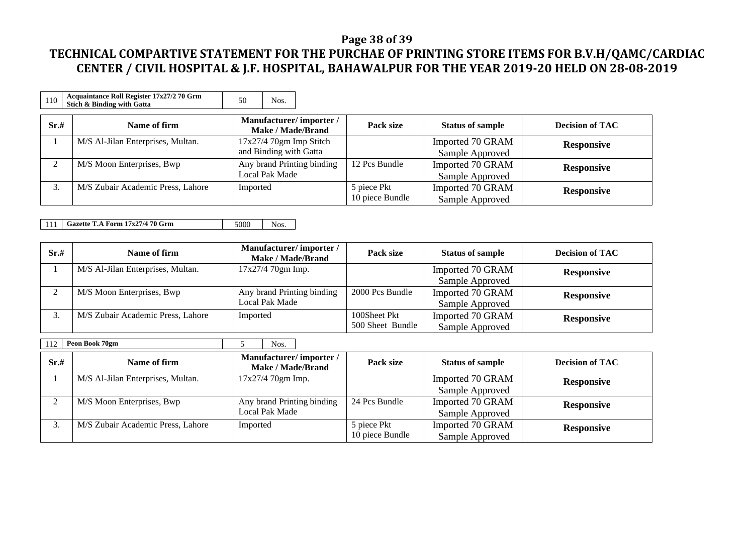# TECHNICAL COMPARTIVE STATEMENT FOR THE PURCHAE OF PRINTING STORE ITEMS FOR B.V.H/QAMC/CARDIAC CENTER / CIVIL HOSPITAL & J.F. HOSPITAL, BAHAWALPUR FOR THE YEAR 2019-20 HELD ON 28-08-2019

| 110 | Acquaintance Roll Register 17x27/2 70 Grm Stich & Binding with Gatta | 50 | Nos. |
|---|---|---|---|

| Sr.# | Name of firm | Manufacturer/ importer / Make / Made/Brand | Pack size | Status of sample | Decision of TAC |
|---|---|---|---|---|---|
| 1 | M/S Al-Jilan Enterprises, Multan. | 17x27/4 70gm Imp Stitch and Binding with Gatta | | Imported 70 GRAM Sample Approved | **Responsive** |
| 2 | M/S Moon Enterprises, Bwp | Any brand Printing binding Local Pak Made | 12 Pcs Bundle | Imported 70 GRAM Sample Approved | **Responsive** |
| 3. | M/S Zubair Academic Press, Lahore | Imported | 5 piece Pkt 10 piece Bundle | Imported 70 GRAM Sample Approved | **Responsive** |

| 111 | Gazette T.A Form 17x27/4 70 Grm | 5000 | Nos. |
|---|---|---|---|

| Sr.# | Name of firm | Manufacturer/ importer / Make / Made/Brand | Pack size | Status of sample | Decision of TAC |
|---|---|---|---|---|---|
| 1 | M/S Al-Jilan Enterprises, Multan. | 17x27/4 70gm Imp. | | Imported 70 GRAM Sample Approved | **Responsive** |
| 2 | M/S Moon Enterprises, Bwp | Any brand Printing binding Local Pak Made | 2000 Pcs Bundle | Imported 70 GRAM Sample Approved | **Responsive** |
| 3. | M/S Zubair Academic Press, Lahore | Imported | 100Sheet Pkt 500 Sheet Bundle | Imported 70 GRAM Sample Approved | **Responsive** |

| 112 | Peon Book 70gm | 5 | Nos. |
|---|---|---|---|

| Sr.# | Name of firm | Manufacturer/ importer / Make / Made/Brand | Pack size | Status of sample | Decision of TAC |
|---|---|---|---|---|---|
| 1 | M/S Al-Jilan Enterprises, Multan. | 17x27/4 70gm Imp. | | Imported 70 GRAM Sample Approved | **Responsive** |
| 2 | M/S Moon Enterprises, Bwp | Any brand Printing binding Local Pak Made | 24 Pcs Bundle | Imported 70 GRAM Sample Approved | **Responsive** |
| 3. | M/S Zubair Academic Press, Lahore | Imported | 5 piece Pkt 10 piece Bundle | Imported 70 GRAM Sample Approved | **Responsive** |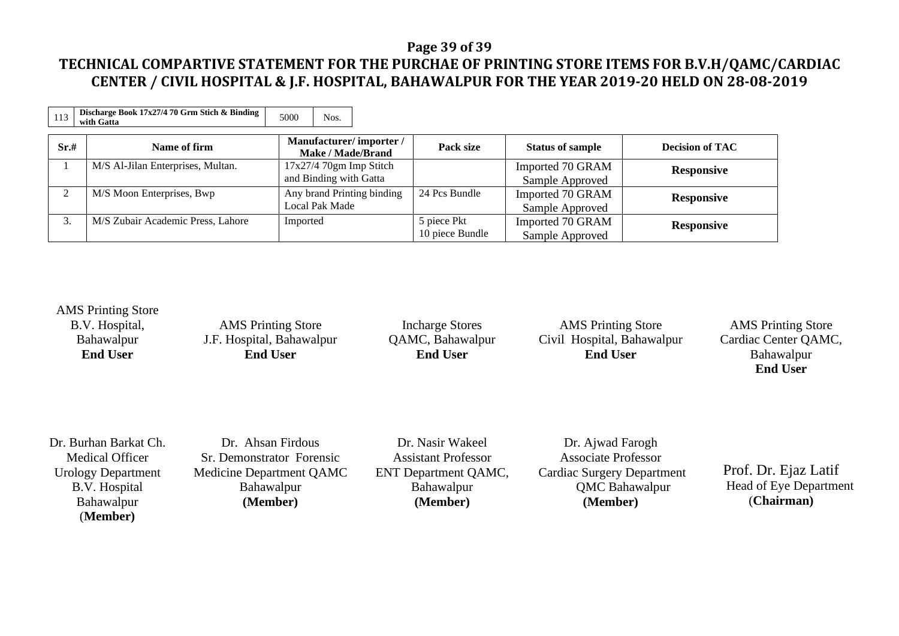# TECHNICAL COMPARTIVE STATEMENT FOR THE PURCHAE OF PRINTING STORE ITEMS FOR B.V.H/QAMC/CARDIAC CENTER / CIVIL HOSPITAL & J.F. HOSPITAL, BAHAWALPUR FOR THE YEAR 2019-20 HELD ON 28-08-2019

| | | | |
|---|---|---|---|
| 113 | **Discharge Book 17x27/4 70 Grm Stich & Binding with Gatta** | 5000 | Nos. |

| Sr.# | Name of firm | Manufacturer/ importer / Make / Made/Brand | Pack size | Status of sample | Decision of TAC |
|---|---|---|---|---|---|
| 1 | M/S Al-Jilan Enterprises, Multan. | 17x27/4 70gm Imp Stitch and Binding with Gatta | | Imported 70 GRAM Sample Approved | **Responsive** |
| 2 | M/S Moon Enterprises, Bwp | Any brand Printing binding Local Pak Made | 24 Pcs Bundle | Imported 70 GRAM Sample Approved | **Responsive** |
| 3. | M/S Zubair Academic Press, Lahore | Imported | 5 piece Pkt 10 piece Bundle | Imported 70 GRAM Sample Approved | **Responsive** |

AMS Printing Store
B.V. Hospital,
Bahawalpur
**End User**

AMS Printing Store
J.F. Hospital, Bahawalpur
**End User**

Incharge Stores
QAMC, Bahawalpur
**End User**

AMS Printing Store
Civil Hospital, Bahawalpur
**End User**

AMS Printing Store
Cardiac Center QAMC,
Bahawalpur
**End User**

Dr. Burhan Barkat Ch.
Medical Officer
Urology Department
B.V. Hospital
Bahawalpur
(**Member)**

Dr. Ahsan Firdous
Sr. Demonstrator Forensic
Medicine Department QAMC
Bahawalpur
**(Member)**

Dr. Nasir Wakeel
Assistant Professor
ENT Department QAMC,
Bahawalpur
**(Member)**

Dr. Ajwad Farogh
Associate Professor
Cardiac Surgery Department
QMC Bahawalpur
**(Member)**

Prof. Dr. Ejaz Latif
Head of Eye Department
(**Chairman)**